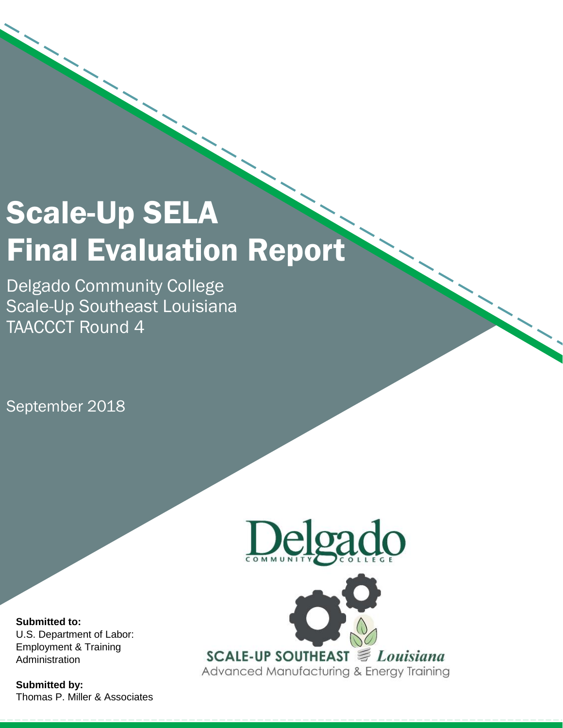# Scale-Up SELA Final Evaluation Report

Delgado Community College
Scale-Up Southeast Louisiana
TAACCCT Round 4

September 2018

Delgado Community College

SCALE-UP SOUTHEAST *Louisiana*
Advanced Manufacturing & Energy Training

**Submitted to:**
U.S. Department of Labor: Employment & Training Administration

**Submitted by:**
Thomas P. Miller & Associates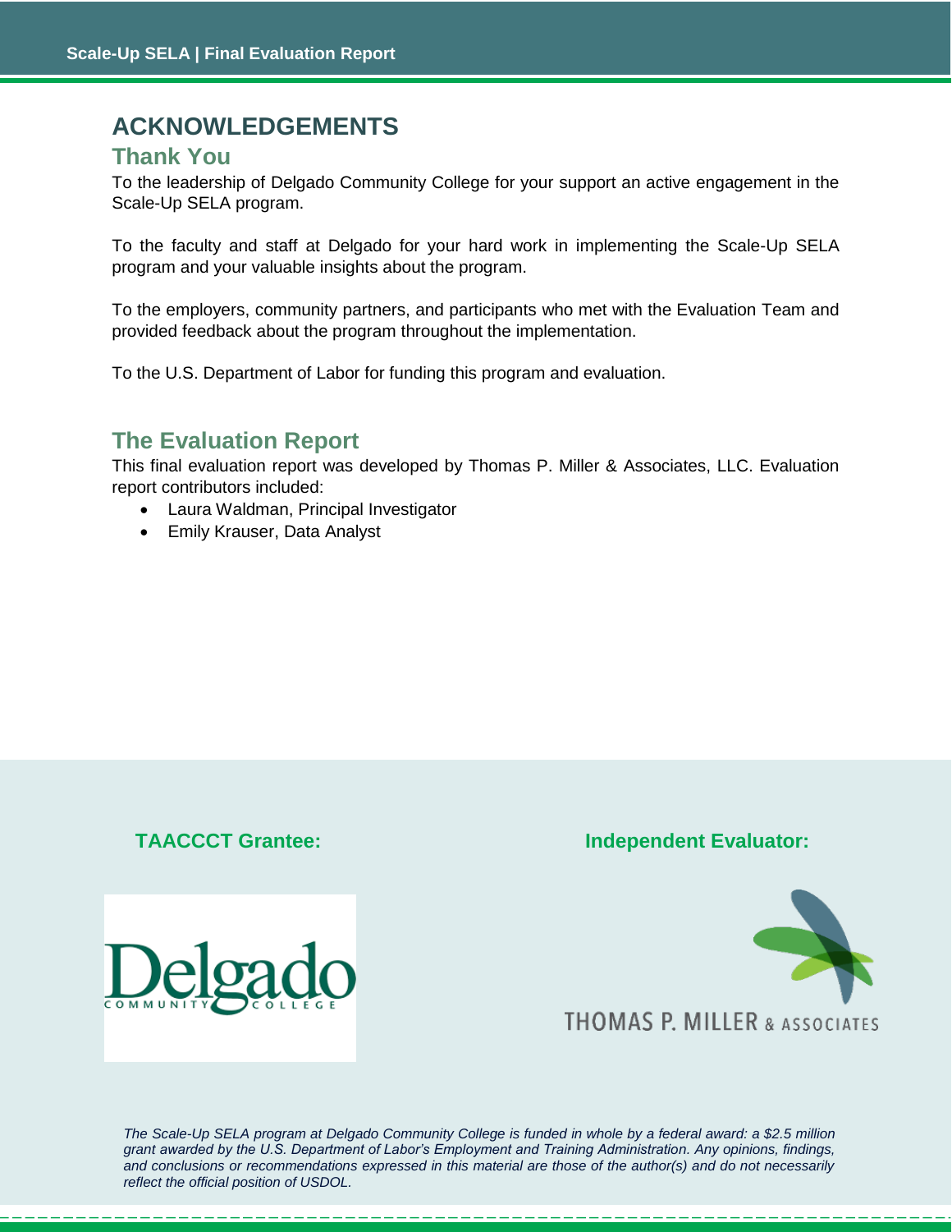# ACKNOWLEDGEMENTS

## Thank You

To the leadership of Delgado Community College for your support an active engagement in the Scale-Up SELA program.

To the faculty and staff at Delgado for your hard work in implementing the Scale-Up SELA program and your valuable insights about the program.

To the employers, community partners, and participants who met with the Evaluation Team and provided feedback about the program throughout the implementation.

To the U.S. Department of Labor for funding this program and evaluation.

## The Evaluation Report

This final evaluation report was developed by Thomas P. Miller & Associates, LLC. Evaluation report contributors included:

- Laura Waldman, Principal Investigator
- Emily Krauser, Data Analyst

**TAACCCT Grantee:**

Delgado Community College

**Independent Evaluator:**

Thomas P. Miller & Associates

*The Scale-Up SELA program at Delgado Community College is funded in whole by a federal award: a $2.5 million grant awarded by the U.S. Department of Labor's Employment and Training Administration. Any opinions, findings, and conclusions or recommendations expressed in this material are those of the author(s) and do not necessarily reflect the official position of USDOL.*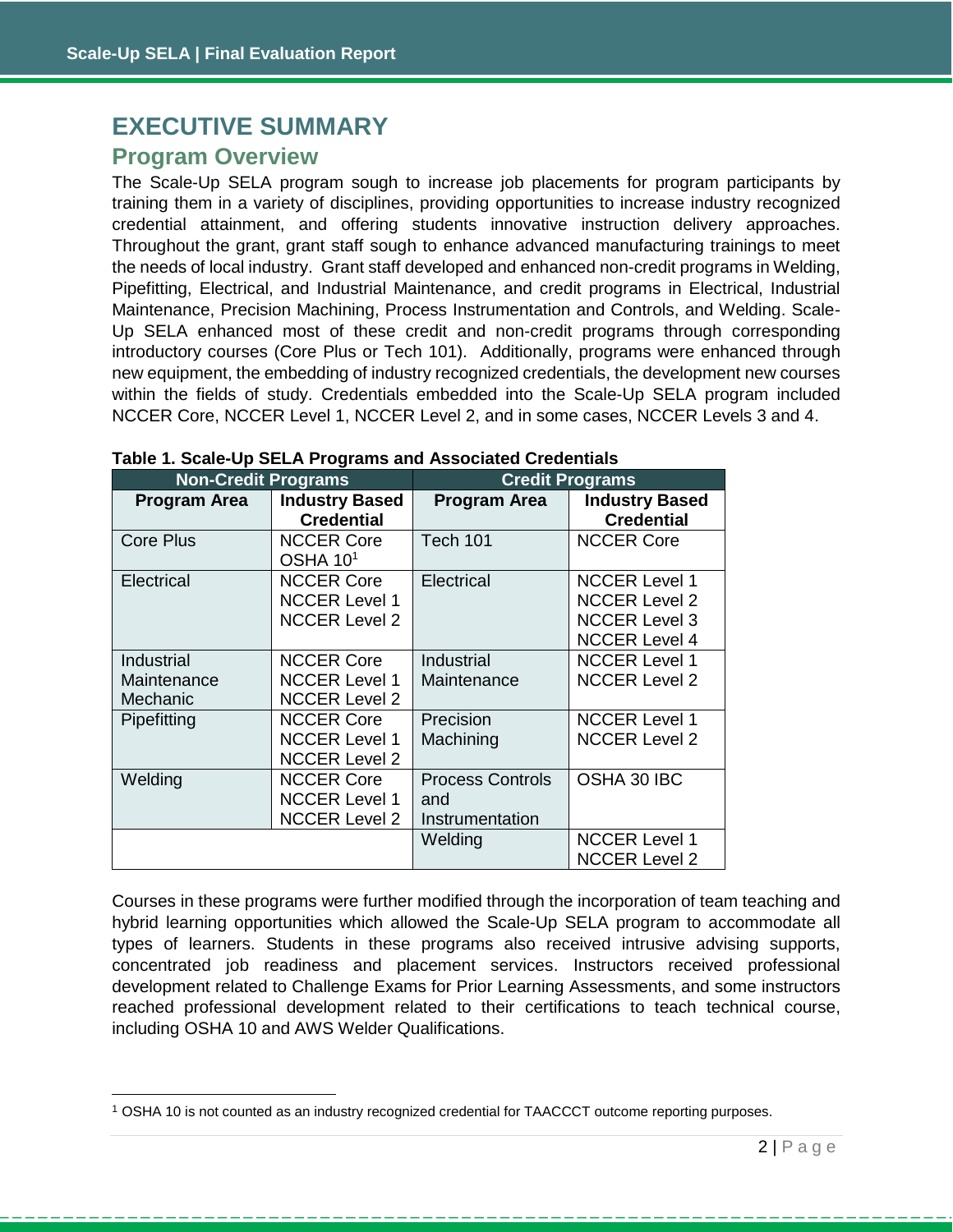# EXECUTIVE SUMMARY

## Program Overview

The Scale-Up SELA program sought to increase job placements for program participants by training them in a variety of disciplines, providing opportunities to increase industry recognized credential attainment, and offering students innovative instruction delivery approaches. Throughout the grant, grant staff sought to enhance advanced manufacturing trainings to meet the needs of local industry. Grant staff developed and enhanced non-credit programs in Welding, Pipefitting, Electrical, and Industrial Maintenance, and credit programs in Electrical, Industrial Maintenance, Precision Machining, Process Instrumentation and Controls, and Welding. Scale-Up SELA enhanced most of these credit and non-credit programs through corresponding introductory courses (Core Plus or Tech 101). Additionally, programs were enhanced through new equipment, the embedding of industry recognized credentials, the development new courses within the fields of study. Credentials embedded into the Scale-Up SELA program included NCCER Core, NCCER Level 1, NCCER Level 2, and in some cases, NCCER Levels 3 and 4.

**Table 1. Scale-Up SELA Programs and Associated Credentials**

| Non-Credit Programs | | Credit Programs | |
|---|---|---|---|
| **Program Area** | **Industry Based Credential** | **Program Area** | **Industry Based Credential** |
| Core Plus | NCCER Core<br>OSHA 10[1] | Tech 101 | NCCER Core |
| Electrical | NCCER Core<br>NCCER Level 1<br>NCCER Level 2 | Electrical | NCCER Level 1<br>NCCER Level 2<br>NCCER Level 3<br>NCCER Level 4 |
| Industrial Maintenance Mechanic | NCCER Core<br>NCCER Level 1<br>NCCER Level 2 | Industrial Maintenance | NCCER Level 1<br>NCCER Level 2 |
| Pipefitting | NCCER Core<br>NCCER Level 1<br>NCCER Level 2 | Precision Machining | NCCER Level 1<br>NCCER Level 2 |
| Welding | NCCER Core<br>NCCER Level 1<br>NCCER Level 2 | Process Controls and Instrumentation | OSHA 30 IBC |
| | | Welding | NCCER Level 1<br>NCCER Level 2 |

Courses in these programs were further modified through the incorporation of team teaching and hybrid learning opportunities which allowed the Scale-Up SELA program to accommodate all types of learners. Students in these programs also received intrusive advising supports, concentrated job readiness and placement services. Instructors received professional development related to Challenge Exams for Prior Learning Assessments, and some instructors reached professional development related to their certifications to teach technical course, including OSHA 10 and AWS Welder Qualifications.

---

[1] OSHA 10 is not counted as an industry recognized credential for TAACCCT outcome reporting purposes.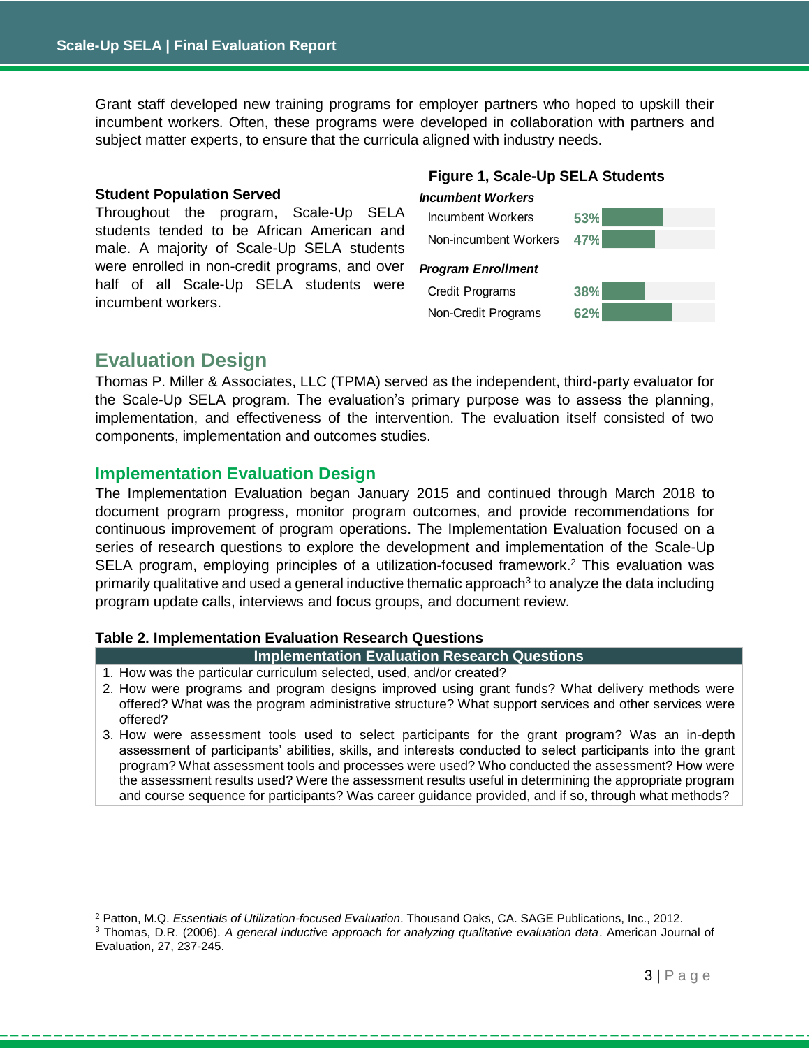Grant staff developed new training programs for employer partners who hoped to upskill their incumbent workers. Often, these programs were developed in collaboration with partners and subject matter experts, to ensure that the curricula aligned with industry needs.

**Student Population Served**

Throughout the program, Scale-Up SELA students tended to be African American and male. A majority of Scale-Up SELA students were enrolled in non-credit programs, and over half of all Scale-Up SELA students were incumbent workers.

**Figure 1, Scale-Up SELA Students**

| | |
|---|---|
| ***Incumbent Workers*** | |
| Incumbent Workers | 53% |
| Non-incumbent Workers | 47% |
| ***Program Enrollment*** | |
| Credit Programs | 38% |
| Non-Credit Programs | 62% |

## Evaluation Design

Thomas P. Miller & Associates, LLC (TPMA) served as the independent, third-party evaluator for the Scale-Up SELA program. The evaluation's primary purpose was to assess the planning, implementation, and effectiveness of the intervention. The evaluation itself consisted of two components, implementation and outcomes studies.

### Implementation Evaluation Design

The Implementation Evaluation began January 2015 and continued through March 2018 to document program progress, monitor program outcomes, and provide recommendations for continuous improvement of program operations. The Implementation Evaluation focused on a series of research questions to explore the development and implementation of the Scale-Up SELA program, employing principles of a utilization-focused framework.[2] This evaluation was primarily qualitative and used a general inductive thematic approach[3] to analyze the data including program update calls, interviews and focus groups, and document review.

**Table 2. Implementation Evaluation Research Questions**

| Implementation Evaluation Research Questions |
|---|
| 1. How was the particular curriculum selected, used, and/or created? |
| 2. How were programs and program designs improved using grant funds? What delivery methods were offered? What was the program administrative structure? What support services and other services were offered? |
| 3. How were assessment tools used to select participants for the grant program? Was an in-depth assessment of participants' abilities, skills, and interests conducted to select participants into the grant program? What assessment tools and processes were used? Who conducted the assessment? How were the assessment results used? Were the assessment results useful in determining the appropriate program and course sequence for participants? Was career guidance provided, and if so, through what methods? |

[2] Patton, M.Q. *Essentials of Utilization-focused Evaluation*. Thousand Oaks, CA. SAGE Publications, Inc., 2012.

[3] Thomas, D.R. (2006). *A general inductive approach for analyzing qualitative evaluation data*. American Journal of Evaluation, 27, 237-245.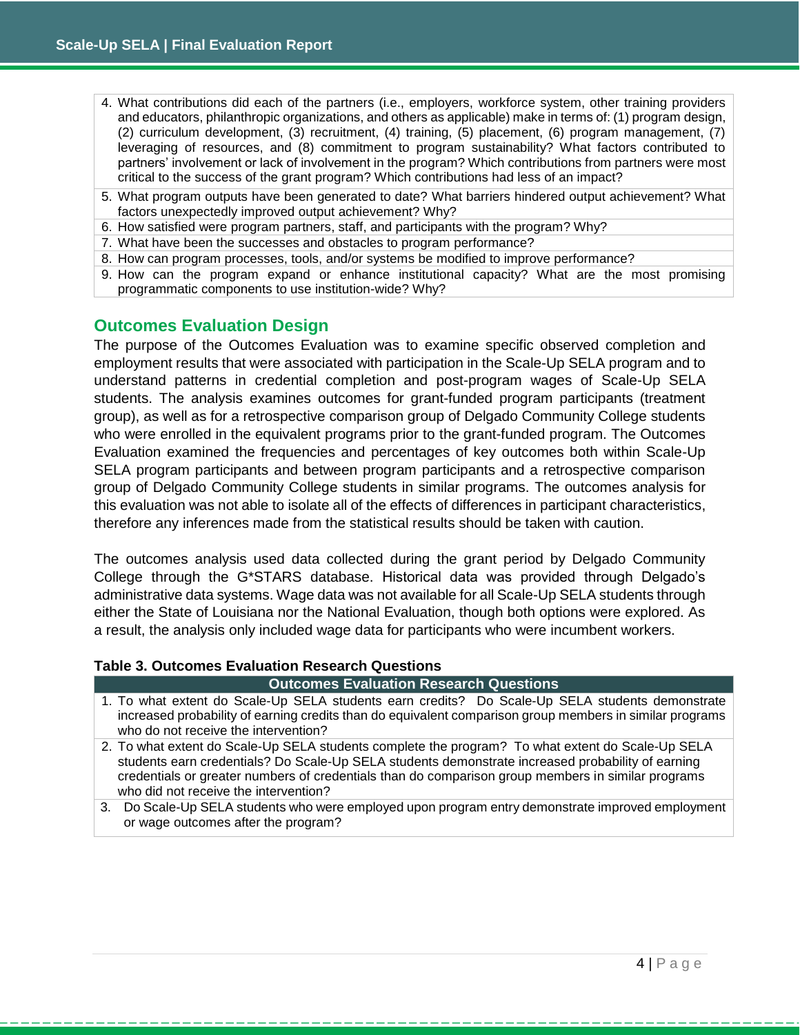| |
|---|
| 4. What contributions did each of the partners (i.e., employers, workforce system, other training providers and educators, philanthropic organizations, and others as applicable) make in terms of: (1) program design, (2) curriculum development, (3) recruitment, (4) training, (5) placement, (6) program management, (7) leveraging of resources, and (8) commitment to program sustainability? What factors contributed to partners' involvement or lack of involvement in the program? Which contributions from partners were most critical to the success of the grant program? Which contributions had less of an impact? |
| 5. What program outputs have been generated to date? What barriers hindered output achievement? What factors unexpectedly improved output achievement? Why? |
| 6. How satisfied were program partners, staff, and participants with the program? Why? |
| 7. What have been the successes and obstacles to program performance? |
| 8. How can program processes, tools, and/or systems be modified to improve performance? |
| 9. How can the program expand or enhance institutional capacity? What are the most promising programmatic components to use institution-wide? Why? |

## Outcomes Evaluation Design

The purpose of the Outcomes Evaluation was to examine specific observed completion and employment results that were associated with participation in the Scale-Up SELA program and to understand patterns in credential completion and post-program wages of Scale-Up SELA students. The analysis examines outcomes for grant-funded program participants (treatment group), as well as for a retrospective comparison group of Delgado Community College students who were enrolled in the equivalent programs prior to the grant-funded program. The Outcomes Evaluation examined the frequencies and percentages of key outcomes both within Scale-Up SELA program participants and between program participants and a retrospective comparison group of Delgado Community College students in similar programs. The outcomes analysis for this evaluation was not able to isolate all of the effects of differences in participant characteristics, therefore any inferences made from the statistical results should be taken with caution.

The outcomes analysis used data collected during the grant period by Delgado Community College through the G*STARS database. Historical data was provided through Delgado's administrative data systems. Wage data was not available for all Scale-Up SELA students through either the State of Louisiana nor the National Evaluation, though both options were explored. As a result, the analysis only included wage data for participants who were incumbent workers.

**Table 3. Outcomes Evaluation Research Questions**

| Outcomes Evaluation Research Questions |
|---|
| 1. To what extent do Scale-Up SELA students earn credits? Do Scale-Up SELA students demonstrate increased probability of earning credits than do equivalent comparison group members in similar programs who do not receive the intervention? |
| 2. To what extent do Scale-Up SELA students complete the program? To what extent do Scale-Up SELA students earn credentials? Do Scale-Up SELA students demonstrate increased probability of earning credentials or greater numbers of credentials than do comparison group members in similar programs who did not receive the intervention? |
| 3. Do Scale-Up SELA students who were employed upon program entry demonstrate improved employment or wage outcomes after the program? |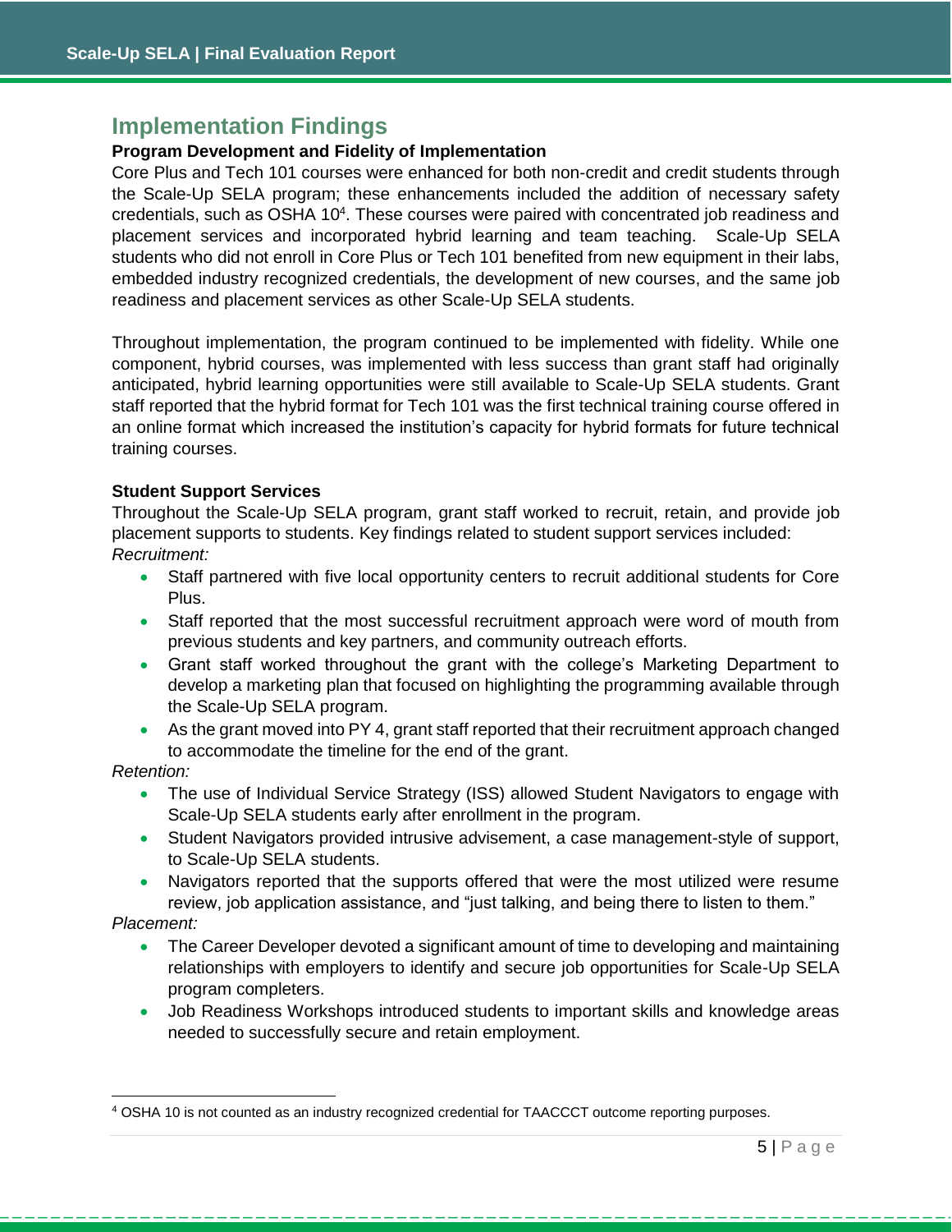## Implementation Findings

### Program Development and Fidelity of Implementation

Core Plus and Tech 101 courses were enhanced for both non-credit and credit students through the Scale-Up SELA program; these enhancements included the addition of necessary safety credentials, such as OSHA 10[4]. These courses were paired with concentrated job readiness and placement services and incorporated hybrid learning and team teaching. Scale-Up SELA students who did not enroll in Core Plus or Tech 101 benefited from new equipment in their labs, embedded industry recognized credentials, the development of new courses, and the same job readiness and placement services as other Scale-Up SELA students.

Throughout implementation, the program continued to be implemented with fidelity. While one component, hybrid courses, was implemented with less success than grant staff had originally anticipated, hybrid learning opportunities were still available to Scale-Up SELA students. Grant staff reported that the hybrid format for Tech 101 was the first technical training course offered in an online format which increased the institution's capacity for hybrid formats for future technical training courses.

### Student Support Services

Throughout the Scale-Up SELA program, grant staff worked to recruit, retain, and provide job placement supports to students. Key findings related to student support services included:

*Recruitment:*

- Staff partnered with five local opportunity centers to recruit additional students for Core Plus.
- Staff reported that the most successful recruitment approach were word of mouth from previous students and key partners, and community outreach efforts.
- Grant staff worked throughout the grant with the college's Marketing Department to develop a marketing plan that focused on highlighting the programming available through the Scale-Up SELA program.
- As the grant moved into PY 4, grant staff reported that their recruitment approach changed to accommodate the timeline for the end of the grant.

*Retention:*

- The use of Individual Service Strategy (ISS) allowed Student Navigators to engage with Scale-Up SELA students early after enrollment in the program.
- Student Navigators provided intrusive advisement, a case management-style of support, to Scale-Up SELA students.
- Navigators reported that the supports offered that were the most utilized were resume review, job application assistance, and "just talking, and being there to listen to them."

*Placement:*

- The Career Developer devoted a significant amount of time to developing and maintaining relationships with employers to identify and secure job opportunities for Scale-Up SELA program completers.
- Job Readiness Workshops introduced students to important skills and knowledge areas needed to successfully secure and retain employment.

---

[4] OSHA 10 is not counted as an industry recognized credential for TAACCCT outcome reporting purposes.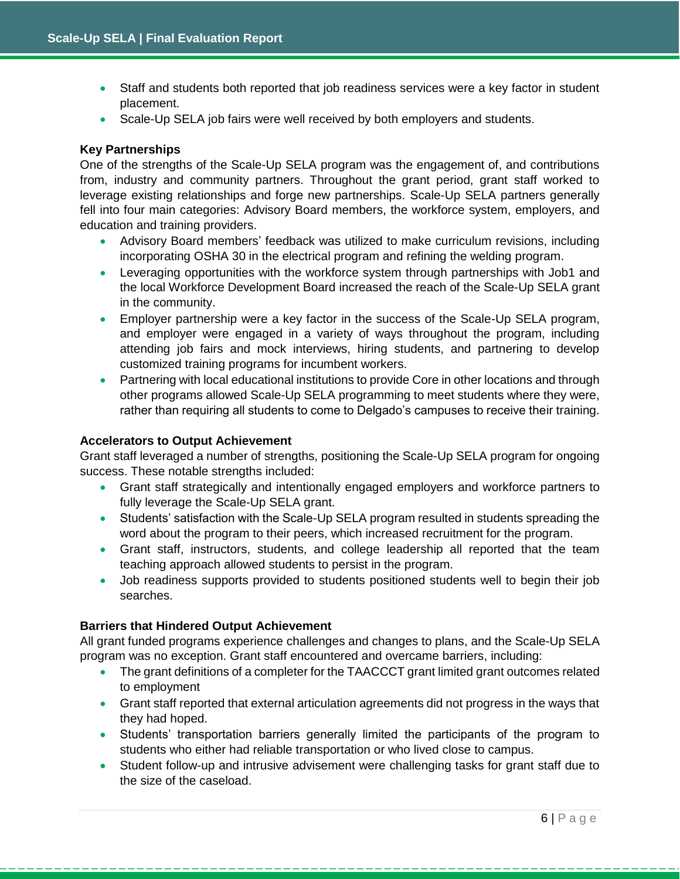- Staff and students both reported that job readiness services were a key factor in student placement.
- Scale-Up SELA job fairs were well received by both employers and students.

**Key Partnerships**

One of the strengths of the Scale-Up SELA program was the engagement of, and contributions from, industry and community partners. Throughout the grant period, grant staff worked to leverage existing relationships and forge new partnerships. Scale-Up SELA partners generally fell into four main categories: Advisory Board members, the workforce system, employers, and education and training providers.

- Advisory Board members' feedback was utilized to make curriculum revisions, including incorporating OSHA 30 in the electrical program and refining the welding program.
- Leveraging opportunities with the workforce system through partnerships with Job1 and the local Workforce Development Board increased the reach of the Scale-Up SELA grant in the community.
- Employer partnership were a key factor in the success of the Scale-Up SELA program, and employer were engaged in a variety of ways throughout the program, including attending job fairs and mock interviews, hiring students, and partnering to develop customized training programs for incumbent workers.
- Partnering with local educational institutions to provide Core in other locations and through other programs allowed Scale-Up SELA programming to meet students where they were, rather than requiring all students to come to Delgado's campuses to receive their training.

**Accelerators to Output Achievement**

Grant staff leveraged a number of strengths, positioning the Scale-Up SELA program for ongoing success. These notable strengths included:

- Grant staff strategically and intentionally engaged employers and workforce partners to fully leverage the Scale-Up SELA grant.
- Students' satisfaction with the Scale-Up SELA program resulted in students spreading the word about the program to their peers, which increased recruitment for the program.
- Grant staff, instructors, students, and college leadership all reported that the team teaching approach allowed students to persist in the program.
- Job readiness supports provided to students positioned students well to begin their job searches.

**Barriers that Hindered Output Achievement**

All grant funded programs experience challenges and changes to plans, and the Scale-Up SELA program was no exception. Grant staff encountered and overcame barriers, including:

- The grant definitions of a completer for the TAACCCT grant limited grant outcomes related to employment
- Grant staff reported that external articulation agreements did not progress in the ways that they had hoped.
- Students' transportation barriers generally limited the participants of the program to students who either had reliable transportation or who lived close to campus.
- Student follow-up and intrusive advisement were challenging tasks for grant staff due to the size of the caseload.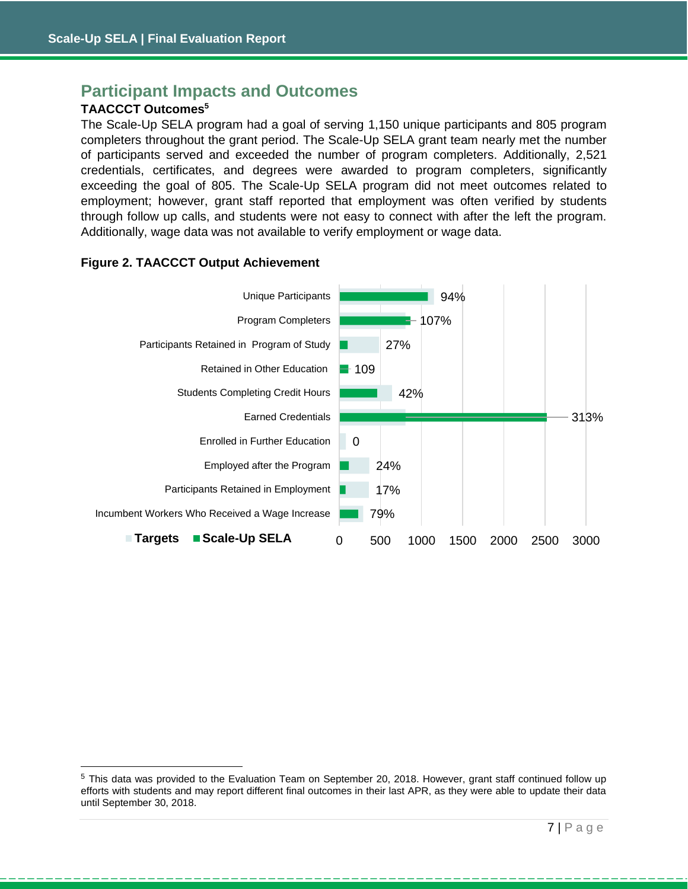## Participant Impacts and Outcomes

### TAACCCT Outcomes[5]

The Scale-Up SELA program had a goal of serving 1,150 unique participants and 805 program completers throughout the grant period. The Scale-Up SELA grant team nearly met the number of participants served and exceeded the number of program completers. Additionally, 2,521 credentials, certificates, and degrees were awarded to program completers, significantly exceeding the goal of 805. The Scale-Up SELA program did not meet outcomes related to employment; however, grant staff reported that employment was often verified by students through follow up calls, and students were not easy to connect with after the left the program. Additionally, wage data was not available to verify employment or wage data.

**Figure 2. TAACCCT Output Achievement**

| Outcome | Scale-Up SELA achievement |
|---|---|
| Unique Participants | 94% |
| Program Completers | 107% |
| Participants Retained in Program of Study | 27% |
| Retained in Other Education | 109 |
| Students Completing Credit Hours | 42% |
| Earned Credentials | 313% |
| Enrolled in Further Education | 0 |
| Employed after the Program | 24% |
| Participants Retained in Employment | 17% |
| Incumbent Workers Who Received a Wage Increase | 79% |

Legend: Targets; Scale-Up SELA. Axis: 0, 500, 1000, 1500, 2000, 2500, 3000

[5] This data was provided to the Evaluation Team on September 20, 2018. However, grant staff continued follow up efforts with students and may report different final outcomes in their last APR, as they were able to update their data until September 30, 2018.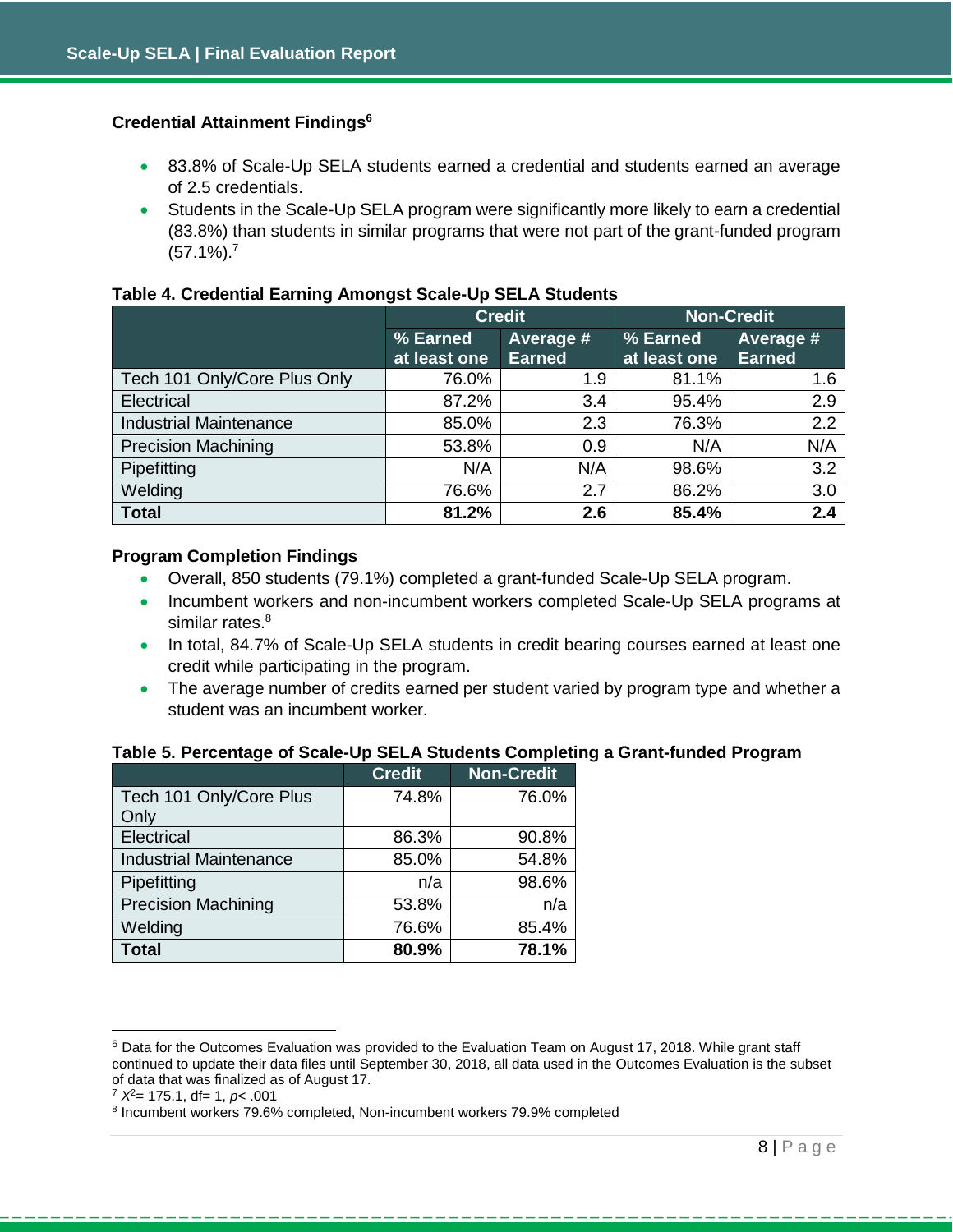### Credential Attainment Findings[6]

- 83.8% of Scale-Up SELA students earned a credential and students earned an average of 2.5 credentials.
- Students in the Scale-Up SELA program were significantly more likely to earn a credential (83.8%) than students in similar programs that were not part of the grant-funded program (57.1%).[7]

**Table 4. Credential Earning Amongst Scale-Up SELA Students**

| | Credit | | Non-Credit | |
|---|---|---|---|---|
| | % Earned at least one | Average # Earned | % Earned at least one | Average # Earned |
| Tech 101 Only/Core Plus Only | 76.0% | 1.9 | 81.1% | 1.6 |
| Electrical | 87.2% | 3.4 | 95.4% | 2.9 |
| Industrial Maintenance | 85.0% | 2.3 | 76.3% | 2.2 |
| Precision Machining | 53.8% | 0.9 | N/A | N/A |
| Pipefitting | N/A | N/A | 98.6% | 3.2 |
| Welding | 76.6% | 2.7 | 86.2% | 3.0 |
| **Total** | **81.2%** | **2.6** | **85.4%** | **2.4** |

### Program Completion Findings

- Overall, 850 students (79.1%) completed a grant-funded Scale-Up SELA program.
- Incumbent workers and non-incumbent workers completed Scale-Up SELA programs at similar rates.[8]
- In total, 84.7% of Scale-Up SELA students in credit bearing courses earned at least one credit while participating in the program.
- The average number of credits earned per student varied by program type and whether a student was an incumbent worker.

**Table 5. Percentage of Scale-Up SELA Students Completing a Grant-funded Program**

| | Credit | Non-Credit |
|---|---|---|
| Tech 101 Only/Core Plus Only | 74.8% | 76.0% |
| Electrical | 86.3% | 90.8% |
| Industrial Maintenance | 85.0% | 54.8% |
| Pipefitting | n/a | 98.6% |
| Precision Machining | 53.8% | n/a |
| Welding | 76.6% | 85.4% |
| **Total** | **80.9%** | **78.1%** |

---

[6] Data for the Outcomes Evaluation was provided to the Evaluation Team on August 17, 2018. While grant staff continued to update their data files until September 30, 2018, all data used in the Outcomes Evaluation is the subset of data that was finalized as of August 17.

[7] $X^2 = 175.1$, df= 1, $p < .001$

[8] Incumbent workers 79.6% completed, Non-incumbent workers 79.9% completed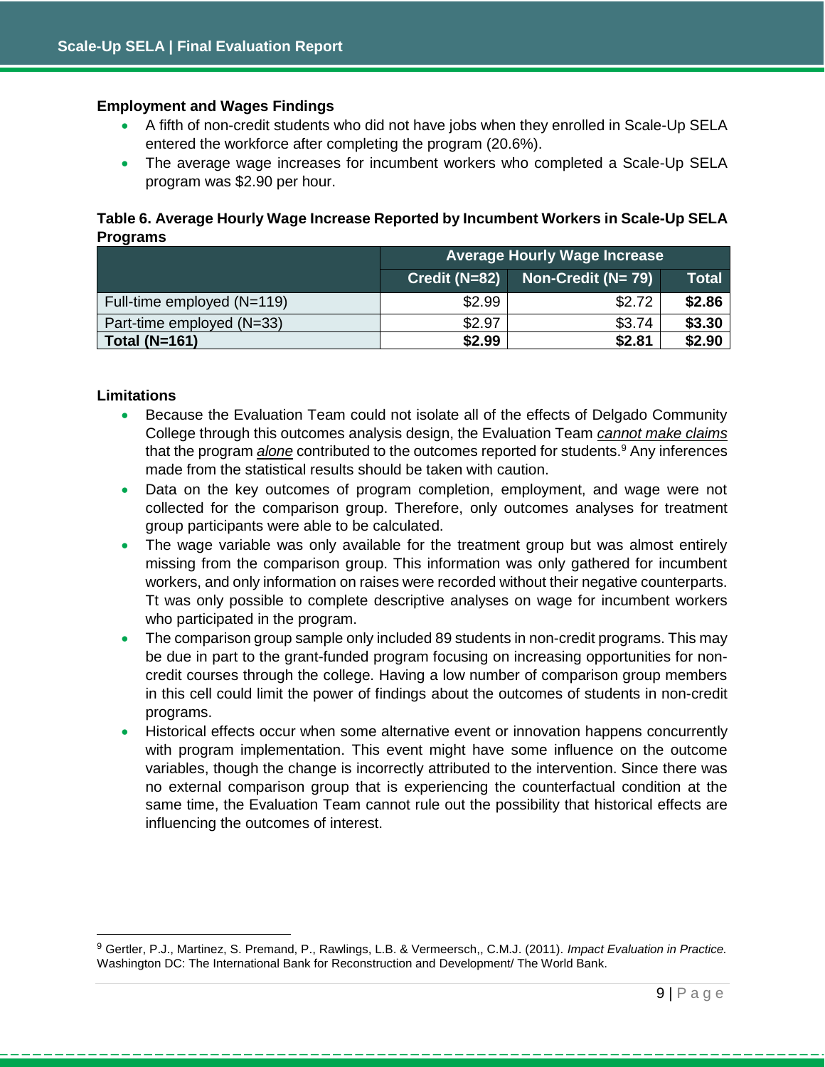### Employment and Wages Findings

- A fifth of non-credit students who did not have jobs when they enrolled in Scale-Up SELA entered the workforce after completing the program (20.6%).
- The average wage increases for incumbent workers who completed a Scale-Up SELA program was $2.90 per hour.

**Table 6. Average Hourly Wage Increase Reported by Incumbent Workers in Scale-Up SELA Programs**

| | Average Hourly Wage Increase | | |
|---|---|---|---|
| | Credit (N=82) | Non-Credit (N= 79) | Total |
| Full-time employed (N=119) | $2.99 | $2.72 | **$2.86** |
| Part-time employed (N=33) | $2.97 | $3.74 | **$3.30** |
| **Total (N=161)** | **$2.99** | **$2.81** | **$2.90** |

### Limitations

- Because the Evaluation Team could not isolate all of the effects of Delgado Community College through this outcomes analysis design, the Evaluation Team ***cannot make claims*** that the program ***alone*** contributed to the outcomes reported for students.[9] Any inferences made from the statistical results should be taken with caution.
- Data on the key outcomes of program completion, employment, and wage were not collected for the comparison group. Therefore, only outcomes analyses for treatment group participants were able to be calculated.
- The wage variable was only available for the treatment group but was almost entirely missing from the comparison group. This information was only gathered for incumbent workers, and only information on raises were recorded without their negative counterparts. Tt was only possible to complete descriptive analyses on wage for incumbent workers who participated in the program.
- The comparison group sample only included 89 students in non-credit programs. This may be due in part to the grant-funded program focusing on increasing opportunities for non-credit courses through the college. Having a low number of comparison group members in this cell could limit the power of findings about the outcomes of students in non-credit programs.
- Historical effects occur when some alternative event or innovation happens concurrently with program implementation. This event might have some influence on the outcome variables, though the change is incorrectly attributed to the intervention. Since there was no external comparison group that is experiencing the counterfactual condition at the same time, the Evaluation Team cannot rule out the possibility that historical effects are influencing the outcomes of interest.

[9] Gertler, P.J., Martinez, S. Premand, P., Rawlings, L.B. & Vermeersch,, C.M.J. (2011). *Impact Evaluation in Practice.* Washington DC: The International Bank for Reconstruction and Development/ The World Bank.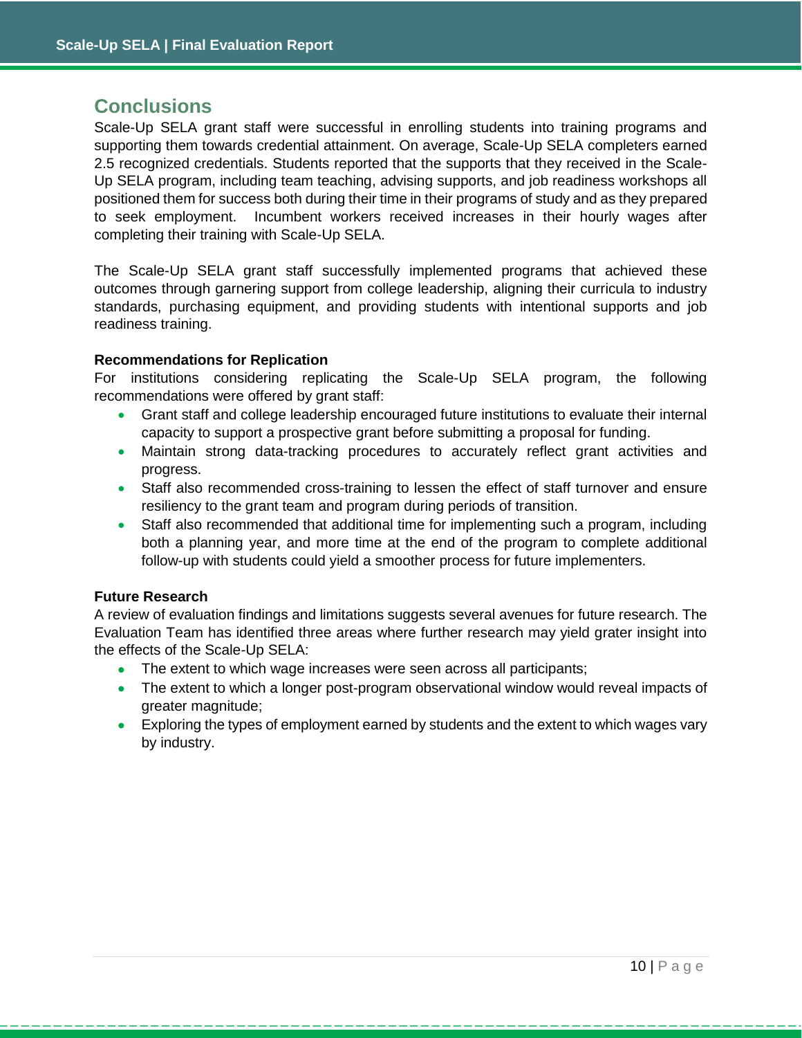## Conclusions

Scale-Up SELA grant staff were successful in enrolling students into training programs and supporting them towards credential attainment. On average, Scale-Up SELA completers earned 2.5 recognized credentials. Students reported that the supports that they received in the Scale-Up SELA program, including team teaching, advising supports, and job readiness workshops all positioned them for success both during their time in their programs of study and as they prepared to seek employment. Incumbent workers received increases in their hourly wages after completing their training with Scale-Up SELA.

The Scale-Up SELA grant staff successfully implemented programs that achieved these outcomes through garnering support from college leadership, aligning their curricula to industry standards, purchasing equipment, and providing students with intentional supports and job readiness training.

**Recommendations for Replication**

For institutions considering replicating the Scale-Up SELA program, the following recommendations were offered by grant staff:

- Grant staff and college leadership encouraged future institutions to evaluate their internal capacity to support a prospective grant before submitting a proposal for funding.
- Maintain strong data-tracking procedures to accurately reflect grant activities and progress.
- Staff also recommended cross-training to lessen the effect of staff turnover and ensure resiliency to the grant team and program during periods of transition.
- Staff also recommended that additional time for implementing such a program, including both a planning year, and more time at the end of the program to complete additional follow-up with students could yield a smoother process for future implementers.

**Future Research**

A review of evaluation findings and limitations suggests several avenues for future research. The Evaluation Team has identified three areas where further research may yield grater insight into the effects of the Scale-Up SELA:

- The extent to which wage increases were seen across all participants;
- The extent to which a longer post-program observational window would reveal impacts of greater magnitude;
- Exploring the types of employment earned by students and the extent to which wages vary by industry.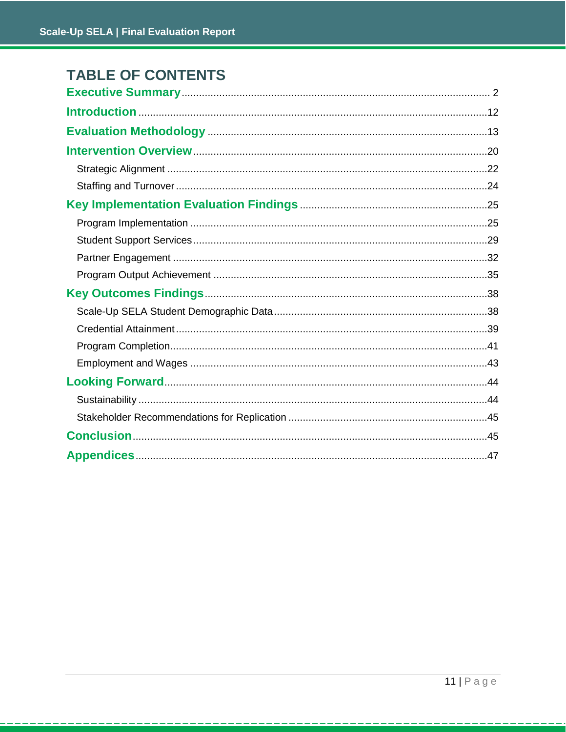# TABLE OF CONTENTS

**Executive Summary** .......... 2

**Introduction** .......... 12

**Evaluation Methodology** .......... 13

**Intervention Overview** .......... 20

- Strategic Alignment .......... 22
- Staffing and Turnover .......... 24

**Key Implementation Evaluation Findings** .......... 25

- Program Implementation .......... 25
- Student Support Services .......... 29
- Partner Engagement .......... 32
- Program Output Achievement .......... 35

**Key Outcomes Findings** .......... 38

- Scale-Up SELA Student Demographic Data .......... 38
- Credential Attainment .......... 39
- Program Completion .......... 41
- Employment and Wages .......... 43

**Looking Forward** .......... 44

- Sustainability .......... 44
- Stakeholder Recommendations for Replication .......... 45

**Conclusion** .......... 45

**Appendices** .......... 47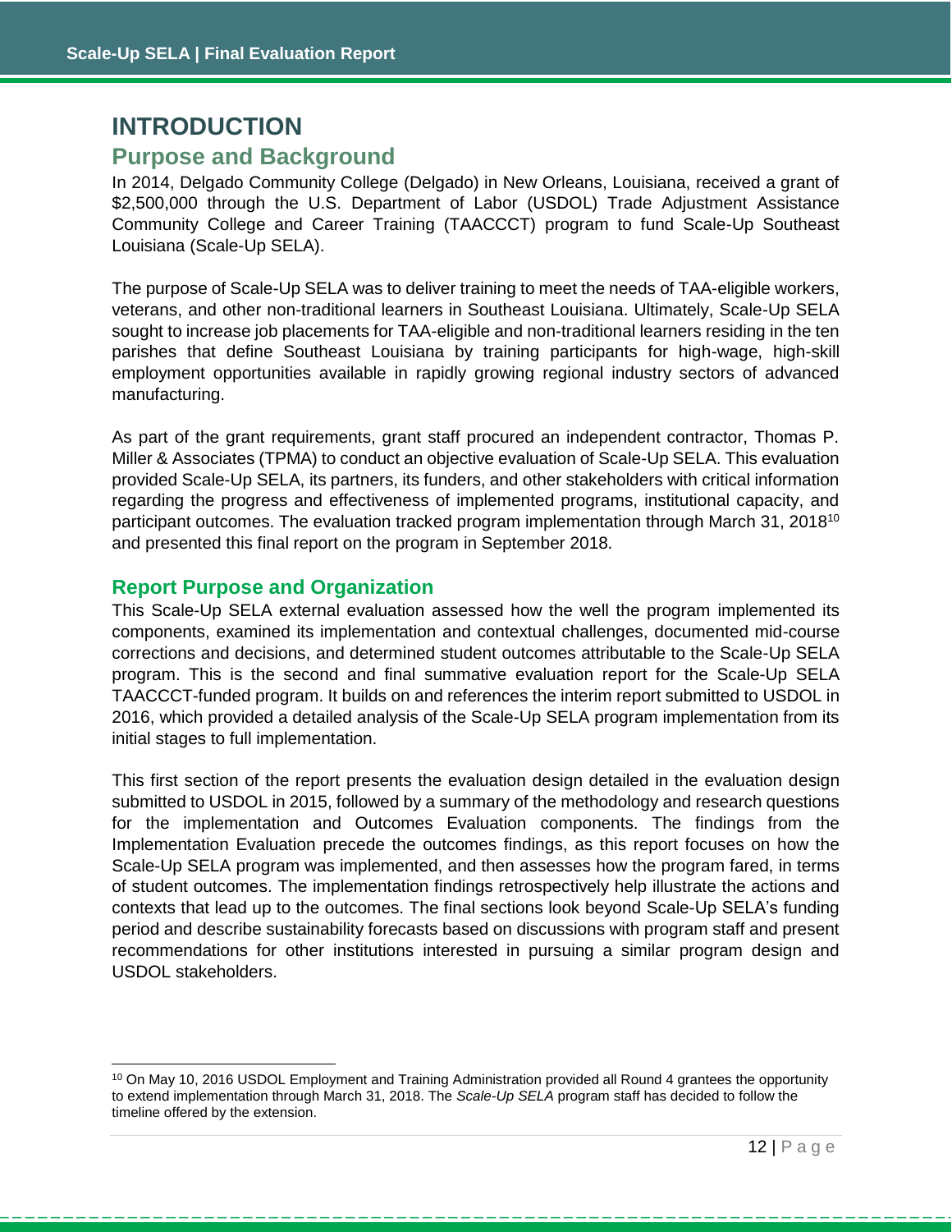# INTRODUCTION

## Purpose and Background

In 2014, Delgado Community College (Delgado) in New Orleans, Louisiana, received a grant of $2,500,000 through the U.S. Department of Labor (USDOL) Trade Adjustment Assistance Community College and Career Training (TAACCCT) program to fund Scale-Up Southeast Louisiana (Scale-Up SELA).

The purpose of Scale-Up SELA was to deliver training to meet the needs of TAA-eligible workers, veterans, and other non-traditional learners in Southeast Louisiana. Ultimately, Scale-Up SELA sought to increase job placements for TAA-eligible and non-traditional learners residing in the ten parishes that define Southeast Louisiana by training participants for high-wage, high-skill employment opportunities available in rapidly growing regional industry sectors of advanced manufacturing.

As part of the grant requirements, grant staff procured an independent contractor, Thomas P. Miller & Associates (TPMA) to conduct an objective evaluation of Scale-Up SELA. This evaluation provided Scale-Up SELA, its partners, its funders, and other stakeholders with critical information regarding the progress and effectiveness of implemented programs, institutional capacity, and participant outcomes. The evaluation tracked program implementation through March 31, 2018[10] and presented this final report on the program in September 2018.

### Report Purpose and Organization

This Scale-Up SELA external evaluation assessed how the well the program implemented its components, examined its implementation and contextual challenges, documented mid-course corrections and decisions, and determined student outcomes attributable to the Scale-Up SELA program. This is the second and final summative evaluation report for the Scale-Up SELA TAACCCT-funded program. It builds on and references the interim report submitted to USDOL in 2016, which provided a detailed analysis of the Scale-Up SELA program implementation from its initial stages to full implementation.

This first section of the report presents the evaluation design detailed in the evaluation design submitted to USDOL in 2015, followed by a summary of the methodology and research questions for the implementation and Outcomes Evaluation components. The findings from the Implementation Evaluation precede the outcomes findings, as this report focuses on how the Scale-Up SELA program was implemented, and then assesses how the program fared, in terms of student outcomes. The implementation findings retrospectively help illustrate the actions and contexts that lead up to the outcomes. The final sections look beyond Scale-Up SELA's funding period and describe sustainability forecasts based on discussions with program staff and present recommendations for other institutions interested in pursuing a similar program design and USDOL stakeholders.

---

[10] On May 10, 2016 USDOL Employment and Training Administration provided all Round 4 grantees the opportunity to extend implementation through March 31, 2018. The *Scale-Up SELA* program staff has decided to follow the timeline offered by the extension.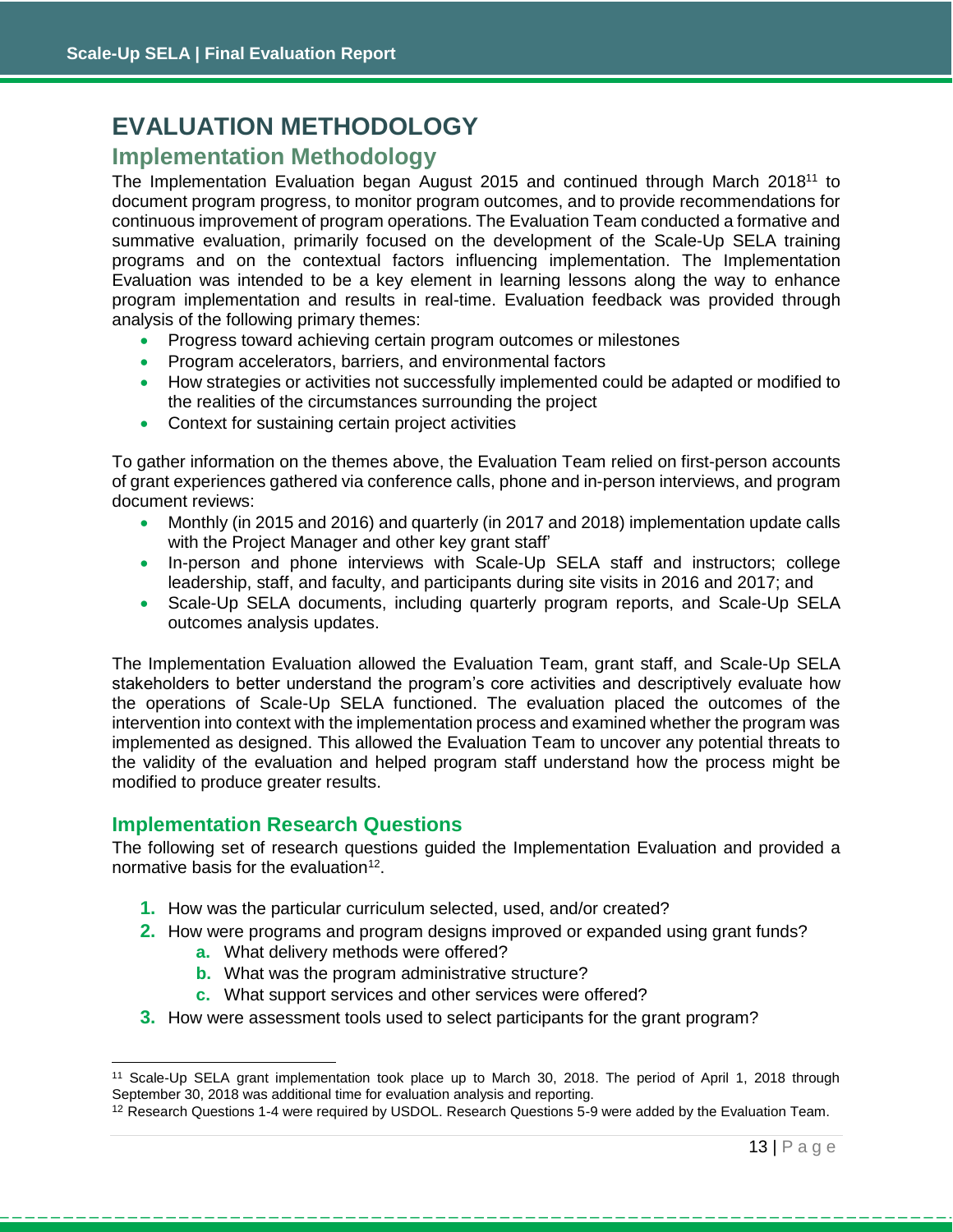# EVALUATION METHODOLOGY

## Implementation Methodology

The Implementation Evaluation began August 2015 and continued through March 2018[11] to document program progress, to monitor program outcomes, and to provide recommendations for continuous improvement of program operations. The Evaluation Team conducted a formative and summative evaluation, primarily focused on the development of the Scale-Up SELA training programs and on the contextual factors influencing implementation. The Implementation Evaluation was intended to be a key element in learning lessons along the way to enhance program implementation and results in real-time. Evaluation feedback was provided through analysis of the following primary themes:

- Progress toward achieving certain program outcomes or milestones
- Program accelerators, barriers, and environmental factors
- How strategies or activities not successfully implemented could be adapted or modified to the realities of the circumstances surrounding the project
- Context for sustaining certain project activities

To gather information on the themes above, the Evaluation Team relied on first-person accounts of grant experiences gathered via conference calls, phone and in-person interviews, and program document reviews:

- Monthly (in 2015 and 2016) and quarterly (in 2017 and 2018) implementation update calls with the Project Manager and other key grant staff'
- In-person and phone interviews with Scale-Up SELA staff and instructors; college leadership, staff, and faculty, and participants during site visits in 2016 and 2017; and
- Scale-Up SELA documents, including quarterly program reports, and Scale-Up SELA outcomes analysis updates.

The Implementation Evaluation allowed the Evaluation Team, grant staff, and Scale-Up SELA stakeholders to better understand the program's core activities and descriptively evaluate how the operations of Scale-Up SELA functioned. The evaluation placed the outcomes of the intervention into context with the implementation process and examined whether the program was implemented as designed. This allowed the Evaluation Team to uncover any potential threats to the validity of the evaluation and helped program staff understand how the process might be modified to produce greater results.

### Implementation Research Questions

The following set of research questions guided the Implementation Evaluation and provided a normative basis for the evaluation[12].

1. How was the particular curriculum selected, used, and/or created?
2. How were programs and program designs improved or expanded using grant funds?
   a. What delivery methods were offered?
   b. What was the program administrative structure?
   c. What support services and other services were offered?
3. How were assessment tools used to select participants for the grant program?

---

[11] Scale-Up SELA grant implementation took place up to March 30, 2018. The period of April 1, 2018 through September 30, 2018 was additional time for evaluation analysis and reporting.

[12] Research Questions 1-4 were required by USDOL. Research Questions 5-9 were added by the Evaluation Team.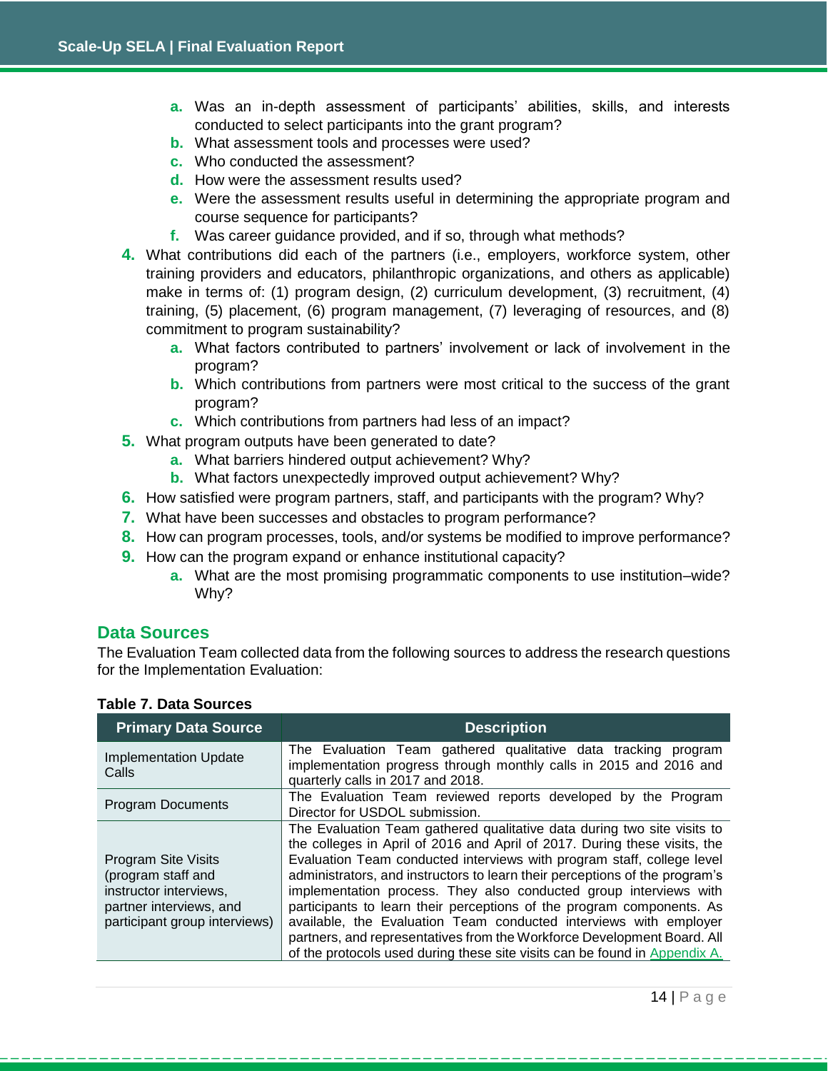a. Was an in-depth assessment of participants' abilities, skills, and interests conducted to select participants into the grant program?
   b. What assessment tools and processes were used?
   c. Who conducted the assessment?
   d. How were the assessment results used?
   e. Were the assessment results useful in determining the appropriate program and course sequence for participants?
   f. Was career guidance provided, and if so, through what methods?
4. What contributions did each of the partners (i.e., employers, workforce system, other training providers and educators, philanthropic organizations, and others as applicable) make in terms of: (1) program design, (2) curriculum development, (3) recruitment, (4) training, (5) placement, (6) program management, (7) leveraging of resources, and (8) commitment to program sustainability?
   a. What factors contributed to partners' involvement or lack of involvement in the program?
   b. Which contributions from partners were most critical to the success of the grant program?
   c. Which contributions from partners had less of an impact?
5. What program outputs have been generated to date?
   a. What barriers hindered output achievement? Why?
   b. What factors unexpectedly improved output achievement? Why?
6. How satisfied were program partners, staff, and participants with the program? Why?
7. What have been successes and obstacles to program performance?
8. How can program processes, tools, and/or systems be modified to improve performance?
9. How can the program expand or enhance institutional capacity?
   a. What are the most promising programmatic components to use institution–wide? Why?

## Data Sources

The Evaluation Team collected data from the following sources to address the research questions for the Implementation Evaluation:

**Table 7. Data Sources**

| Primary Data Source | Description |
| --- | --- |
| Implementation Update Calls | The Evaluation Team gathered qualitative data tracking program implementation progress through monthly calls in 2015 and 2016 and quarterly calls in 2017 and 2018. |
| Program Documents | The Evaluation Team reviewed reports developed by the Program Director for USDOL submission. |
| Program Site Visits (program staff and instructor interviews, partner interviews, and participant group interviews) | The Evaluation Team gathered qualitative data during two site visits to the colleges in April of 2016 and April of 2017. During these visits, the Evaluation Team conducted interviews with program staff, college level administrators, and instructors to learn their perceptions of the program's implementation process. They also conducted group interviews with participants to learn their perceptions of the program components. As available, the Evaluation Team conducted interviews with employer partners, and representatives from the Workforce Development Board. All of the protocols used during these site visits can be found in Appendix A. |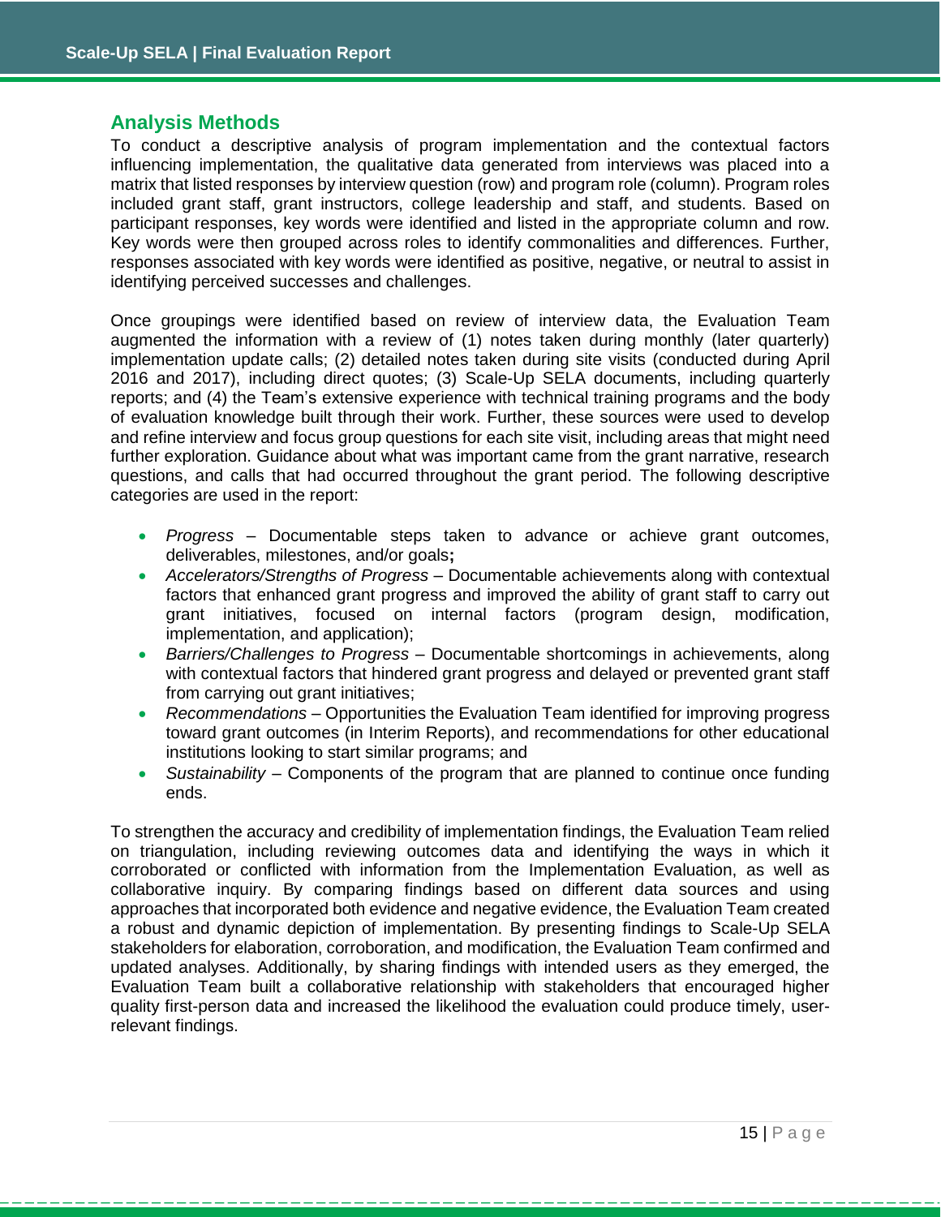## Analysis Methods

To conduct a descriptive analysis of program implementation and the contextual factors influencing implementation, the qualitative data generated from interviews was placed into a matrix that listed responses by interview question (row) and program role (column). Program roles included grant staff, grant instructors, college leadership and staff, and students. Based on participant responses, key words were identified and listed in the appropriate column and row. Key words were then grouped across roles to identify commonalities and differences. Further, responses associated with key words were identified as positive, negative, or neutral to assist in identifying perceived successes and challenges.

Once groupings were identified based on review of interview data, the Evaluation Team augmented the information with a review of (1) notes taken during monthly (later quarterly) implementation update calls; (2) detailed notes taken during site visits (conducted during April 2016 and 2017), including direct quotes; (3) Scale-Up SELA documents, including quarterly reports; and (4) the Team's extensive experience with technical training programs and the body of evaluation knowledge built through their work. Further, these sources were used to develop and refine interview and focus group questions for each site visit, including areas that might need further exploration. Guidance about what was important came from the grant narrative, research questions, and calls that had occurred throughout the grant period. The following descriptive categories are used in the report:

- *Progress* – Documentable steps taken to advance or achieve grant outcomes, deliverables, milestones, and/or goals**;**
- *Accelerators/Strengths of Progress* – Documentable achievements along with contextual factors that enhanced grant progress and improved the ability of grant staff to carry out grant initiatives, focused on internal factors (program design, modification, implementation, and application);
- *Barriers/Challenges to Progress* – Documentable shortcomings in achievements, along with contextual factors that hindered grant progress and delayed or prevented grant staff from carrying out grant initiatives;
- *Recommendations* – Opportunities the Evaluation Team identified for improving progress toward grant outcomes (in Interim Reports), and recommendations for other educational institutions looking to start similar programs; and
- *Sustainability* – Components of the program that are planned to continue once funding ends.

To strengthen the accuracy and credibility of implementation findings, the Evaluation Team relied on triangulation, including reviewing outcomes data and identifying the ways in which it corroborated or conflicted with information from the Implementation Evaluation, as well as collaborative inquiry. By comparing findings based on different data sources and using approaches that incorporated both evidence and negative evidence, the Evaluation Team created a robust and dynamic depiction of implementation. By presenting findings to Scale-Up SELA stakeholders for elaboration, corroboration, and modification, the Evaluation Team confirmed and updated analyses. Additionally, by sharing findings with intended users as they emerged, the Evaluation Team built a collaborative relationship with stakeholders that encouraged higher quality first-person data and increased the likelihood the evaluation could produce timely, user-relevant findings.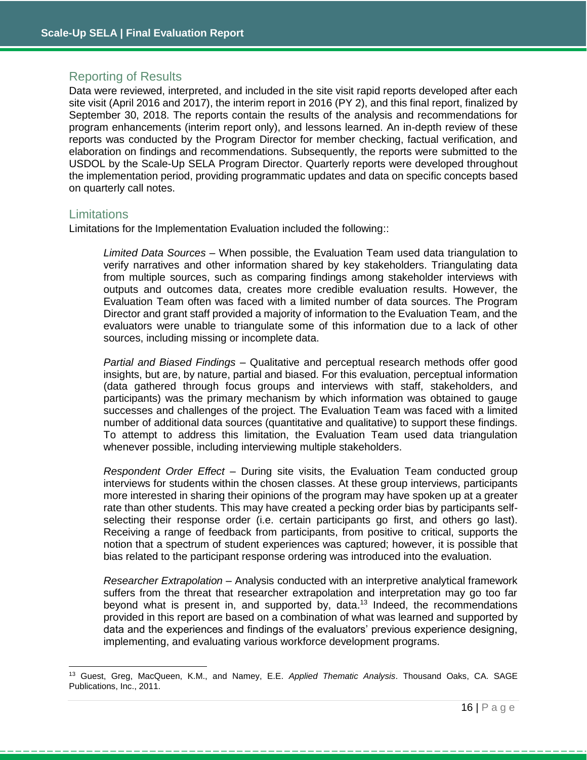## Reporting of Results

Data were reviewed, interpreted, and included in the site visit rapid reports developed after each site visit (April 2016 and 2017), the interim report in 2016 (PY 2), and this final report, finalized by September 30, 2018. The reports contain the results of the analysis and recommendations for program enhancements (interim report only), and lessons learned. An in-depth review of these reports was conducted by the Program Director for member checking, factual verification, and elaboration on findings and recommendations. Subsequently, the reports were submitted to the USDOL by the Scale-Up SELA Program Director. Quarterly reports were developed throughout the implementation period, providing programmatic updates and data on specific concepts based on quarterly call notes.

## Limitations

Limitations for the Implementation Evaluation included the following::

> *Limited Data Sources* – When possible, the Evaluation Team used data triangulation to verify narratives and other information shared by key stakeholders. Triangulating data from multiple sources, such as comparing findings among stakeholder interviews with outputs and outcomes data, creates more credible evaluation results. However, the Evaluation Team often was faced with a limited number of data sources. The Program Director and grant staff provided a majority of information to the Evaluation Team, and the evaluators were unable to triangulate some of this information due to a lack of other sources, including missing or incomplete data.
>
> *Partial and Biased Findings* – Qualitative and perceptual research methods offer good insights, but are, by nature, partial and biased. For this evaluation, perceptual information (data gathered through focus groups and interviews with staff, stakeholders, and participants) was the primary mechanism by which information was obtained to gauge successes and challenges of the project. The Evaluation Team was faced with a limited number of additional data sources (quantitative and qualitative) to support these findings. To attempt to address this limitation, the Evaluation Team used data triangulation whenever possible, including interviewing multiple stakeholders.
>
> *Respondent Order Effect* – During site visits, the Evaluation Team conducted group interviews for students within the chosen classes. At these group interviews, participants more interested in sharing their opinions of the program may have spoken up at a greater rate than other students. This may have created a pecking order bias by participants self-selecting their response order (i.e. certain participants go first, and others go last). Receiving a range of feedback from participants, from positive to critical, supports the notion that a spectrum of student experiences was captured; however, it is possible that bias related to the participant response ordering was introduced into the evaluation.
>
> *Researcher Extrapolation* – Analysis conducted with an interpretive analytical framework suffers from the threat that researcher extrapolation and interpretation may go too far beyond what is present in, and supported by, data.[13] Indeed, the recommendations provided in this report are based on a combination of what was learned and supported by data and the experiences and findings of the evaluators' previous experience designing, implementing, and evaluating various workforce development programs.

---

[13] Guest, Greg, MacQueen, K.M., and Namey, E.E. *Applied Thematic Analysis*. Thousand Oaks, CA. SAGE Publications, Inc., 2011.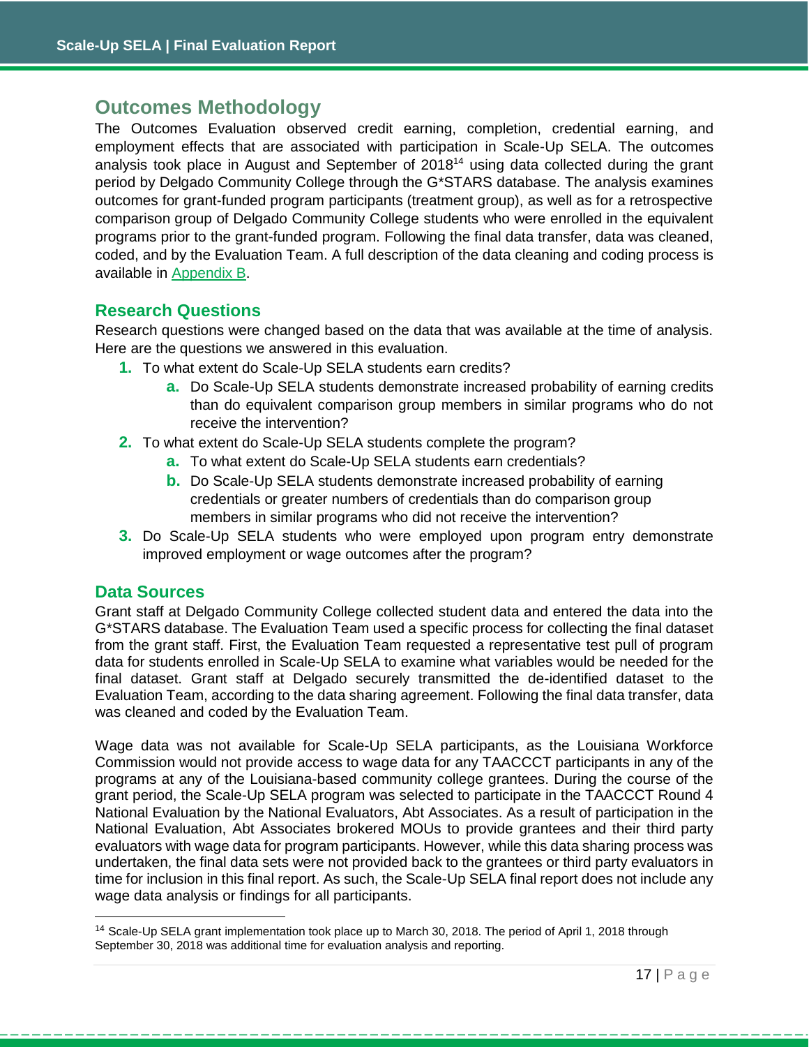## Outcomes Methodology

The Outcomes Evaluation observed credit earning, completion, credential earning, and employment effects that are associated with participation in Scale-Up SELA. The outcomes analysis took place in August and September of 2018[14] using data collected during the grant period by Delgado Community College through the G*STARS database. The analysis examines outcomes for grant-funded program participants (treatment group), as well as for a retrospective comparison group of Delgado Community College students who were enrolled in the equivalent programs prior to the grant-funded program. Following the final data transfer, data was cleaned, coded, and by the Evaluation Team. A full description of the data cleaning and coding process is available in Appendix B.

### Research Questions

Research questions were changed based on the data that was available at the time of analysis. Here are the questions we answered in this evaluation.

1. To what extent do Scale-Up SELA students earn credits?
   a. Do Scale-Up SELA students demonstrate increased probability of earning credits than do equivalent comparison group members in similar programs who do not receive the intervention?
2. To what extent do Scale-Up SELA students complete the program?
   a. To what extent do Scale-Up SELA students earn credentials?
   b. Do Scale-Up SELA students demonstrate increased probability of earning credentials or greater numbers of credentials than do comparison group members in similar programs who did not receive the intervention?
3. Do Scale-Up SELA students who were employed upon program entry demonstrate improved employment or wage outcomes after the program?

### Data Sources

Grant staff at Delgado Community College collected student data and entered the data into the G*STARS database. The Evaluation Team used a specific process for collecting the final dataset from the grant staff. First, the Evaluation Team requested a representative test pull of program data for students enrolled in Scale-Up SELA to examine what variables would be needed for the final dataset. Grant staff at Delgado securely transmitted the de-identified dataset to the Evaluation Team, according to the data sharing agreement. Following the final data transfer, data was cleaned and coded by the Evaluation Team.

Wage data was not available for Scale-Up SELA participants, as the Louisiana Workforce Commission would not provide access to wage data for any TAACCCT participants in any of the programs at any of the Louisiana-based community college grantees. During the course of the grant period, the Scale-Up SELA program was selected to participate in the TAACCCT Round 4 National Evaluation by the National Evaluators, Abt Associates. As a result of participation in the National Evaluation, Abt Associates brokered MOUs to provide grantees and their third party evaluators with wage data for program participants. However, while this data sharing process was undertaken, the final data sets were not provided back to the grantees or third party evaluators in time for inclusion in this final report. As such, the Scale-Up SELA final report does not include any wage data analysis or findings for all participants.

---

[14] Scale-Up SELA grant implementation took place up to March 30, 2018. The period of April 1, 2018 through September 30, 2018 was additional time for evaluation analysis and reporting.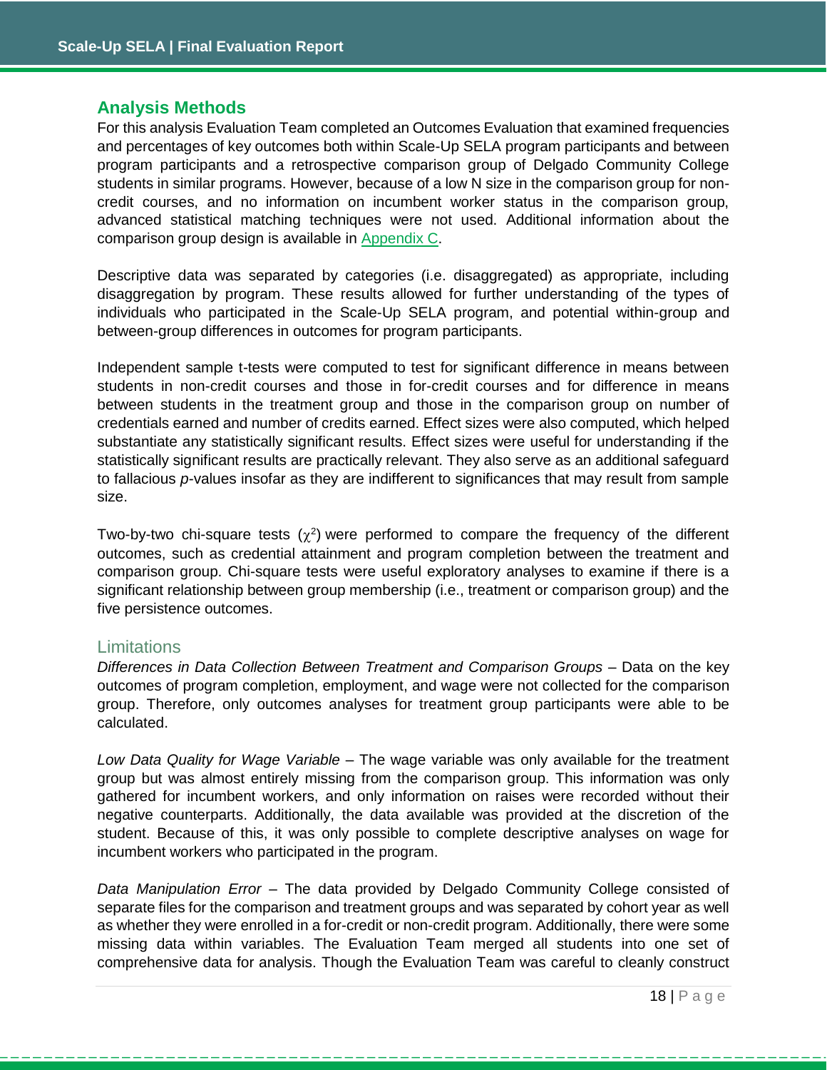## Analysis Methods

For this analysis Evaluation Team completed an Outcomes Evaluation that examined frequencies and percentages of key outcomes both within Scale-Up SELA program participants and between program participants and a retrospective comparison group of Delgado Community College students in similar programs. However, because of a low N size in the comparison group for non-credit courses, and no information on incumbent worker status in the comparison group, advanced statistical matching techniques were not used. Additional information about the comparison group design is available in Appendix C.

Descriptive data was separated by categories (i.e. disaggregated) as appropriate, including disaggregation by program. These results allowed for further understanding of the types of individuals who participated in the Scale-Up SELA program, and potential within-group and between-group differences in outcomes for program participants.

Independent sample t-tests were computed to test for significant difference in means between students in non-credit courses and those in for-credit courses and for difference in means between students in the treatment group and those in the comparison group on number of credentials earned and number of credits earned. Effect sizes were also computed, which helped substantiate any statistically significant results. Effect sizes were useful for understanding if the statistically significant results are practically relevant. They also serve as an additional safeguard to fallacious *p*-values insofar as they are indifferent to significances that may result from sample size.

Two-by-two chi-square tests ($\chi^2$) were performed to compare the frequency of the different outcomes, such as credential attainment and program completion between the treatment and comparison group. Chi-square tests were useful exploratory analyses to examine if there is a significant relationship between group membership (i.e., treatment or comparison group) and the five persistence outcomes.

### Limitations

*Differences in Data Collection Between Treatment and Comparison Groups* – Data on the key outcomes of program completion, employment, and wage were not collected for the comparison group. Therefore, only outcomes analyses for treatment group participants were able to be calculated.

*Low Data Quality for Wage Variable* – The wage variable was only available for the treatment group but was almost entirely missing from the comparison group. This information was only gathered for incumbent workers, and only information on raises were recorded without their negative counterparts. Additionally, the data available was provided at the discretion of the student. Because of this, it was only possible to complete descriptive analyses on wage for incumbent workers who participated in the program.

*Data Manipulation Error* – The data provided by Delgado Community College consisted of separate files for the comparison and treatment groups and was separated by cohort year as well as whether they were enrolled in a for-credit or non-credit program. Additionally, there were some missing data within variables. The Evaluation Team merged all students into one set of comprehensive data for analysis. Though the Evaluation Team was careful to cleanly construct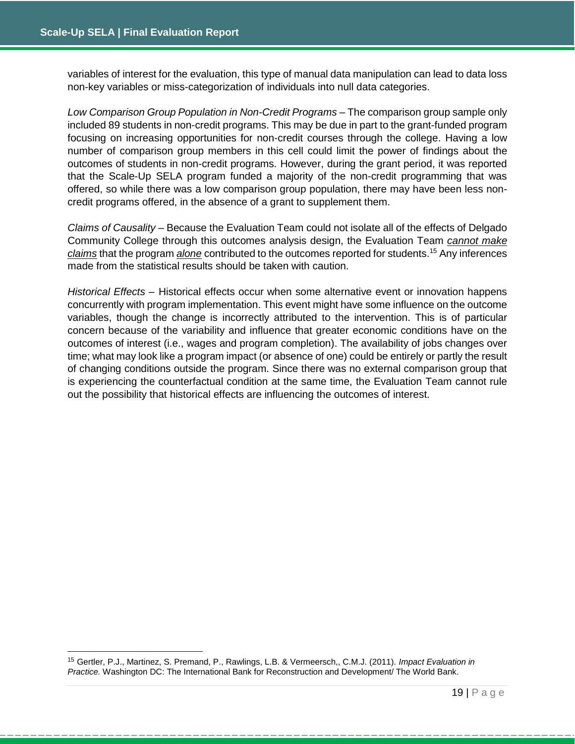variables of interest for the evaluation, this type of manual data manipulation can lead to data loss non-key variables or miss-categorization of individuals into null data categories.

*Low Comparison Group Population in Non-Credit Programs* – The comparison group sample only included 89 students in non-credit programs. This may be due in part to the grant-funded program focusing on increasing opportunities for non-credit courses through the college. Having a low number of comparison group members in this cell could limit the power of findings about the outcomes of students in non-credit programs. However, during the grant period, it was reported that the Scale-Up SELA program funded a majority of the non-credit programming that was offered, so while there was a low comparison group population, there may have been less non-credit programs offered, in the absence of a grant to supplement them.

*Claims of Causality* – Because the Evaluation Team could not isolate all of the effects of Delgado Community College through this outcomes analysis design, the Evaluation Team ***cannot make claims*** that the program ***alone*** contributed to the outcomes reported for students.[15] Any inferences made from the statistical results should be taken with caution.

*Historical Effects* – Historical effects occur when some alternative event or innovation happens concurrently with program implementation. This event might have some influence on the outcome variables, though the change is incorrectly attributed to the intervention. This is of particular concern because of the variability and influence that greater economic conditions have on the outcomes of interest (i.e., wages and program completion). The availability of jobs changes over time; what may look like a program impact (or absence of one) could be entirely or partly the result of changing conditions outside the program. Since there was no external comparison group that is experiencing the counterfactual condition at the same time, the Evaluation Team cannot rule out the possibility that historical effects are influencing the outcomes of interest.

---

[15] Gertler, P.J., Martinez, S. Premand, P., Rawlings, L.B. & Vermeersch,, C.M.J. (2011). *Impact Evaluation in Practice.* Washington DC: The International Bank for Reconstruction and Development/ The World Bank.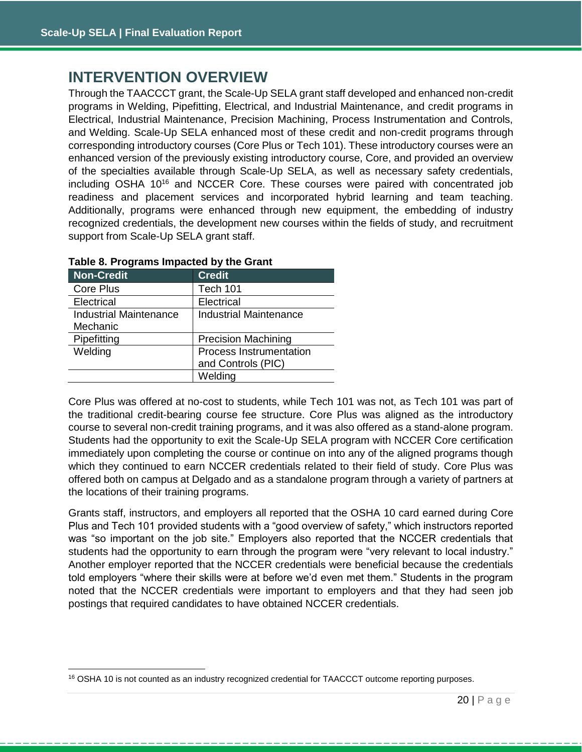# INTERVENTION OVERVIEW

Through the TAACCCT grant, the Scale-Up SELA grant staff developed and enhanced non-credit programs in Welding, Pipefitting, Electrical, and Industrial Maintenance, and credit programs in Electrical, Industrial Maintenance, Precision Machining, Process Instrumentation and Controls, and Welding. Scale-Up SELA enhanced most of these credit and non-credit programs through corresponding introductory courses (Core Plus or Tech 101). These introductory courses were an enhanced version of the previously existing introductory course, Core, and provided an overview of the specialties available through Scale-Up SELA, as well as necessary safety credentials, including OSHA 10[16] and NCCER Core. These courses were paired with concentrated job readiness and placement services and incorporated hybrid learning and team teaching. Additionally, programs were enhanced through new equipment, the embedding of industry recognized credentials, the development new courses within the fields of study, and recruitment support from Scale-Up SELA grant staff.

**Table 8. Programs Impacted by the Grant**

| Non-Credit | Credit |
|---|---|
| Core Plus | Tech 101 |
| Electrical | Electrical |
| Industrial Maintenance Mechanic | Industrial Maintenance |
| Pipefitting | Precision Machining |
| Welding | Process Instrumentation and Controls (PIC) |
| | Welding |

Core Plus was offered at no-cost to students, while Tech 101 was not, as Tech 101 was part of the traditional credit-bearing course fee structure. Core Plus was aligned as the introductory course to several non-credit training programs, and it was also offered as a stand-alone program. Students had the opportunity to exit the Scale-Up SELA program with NCCER Core certification immediately upon completing the course or continue on into any of the aligned programs though which they continued to earn NCCER credentials related to their field of study. Core Plus was offered both on campus at Delgado and as a standalone program through a variety of partners at the locations of their training programs.

Grants staff, instructors, and employers all reported that the OSHA 10 card earned during Core Plus and Tech 101 provided students with a "good overview of safety," which instructors reported was "so important on the job site." Employers also reported that the NCCER credentials that students had the opportunity to earn through the program were "very relevant to local industry." Another employer reported that the NCCER credentials were beneficial because the credentials told employers "where their skills were at before we'd even met them." Students in the program noted that the NCCER credentials were important to employers and that they had seen job postings that required candidates to have obtained NCCER credentials.

[16] OSHA 10 is not counted as an industry recognized credential for TAACCCT outcome reporting purposes.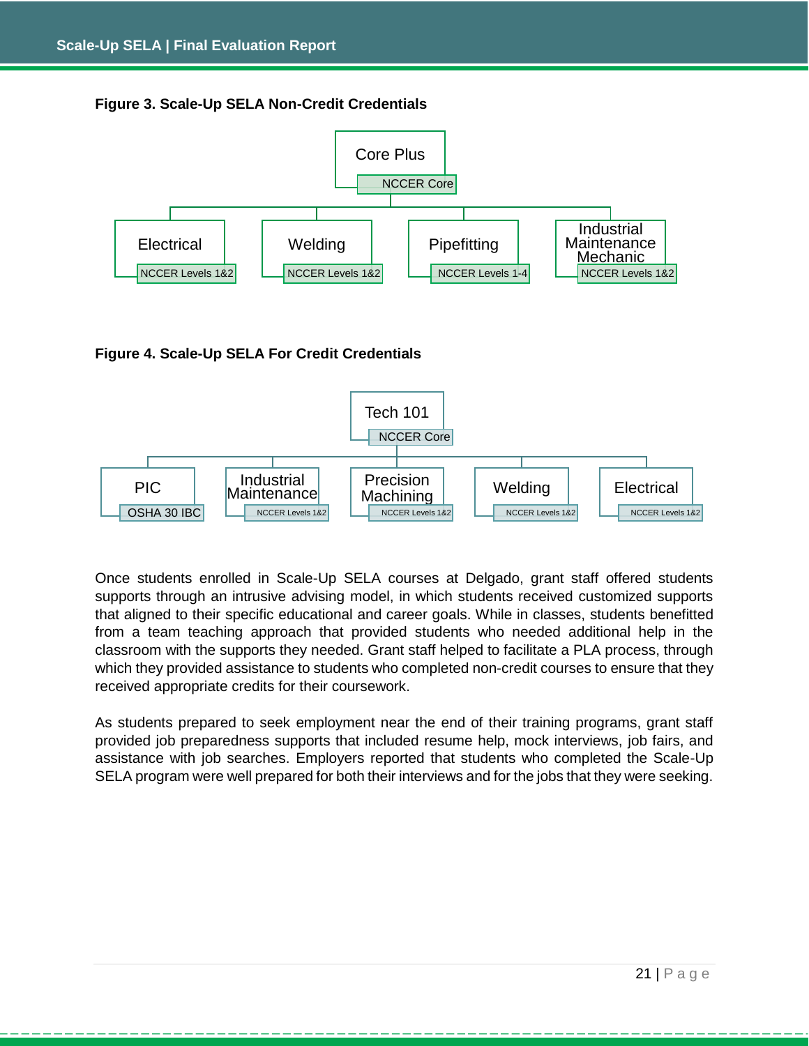**Figure 3. Scale-Up SELA Non-Credit Credentials**

- Core Plus — NCCER Core
  - Electrical — NCCER Levels 1&2
  - Welding — NCCER Levels 1&2
  - Pipefitting — NCCER Levels 1-4
  - Industrial Maintenance Mechanic — NCCER Levels 1&2

**Figure 4. Scale-Up SELA For Credit Credentials**

- Tech 101 — NCCER Core
  - PIC — OSHA 30 IBC
  - Industrial Maintenance — NCCER Levels 1&2
  - Precision Machining — NCCER Levels 1&2
  - Welding — NCCER Levels 1&2
  - Electrical — NCCER Levels 1&2

Once students enrolled in Scale-Up SELA courses at Delgado, grant staff offered students supports through an intrusive advising model, in which students received customized supports that aligned to their specific educational and career goals. While in classes, students benefitted from a team teaching approach that provided students who needed additional help in the classroom with the supports they needed. Grant staff helped to facilitate a PLA process, through which they provided assistance to students who completed non-credit courses to ensure that they received appropriate credits for their coursework.

As students prepared to seek employment near the end of their training programs, grant staff provided job preparedness supports that included resume help, mock interviews, job fairs, and assistance with job searches. Employers reported that students who completed the Scale-Up SELA program were well prepared for both their interviews and for the jobs that they were seeking.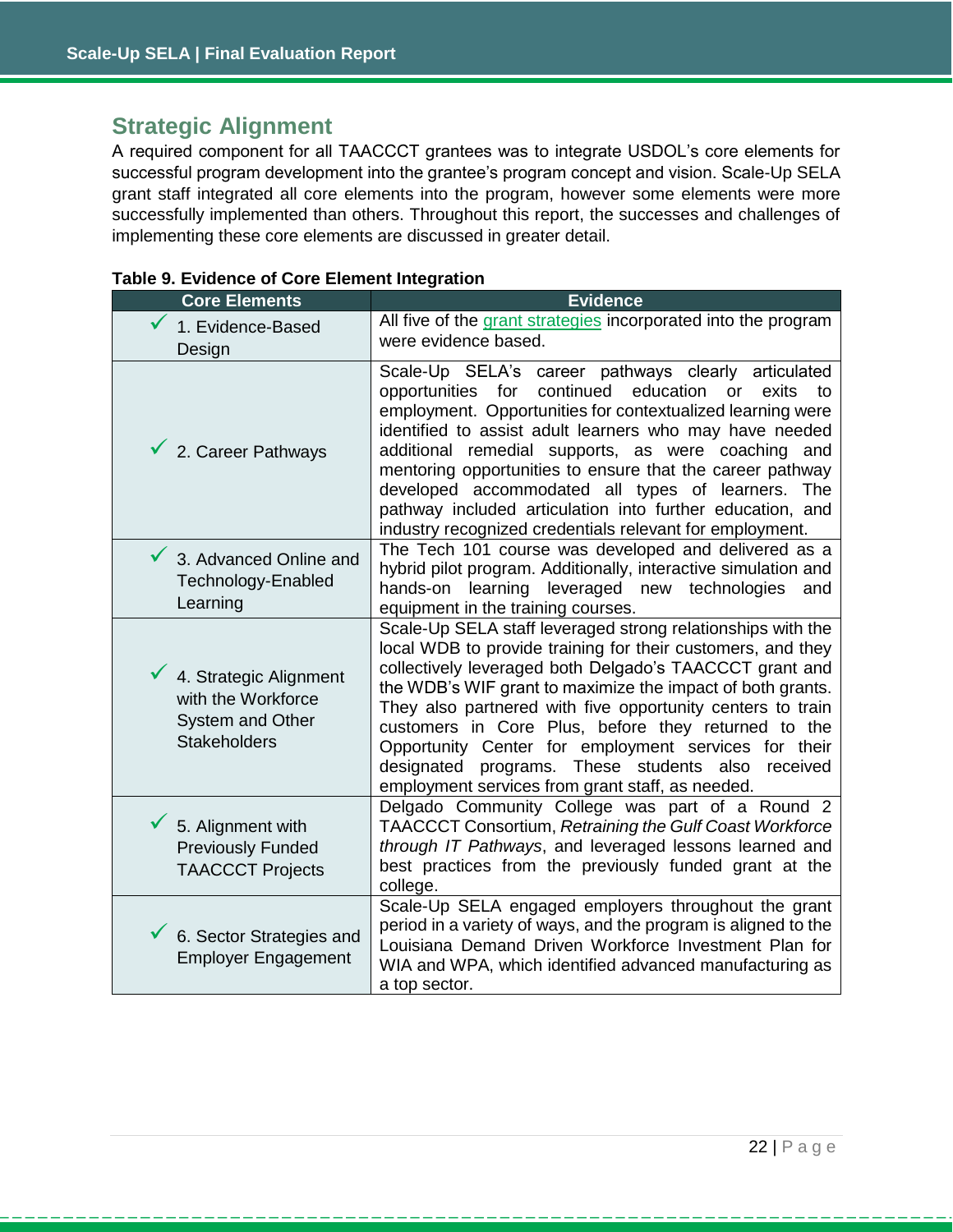## Strategic Alignment

A required component for all TAACCCT grantees was to integrate USDOL's core elements for successful program development into the grantee's program concept and vision. Scale-Up SELA grant staff integrated all core elements into the program, however some elements were more successfully implemented than others. Throughout this report, the successes and challenges of implementing these core elements are discussed in greater detail.

**Table 9. Evidence of Core Element Integration**

| Core Elements | Evidence |
|---|---|
| ✓ 1. Evidence-Based Design | All five of the grant strategies incorporated into the program were evidence based. |
| ✓ 2. Career Pathways | Scale-Up SELA's career pathways clearly articulated opportunities for continued education or exits to employment. Opportunities for contextualized learning were identified to assist adult learners who may have needed additional remedial supports, as were coaching and mentoring opportunities to ensure that the career pathway developed accommodated all types of learners. The pathway included articulation into further education, and industry recognized credentials relevant for employment. |
| ✓ 3. Advanced Online and Technology-Enabled Learning | The Tech 101 course was developed and delivered as a hybrid pilot program. Additionally, interactive simulation and hands-on learning leveraged new technologies and equipment in the training courses. |
| ✓ 4. Strategic Alignment with the Workforce System and Other Stakeholders | Scale-Up SELA staff leveraged strong relationships with the local WDB to provide training for their customers, and they collectively leveraged both Delgado's TAACCCT grant and the WDB's WIF grant to maximize the impact of both grants. They also partnered with five opportunity centers to train customers in Core Plus, before they returned to the Opportunity Center for employment services for their designated programs. These students also received employment services from grant staff, as needed. |
| ✓ 5. Alignment with Previously Funded TAACCCT Projects | Delgado Community College was part of a Round 2 TAACCCT Consortium, *Retraining the Gulf Coast Workforce through IT Pathways*, and leveraged lessons learned and best practices from the previously funded grant at the college. |
| ✓ 6. Sector Strategies and Employer Engagement | Scale-Up SELA engaged employers throughout the grant period in a variety of ways, and the program is aligned to the Louisiana Demand Driven Workforce Investment Plan for WIA and WPA, which identified advanced manufacturing as a top sector. |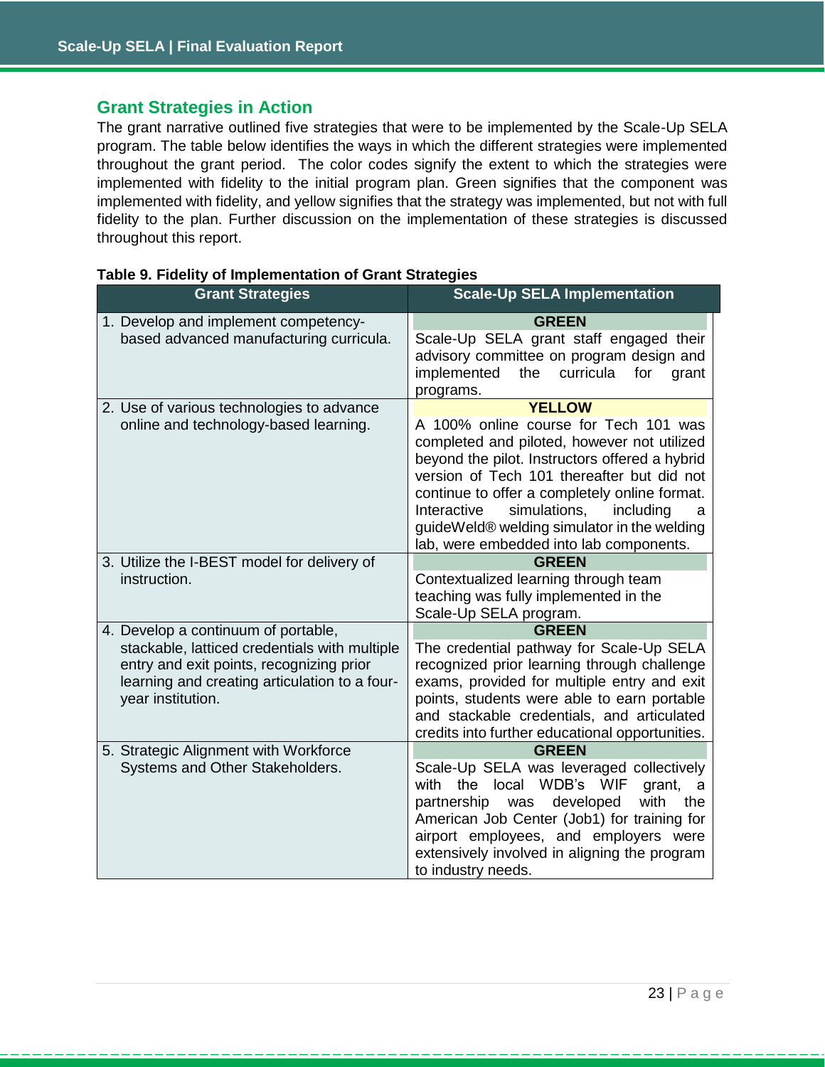## Grant Strategies in Action

The grant narrative outlined five strategies that were to be implemented by the Scale-Up SELA program. The table below identifies the ways in which the different strategies were implemented throughout the grant period. The color codes signify the extent to which the strategies were implemented with fidelity to the initial program plan. Green signifies that the component was implemented with fidelity, and yellow signifies that the strategy was implemented, but not with full fidelity to the plan. Further discussion on the implementation of these strategies is discussed throughout this report.

**Table 9. Fidelity of Implementation of Grant Strategies**

| Grant Strategies | Scale-Up SELA Implementation |
|---|---|
| 1. Develop and implement competency-based advanced manufacturing curricula. | **GREEN**<br>Scale-Up SELA grant staff engaged their advisory committee on program design and implemented the curricula for grant programs. |
| 2. Use of various technologies to advance online and technology-based learning. | **YELLOW**<br>A 100% online course for Tech 101 was completed and piloted, however not utilized beyond the pilot. Instructors offered a hybrid version of Tech 101 thereafter but did not continue to offer a completely online format. Interactive simulations, including a guideWeld® welding simulator in the welding lab, were embedded into lab components. |
| 3. Utilize the I-BEST model for delivery of instruction. | **GREEN**<br>Contextualized learning through team teaching was fully implemented in the Scale-Up SELA program. |
| 4. Develop a continuum of portable, stackable, latticed credentials with multiple entry and exit points, recognizing prior learning and creating articulation to a four-year institution. | **GREEN**<br>The credential pathway for Scale-Up SELA recognized prior learning through challenge exams, provided for multiple entry and exit points, students were able to earn portable and stackable credentials, and articulated credits into further educational opportunities. |
| 5. Strategic Alignment with Workforce Systems and Other Stakeholders. | **GREEN**<br>Scale-Up SELA was leveraged collectively with the local WDB's WIF grant, a partnership was developed with the American Job Center (Job1) for training for airport employees, and employers were extensively involved in aligning the program to industry needs. |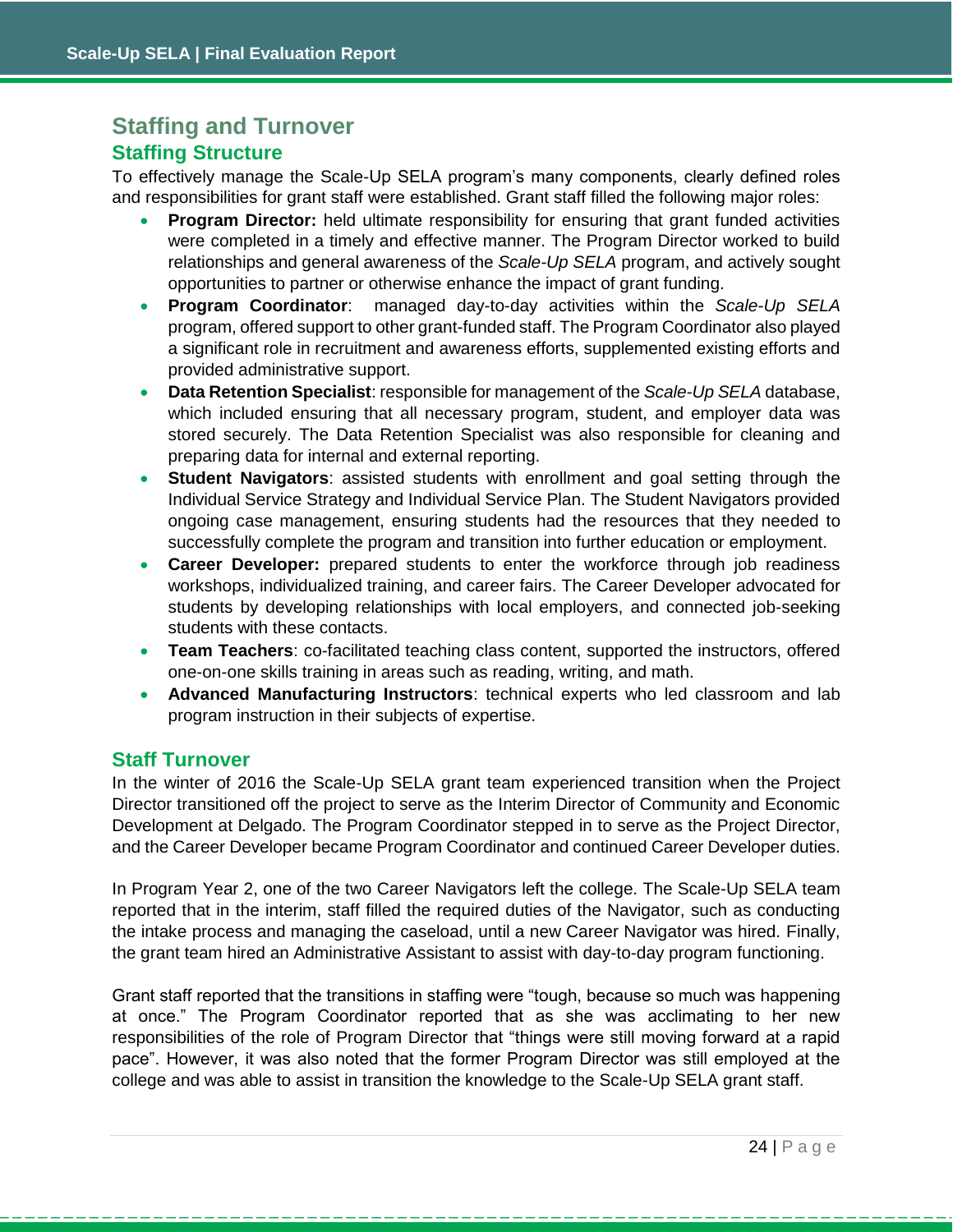## Staffing and Turnover

### Staffing Structure

To effectively manage the Scale-Up SELA program's many components, clearly defined roles and responsibilities for grant staff were established. Grant staff filled the following major roles:

- **Program Director:** held ultimate responsibility for ensuring that grant funded activities were completed in a timely and effective manner. The Program Director worked to build relationships and general awareness of the *Scale-Up SELA* program, and actively sought opportunities to partner or otherwise enhance the impact of grant funding.
- **Program Coordinator**: managed day-to-day activities within the *Scale-Up SELA* program, offered support to other grant-funded staff. The Program Coordinator also played a significant role in recruitment and awareness efforts, supplemented existing efforts and provided administrative support.
- **Data Retention Specialist**: responsible for management of the *Scale-Up SELA* database, which included ensuring that all necessary program, student, and employer data was stored securely. The Data Retention Specialist was also responsible for cleaning and preparing data for internal and external reporting.
- **Student Navigators**: assisted students with enrollment and goal setting through the Individual Service Strategy and Individual Service Plan. The Student Navigators provided ongoing case management, ensuring students had the resources that they needed to successfully complete the program and transition into further education or employment.
- **Career Developer:** prepared students to enter the workforce through job readiness workshops, individualized training, and career fairs. The Career Developer advocated for students by developing relationships with local employers, and connected job-seeking students with these contacts.
- **Team Teachers**: co-facilitated teaching class content, supported the instructors, offered one-on-one skills training in areas such as reading, writing, and math.
- **Advanced Manufacturing Instructors**: technical experts who led classroom and lab program instruction in their subjects of expertise.

### Staff Turnover

In the winter of 2016 the Scale-Up SELA grant team experienced transition when the Project Director transitioned off the project to serve as the Interim Director of Community and Economic Development at Delgado. The Program Coordinator stepped in to serve as the Project Director, and the Career Developer became Program Coordinator and continued Career Developer duties.

In Program Year 2, one of the two Career Navigators left the college. The Scale-Up SELA team reported that in the interim, staff filled the required duties of the Navigator, such as conducting the intake process and managing the caseload, until a new Career Navigator was hired. Finally, the grant team hired an Administrative Assistant to assist with day-to-day program functioning.

Grant staff reported that the transitions in staffing were "tough, because so much was happening at once." The Program Coordinator reported that as she was acclimating to her new responsibilities of the role of Program Director that "things were still moving forward at a rapid pace". However, it was also noted that the former Program Director was still employed at the college and was able to assist in transition the knowledge to the Scale-Up SELA grant staff.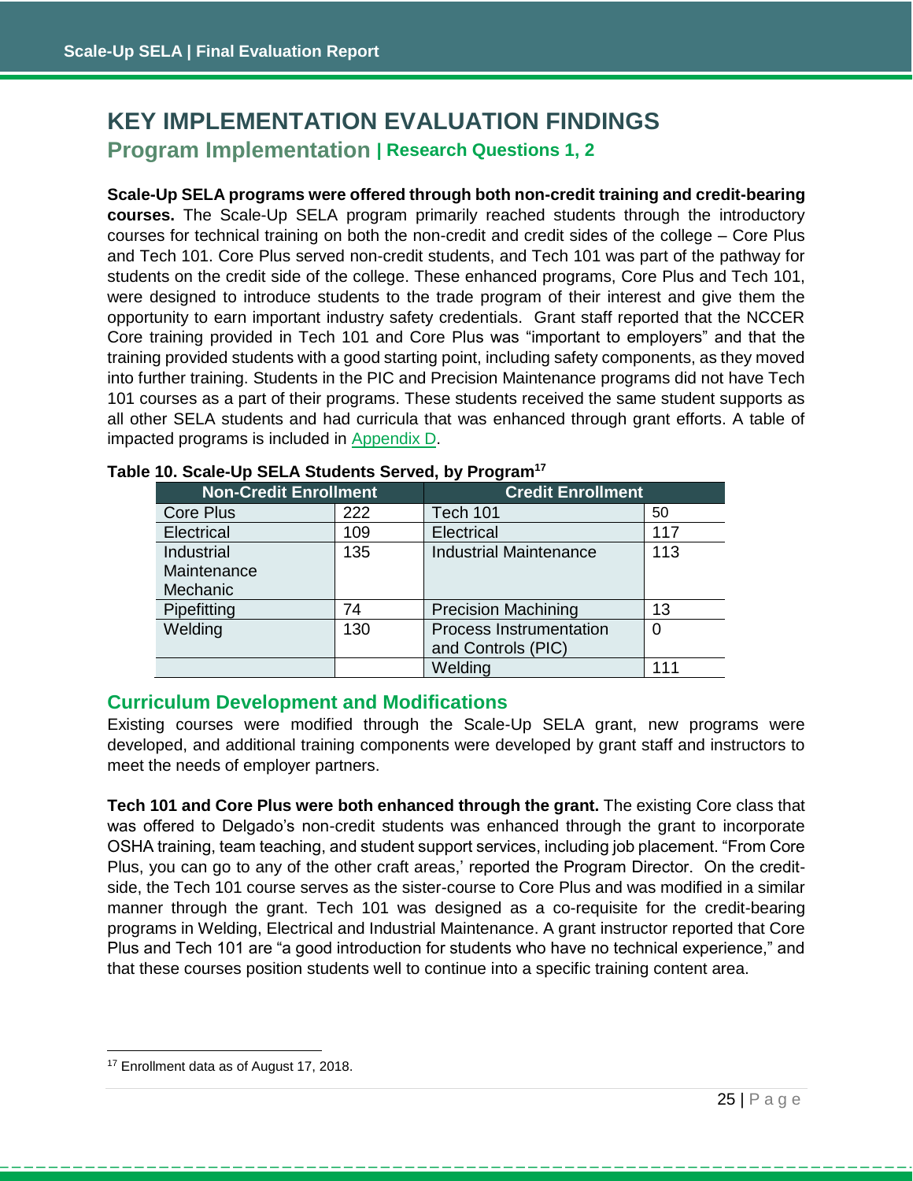# KEY IMPLEMENTATION EVALUATION FINDINGS

## Program Implementation | Research Questions 1, 2

**Scale-Up SELA programs were offered through both non-credit training and credit-bearing courses.** The Scale-Up SELA program primarily reached students through the introductory courses for technical training on both the non-credit and credit sides of the college – Core Plus and Tech 101. Core Plus served non-credit students, and Tech 101 was part of the pathway for students on the credit side of the college. These enhanced programs, Core Plus and Tech 101, were designed to introduce students to the trade program of their interest and give them the opportunity to earn important industry safety credentials. Grant staff reported that the NCCER Core training provided in Tech 101 and Core Plus was "important to employers" and that the training provided students with a good starting point, including safety components, as they moved into further training. Students in the PIC and Precision Maintenance programs did not have Tech 101 courses as a part of their programs. These students received the same student supports as all other SELA students and had curricula that was enhanced through grant efforts. A table of impacted programs is included in Appendix D.

**Table 10. Scale-Up SELA Students Served, by Program**[17]

| Non-Credit Enrollment | | Credit Enrollment | |
|---|---|---|---|
| Core Plus | 222 | Tech 101 | 50 |
| Electrical | 109 | Electrical | 117 |
| Industrial Maintenance Mechanic | 135 | Industrial Maintenance | 113 |
| Pipefitting | 74 | Precision Machining | 13 |
| Welding | 130 | Process Instrumentation and Controls (PIC) | 0 |
| | | Welding | 111 |

### Curriculum Development and Modifications

Existing courses were modified through the Scale-Up SELA grant, new programs were developed, and additional training components were developed by grant staff and instructors to meet the needs of employer partners.

**Tech 101 and Core Plus were both enhanced through the grant.** The existing Core class that was offered to Delgado's non-credit students was enhanced through the grant to incorporate OSHA training, team teaching, and student support services, including job placement. "From Core Plus, you can go to any of the other craft areas,' reported the Program Director. On the credit-side, the Tech 101 course serves as the sister-course to Core Plus and was modified in a similar manner through the grant. Tech 101 was designed as a co-requisite for the credit-bearing programs in Welding, Electrical and Industrial Maintenance. A grant instructor reported that Core Plus and Tech 101 are "a good introduction for students who have no technical experience," and that these courses position students well to continue into a specific training content area.

[17] Enrollment data as of August 17, 2018.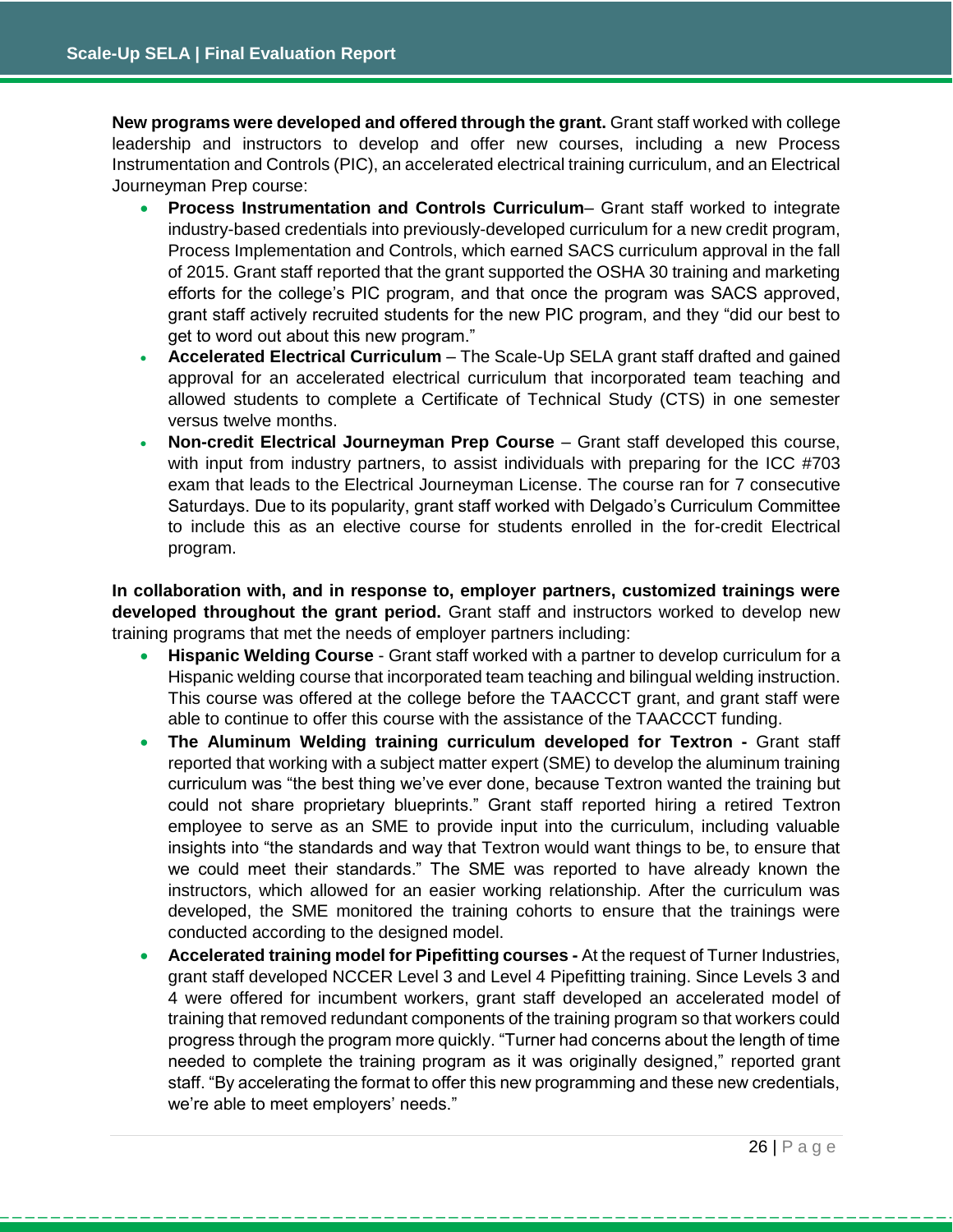**New programs were developed and offered through the grant.** Grant staff worked with college leadership and instructors to develop and offer new courses, including a new Process Instrumentation and Controls (PIC), an accelerated electrical training curriculum, and an Electrical Journeyman Prep course:

- **Process Instrumentation and Controls Curriculum**– Grant staff worked to integrate industry-based credentials into previously-developed curriculum for a new credit program, Process Implementation and Controls, which earned SACS curriculum approval in the fall of 2015. Grant staff reported that the grant supported the OSHA 30 training and marketing efforts for the college's PIC program, and that once the program was SACS approved, grant staff actively recruited students for the new PIC program, and they "did our best to get to word out about this new program."
- **Accelerated Electrical Curriculum** – The Scale-Up SELA grant staff drafted and gained approval for an accelerated electrical curriculum that incorporated team teaching and allowed students to complete a Certificate of Technical Study (CTS) in one semester versus twelve months.
- **Non-credit Electrical Journeyman Prep Course** – Grant staff developed this course, with input from industry partners, to assist individuals with preparing for the ICC #703 exam that leads to the Electrical Journeyman License. The course ran for 7 consecutive Saturdays. Due to its popularity, grant staff worked with Delgado's Curriculum Committee to include this as an elective course for students enrolled in the for-credit Electrical program.

**In collaboration with, and in response to, employer partners, customized trainings were developed throughout the grant period.** Grant staff and instructors worked to develop new training programs that met the needs of employer partners including:

- **Hispanic Welding Course** - Grant staff worked with a partner to develop curriculum for a Hispanic welding course that incorporated team teaching and bilingual welding instruction. This course was offered at the college before the TAACCCT grant, and grant staff were able to continue to offer this course with the assistance of the TAACCCT funding.
- **The Aluminum Welding training curriculum developed for Textron -** Grant staff reported that working with a subject matter expert (SME) to develop the aluminum training curriculum was "the best thing we've ever done, because Textron wanted the training but could not share proprietary blueprints." Grant staff reported hiring a retired Textron employee to serve as an SME to provide input into the curriculum, including valuable insights into "the standards and way that Textron would want things to be, to ensure that we could meet their standards." The SME was reported to have already known the instructors, which allowed for an easier working relationship. After the curriculum was developed, the SME monitored the training cohorts to ensure that the trainings were conducted according to the designed model.
- **Accelerated training model for Pipefitting courses -** At the request of Turner Industries, grant staff developed NCCER Level 3 and Level 4 Pipefitting training. Since Levels 3 and 4 were offered for incumbent workers, grant staff developed an accelerated model of training that removed redundant components of the training program so that workers could progress through the program more quickly. "Turner had concerns about the length of time needed to complete the training program as it was originally designed," reported grant staff. "By accelerating the format to offer this new programming and these new credentials, we're able to meet employers' needs."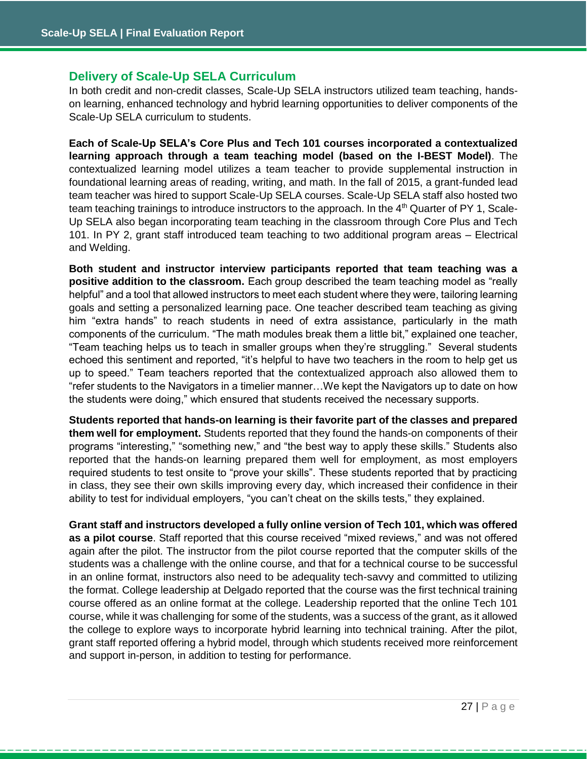## Delivery of Scale-Up SELA Curriculum

In both credit and non-credit classes, Scale-Up SELA instructors utilized team teaching, hands-on learning, enhanced technology and hybrid learning opportunities to deliver components of the Scale-Up SELA curriculum to students.

**Each of Scale-Up SELA's Core Plus and Tech 101 courses incorporated a contextualized learning approach through a team teaching model (based on the I-BEST Model)**. The contextualized learning model utilizes a team teacher to provide supplemental instruction in foundational learning areas of reading, writing, and math. In the fall of 2015, a grant-funded lead team teacher was hired to support Scale-Up SELA courses. Scale-Up SELA staff also hosted two team teaching trainings to introduce instructors to the approach. In the 4th Quarter of PY 1, Scale-Up SELA also began incorporating team teaching in the classroom through Core Plus and Tech 101. In PY 2, grant staff introduced team teaching to two additional program areas – Electrical and Welding.

**Both student and instructor interview participants reported that team teaching was a positive addition to the classroom.** Each group described the team teaching model as "really helpful" and a tool that allowed instructors to meet each student where they were, tailoring learning goals and setting a personalized learning pace. One teacher described team teaching as giving him "extra hands" to reach students in need of extra assistance, particularly in the math components of the curriculum. "The math modules break them a little bit," explained one teacher, "Team teaching helps us to teach in smaller groups when they're struggling." Several students echoed this sentiment and reported, "it's helpful to have two teachers in the room to help get us up to speed." Team teachers reported that the contextualized approach also allowed them to "refer students to the Navigators in a timelier manner…We kept the Navigators up to date on how the students were doing," which ensured that students received the necessary supports.

**Students reported that hands-on learning is their favorite part of the classes and prepared them well for employment.** Students reported that they found the hands-on components of their programs "interesting," "something new," and "the best way to apply these skills." Students also reported that the hands-on learning prepared them well for employment, as most employers required students to test onsite to "prove your skills". These students reported that by practicing in class, they see their own skills improving every day, which increased their confidence in their ability to test for individual employers, "you can't cheat on the skills tests," they explained.

**Grant staff and instructors developed a fully online version of Tech 101, which was offered as a pilot course**. Staff reported that this course received "mixed reviews," and was not offered again after the pilot. The instructor from the pilot course reported that the computer skills of the students was a challenge with the online course, and that for a technical course to be successful in an online format, instructors also need to be adequality tech-savvy and committed to utilizing the format. College leadership at Delgado reported that the course was the first technical training course offered as an online format at the college. Leadership reported that the online Tech 101 course, while it was challenging for some of the students, was a success of the grant, as it allowed the college to explore ways to incorporate hybrid learning into technical training. After the pilot, grant staff reported offering a hybrid model, through which students received more reinforcement and support in-person, in addition to testing for performance.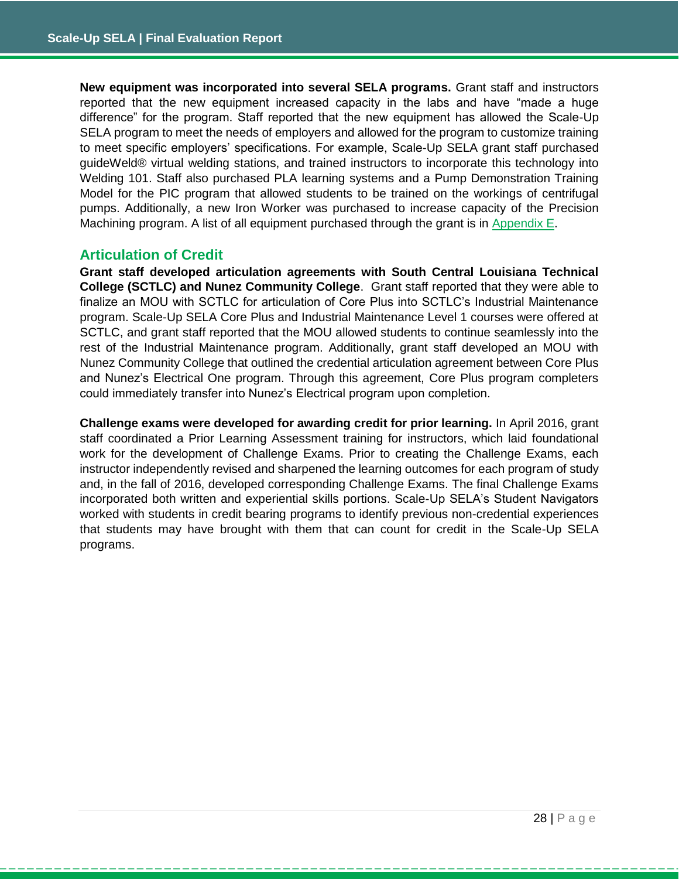**New equipment was incorporated into several SELA programs.** Grant staff and instructors reported that the new equipment increased capacity in the labs and have "made a huge difference" for the program. Staff reported that the new equipment has allowed the Scale-Up SELA program to meet the needs of employers and allowed for the program to customize training to meet specific employers' specifications. For example, Scale-Up SELA grant staff purchased guideWeld® virtual welding stations, and trained instructors to incorporate this technology into Welding 101. Staff also purchased PLA learning systems and a Pump Demonstration Training Model for the PIC program that allowed students to be trained on the workings of centrifugal pumps. Additionally, a new Iron Worker was purchased to increase capacity of the Precision Machining program. A list of all equipment purchased through the grant is in Appendix E.

## Articulation of Credit

**Grant staff developed articulation agreements with South Central Louisiana Technical College (SCTLC) and Nunez Community College**. Grant staff reported that they were able to finalize an MOU with SCTLC for articulation of Core Plus into SCTLC's Industrial Maintenance program. Scale-Up SELA Core Plus and Industrial Maintenance Level 1 courses were offered at SCTLC, and grant staff reported that the MOU allowed students to continue seamlessly into the rest of the Industrial Maintenance program. Additionally, grant staff developed an MOU with Nunez Community College that outlined the credential articulation agreement between Core Plus and Nunez's Electrical One program. Through this agreement, Core Plus program completers could immediately transfer into Nunez's Electrical program upon completion.

**Challenge exams were developed for awarding credit for prior learning.** In April 2016, grant staff coordinated a Prior Learning Assessment training for instructors, which laid foundational work for the development of Challenge Exams. Prior to creating the Challenge Exams, each instructor independently revised and sharpened the learning outcomes for each program of study and, in the fall of 2016, developed corresponding Challenge Exams. The final Challenge Exams incorporated both written and experiential skills portions. Scale-Up SELA's Student Navigators worked with students in credit bearing programs to identify previous non-credential experiences that students may have brought with them that can count for credit in the Scale-Up SELA programs.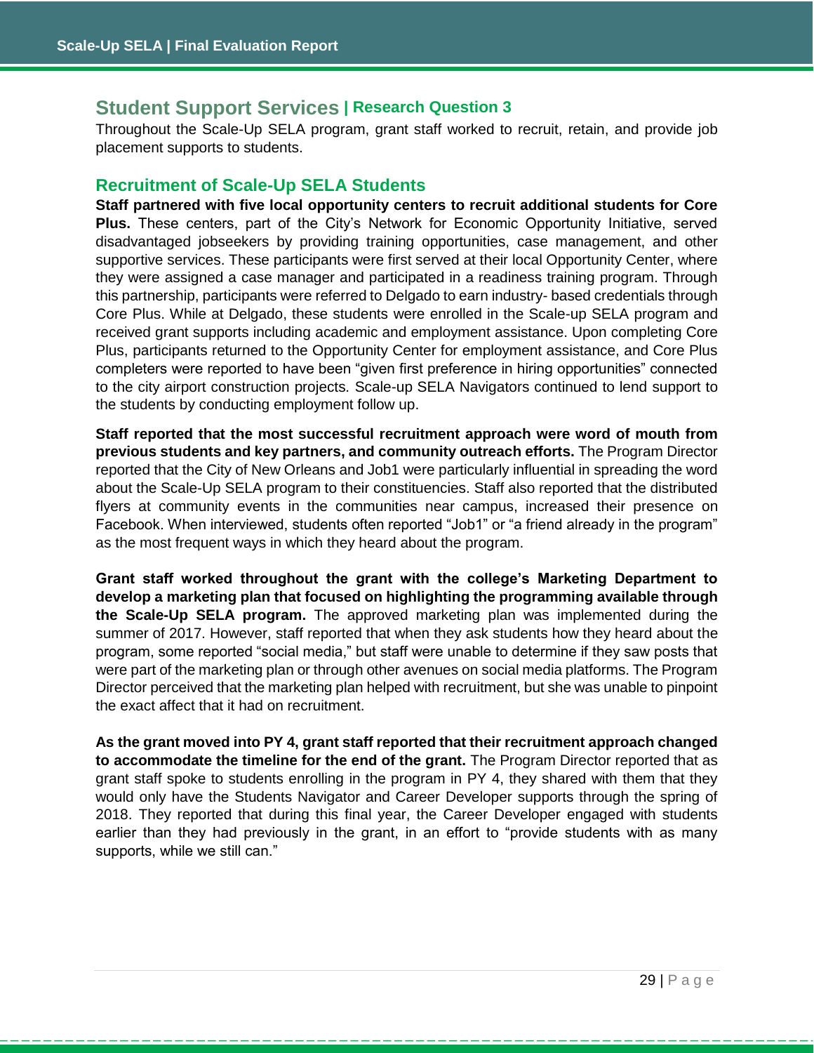## Student Support Services | Research Question 3

Throughout the Scale-Up SELA program, grant staff worked to recruit, retain, and provide job placement supports to students.

### Recruitment of Scale-Up SELA Students

**Staff partnered with five local opportunity centers to recruit additional students for Core Plus.** These centers, part of the City's Network for Economic Opportunity Initiative, served disadvantaged jobseekers by providing training opportunities, case management, and other supportive services. These participants were first served at their local Opportunity Center, where they were assigned a case manager and participated in a readiness training program. Through this partnership, participants were referred to Delgado to earn industry- based credentials through Core Plus. While at Delgado, these students were enrolled in the Scale-up SELA program and received grant supports including academic and employment assistance. Upon completing Core Plus, participants returned to the Opportunity Center for employment assistance, and Core Plus completers were reported to have been "given first preference in hiring opportunities" connected to the city airport construction projects. Scale-up SELA Navigators continued to lend support to the students by conducting employment follow up.

**Staff reported that the most successful recruitment approach were word of mouth from previous students and key partners, and community outreach efforts.** The Program Director reported that the City of New Orleans and Job1 were particularly influential in spreading the word about the Scale-Up SELA program to their constituencies. Staff also reported that the distributed flyers at community events in the communities near campus, increased their presence on Facebook. When interviewed, students often reported "Job1" or "a friend already in the program" as the most frequent ways in which they heard about the program.

**Grant staff worked throughout the grant with the college's Marketing Department to develop a marketing plan that focused on highlighting the programming available through the Scale-Up SELA program.** The approved marketing plan was implemented during the summer of 2017. However, staff reported that when they ask students how they heard about the program, some reported "social media," but staff were unable to determine if they saw posts that were part of the marketing plan or through other avenues on social media platforms. The Program Director perceived that the marketing plan helped with recruitment, but she was unable to pinpoint the exact affect that it had on recruitment.

**As the grant moved into PY 4, grant staff reported that their recruitment approach changed to accommodate the timeline for the end of the grant.** The Program Director reported that as grant staff spoke to students enrolling in the program in PY 4, they shared with them that they would only have the Students Navigator and Career Developer supports through the spring of 2018. They reported that during this final year, the Career Developer engaged with students earlier than they had previously in the grant, in an effort to "provide students with as many supports, while we still can."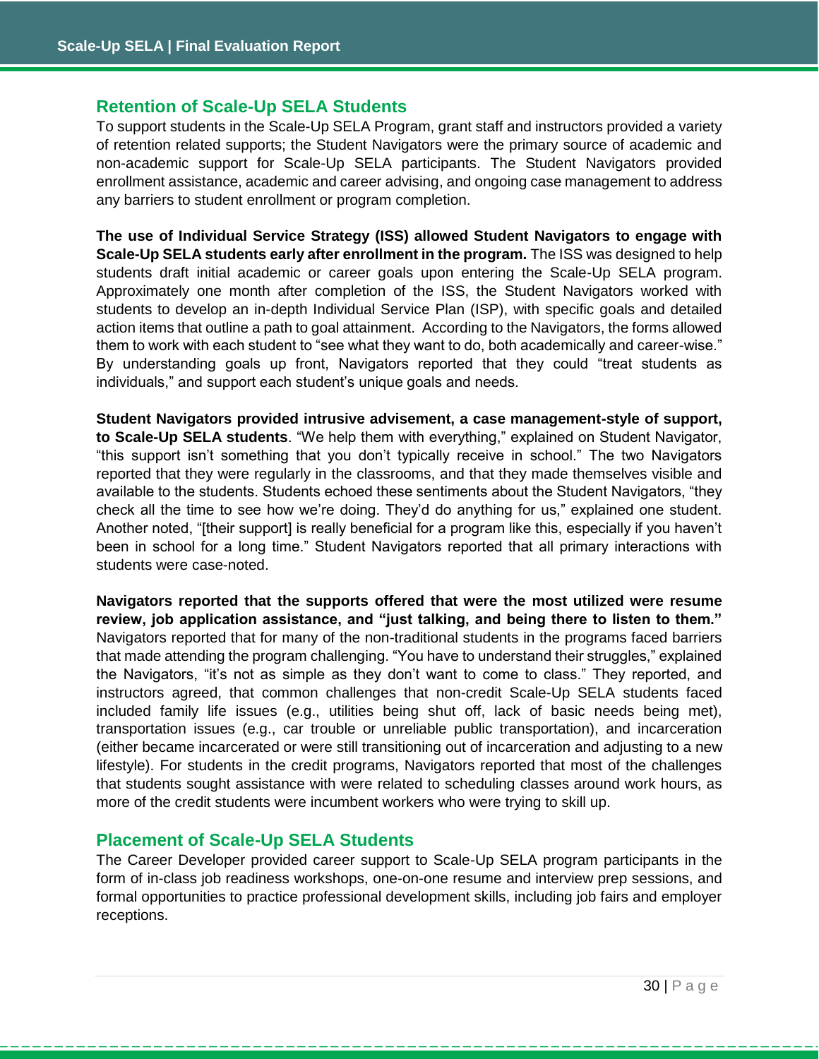## Retention of Scale-Up SELA Students

To support students in the Scale-Up SELA Program, grant staff and instructors provided a variety of retention related supports; the Student Navigators were the primary source of academic and non-academic support for Scale-Up SELA participants. The Student Navigators provided enrollment assistance, academic and career advising, and ongoing case management to address any barriers to student enrollment or program completion.

**The use of Individual Service Strategy (ISS) allowed Student Navigators to engage with Scale-Up SELA students early after enrollment in the program.** The ISS was designed to help students draft initial academic or career goals upon entering the Scale-Up SELA program. Approximately one month after completion of the ISS, the Student Navigators worked with students to develop an in-depth Individual Service Plan (ISP), with specific goals and detailed action items that outline a path to goal attainment. According to the Navigators, the forms allowed them to work with each student to "see what they want to do, both academically and career-wise." By understanding goals up front, Navigators reported that they could "treat students as individuals," and support each student's unique goals and needs.

**Student Navigators provided intrusive advisement, a case management-style of support, to Scale-Up SELA students**. "We help them with everything," explained on Student Navigator, "this support isn't something that you don't typically receive in school." The two Navigators reported that they were regularly in the classrooms, and that they made themselves visible and available to the students. Students echoed these sentiments about the Student Navigators, "they check all the time to see how we're doing. They'd do anything for us," explained one student. Another noted, "[their support] is really beneficial for a program like this, especially if you haven't been in school for a long time." Student Navigators reported that all primary interactions with students were case-noted.

**Navigators reported that the supports offered that were the most utilized were resume review, job application assistance, and "just talking, and being there to listen to them."** Navigators reported that for many of the non-traditional students in the programs faced barriers that made attending the program challenging. "You have to understand their struggles," explained the Navigators, "it's not as simple as they don't want to come to class." They reported, and instructors agreed, that common challenges that non-credit Scale-Up SELA students faced included family life issues (e.g., utilities being shut off, lack of basic needs being met), transportation issues (e.g., car trouble or unreliable public transportation), and incarceration (either became incarcerated or were still transitioning out of incarceration and adjusting to a new lifestyle). For students in the credit programs, Navigators reported that most of the challenges that students sought assistance with were related to scheduling classes around work hours, as more of the credit students were incumbent workers who were trying to skill up.

## Placement of Scale-Up SELA Students

The Career Developer provided career support to Scale-Up SELA program participants in the form of in-class job readiness workshops, one-on-one resume and interview prep sessions, and formal opportunities to practice professional development skills, including job fairs and employer receptions.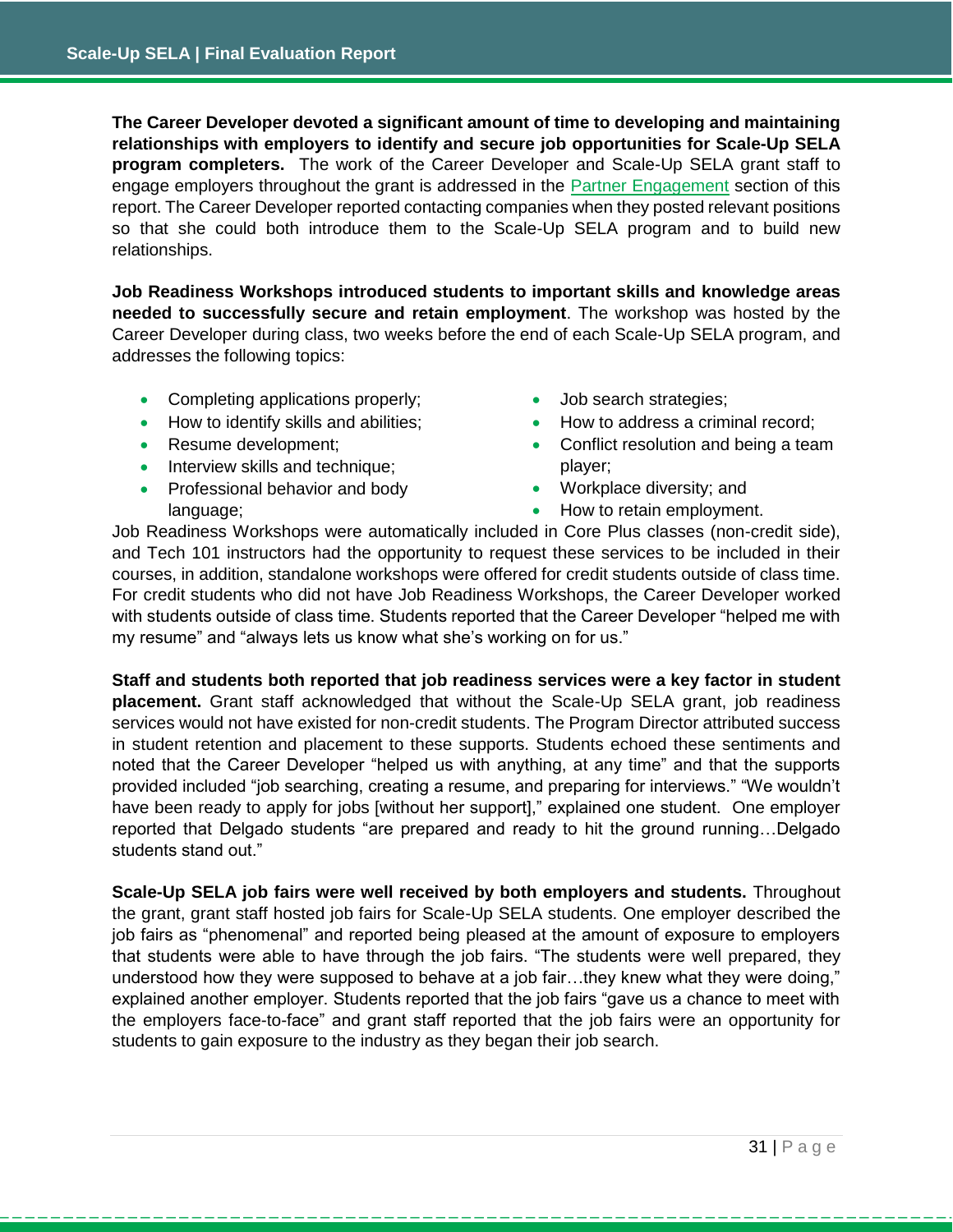**The Career Developer devoted a significant amount of time to developing and maintaining relationships with employers to identify and secure job opportunities for Scale-Up SELA program completers.** The work of the Career Developer and Scale-Up SELA grant staff to engage employers throughout the grant is addressed in the Partner Engagement section of this report. The Career Developer reported contacting companies when they posted relevant positions so that she could both introduce them to the Scale-Up SELA program and to build new relationships.

**Job Readiness Workshops introduced students to important skills and knowledge areas needed to successfully secure and retain employment**. The workshop was hosted by the Career Developer during class, two weeks before the end of each Scale-Up SELA program, and addresses the following topics:

- Completing applications properly;
- How to identify skills and abilities;
- Resume development;
- Interview skills and technique;
- Professional behavior and body language;
- Job search strategies;
- How to address a criminal record;
- Conflict resolution and being a team player;
- Workplace diversity; and
- How to retain employment.

Job Readiness Workshops were automatically included in Core Plus classes (non-credit side), and Tech 101 instructors had the opportunity to request these services to be included in their courses, in addition, standalone workshops were offered for credit students outside of class time. For credit students who did not have Job Readiness Workshops, the Career Developer worked with students outside of class time. Students reported that the Career Developer "helped me with my resume" and "always lets us know what she's working on for us."

**Staff and students both reported that job readiness services were a key factor in student placement.** Grant staff acknowledged that without the Scale-Up SELA grant, job readiness services would not have existed for non-credit students. The Program Director attributed success in student retention and placement to these supports. Students echoed these sentiments and noted that the Career Developer "helped us with anything, at any time" and that the supports provided included "job searching, creating a resume, and preparing for interviews." "We wouldn't have been ready to apply for jobs [without her support]," explained one student. One employer reported that Delgado students "are prepared and ready to hit the ground running…Delgado students stand out."

**Scale-Up SELA job fairs were well received by both employers and students.** Throughout the grant, grant staff hosted job fairs for Scale-Up SELA students. One employer described the job fairs as "phenomenal" and reported being pleased at the amount of exposure to employers that students were able to have through the job fairs. "The students were well prepared, they understood how they were supposed to behave at a job fair…they knew what they were doing," explained another employer. Students reported that the job fairs "gave us a chance to meet with the employers face-to-face" and grant staff reported that the job fairs were an opportunity for students to gain exposure to the industry as they began their job search.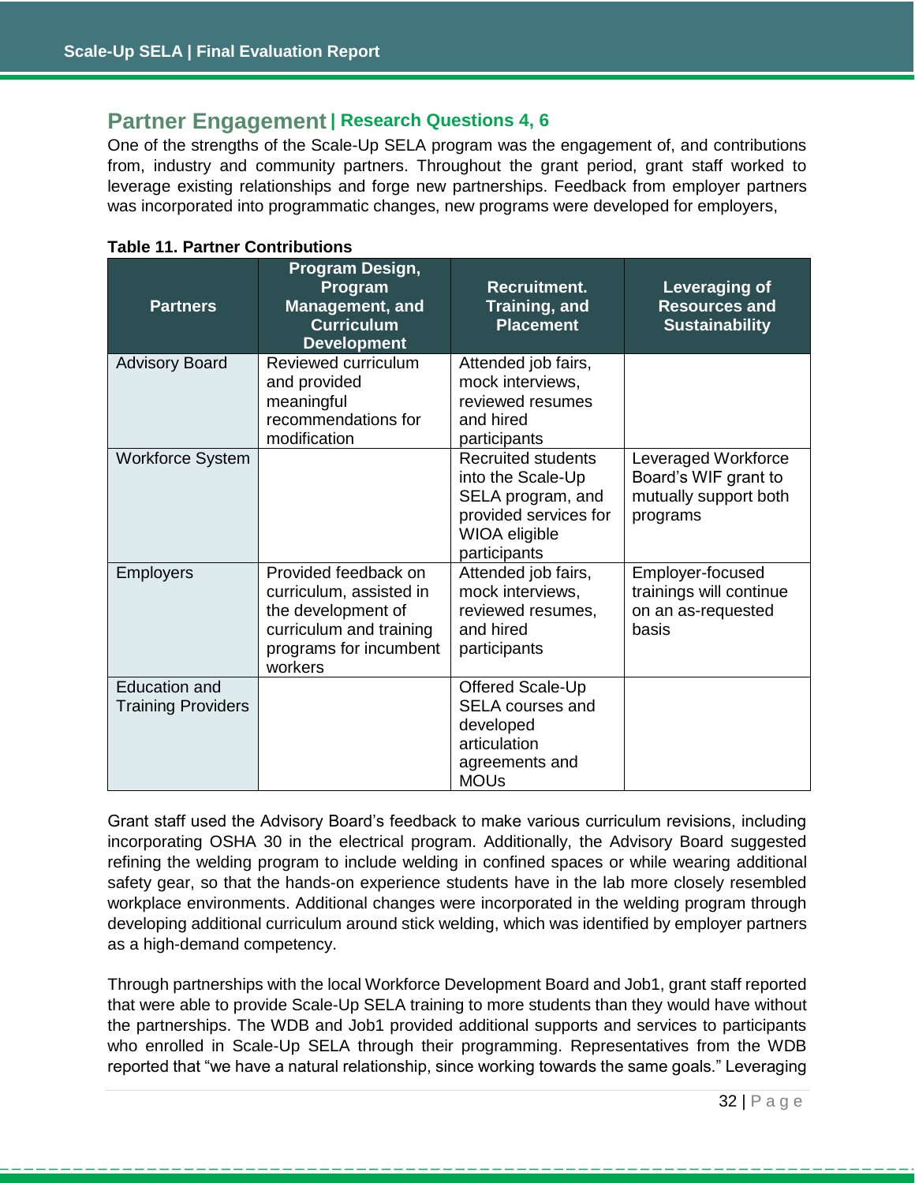## Partner Engagement | Research Questions 4, 6

One of the strengths of the Scale-Up SELA program was the engagement of, and contributions from, industry and community partners. Throughout the grant period, grant staff worked to leverage existing relationships and forge new partnerships. Feedback from employer partners was incorporated into programmatic changes, new programs were developed for employers,

**Table 11. Partner Contributions**

| Partners | Program Design, Program Management, and Curriculum Development | Recruitment. Training, and Placement | Leveraging of Resources and Sustainability |
|---|---|---|---|
| Advisory Board | Reviewed curriculum and provided meaningful recommendations for modification | Attended job fairs, mock interviews, reviewed resumes and hired participants | |
| Workforce System | | Recruited students into the Scale-Up SELA program, and provided services for WIOA eligible participants | Leveraged Workforce Board's WIF grant to mutually support both programs |
| Employers | Provided feedback on curriculum, assisted in the development of curriculum and training programs for incumbent workers | Attended job fairs, mock interviews, reviewed resumes, and hired participants | Employer-focused trainings will continue on an as-requested basis |
| Education and Training Providers | | Offered Scale-Up SELA courses and developed articulation agreements and MOUs | |

Grant staff used the Advisory Board's feedback to make various curriculum revisions, including incorporating OSHA 30 in the electrical program. Additionally, the Advisory Board suggested refining the welding program to include welding in confined spaces or while wearing additional safety gear, so that the hands-on experience students have in the lab more closely resembled workplace environments. Additional changes were incorporated in the welding program through developing additional curriculum around stick welding, which was identified by employer partners as a high-demand competency.

Through partnerships with the local Workforce Development Board and Job1, grant staff reported that were able to provide Scale-Up SELA training to more students than they would have without the partnerships. The WDB and Job1 provided additional supports and services to participants who enrolled in Scale-Up SELA through their programming. Representatives from the WDB reported that "we have a natural relationship, since working towards the same goals." Leveraging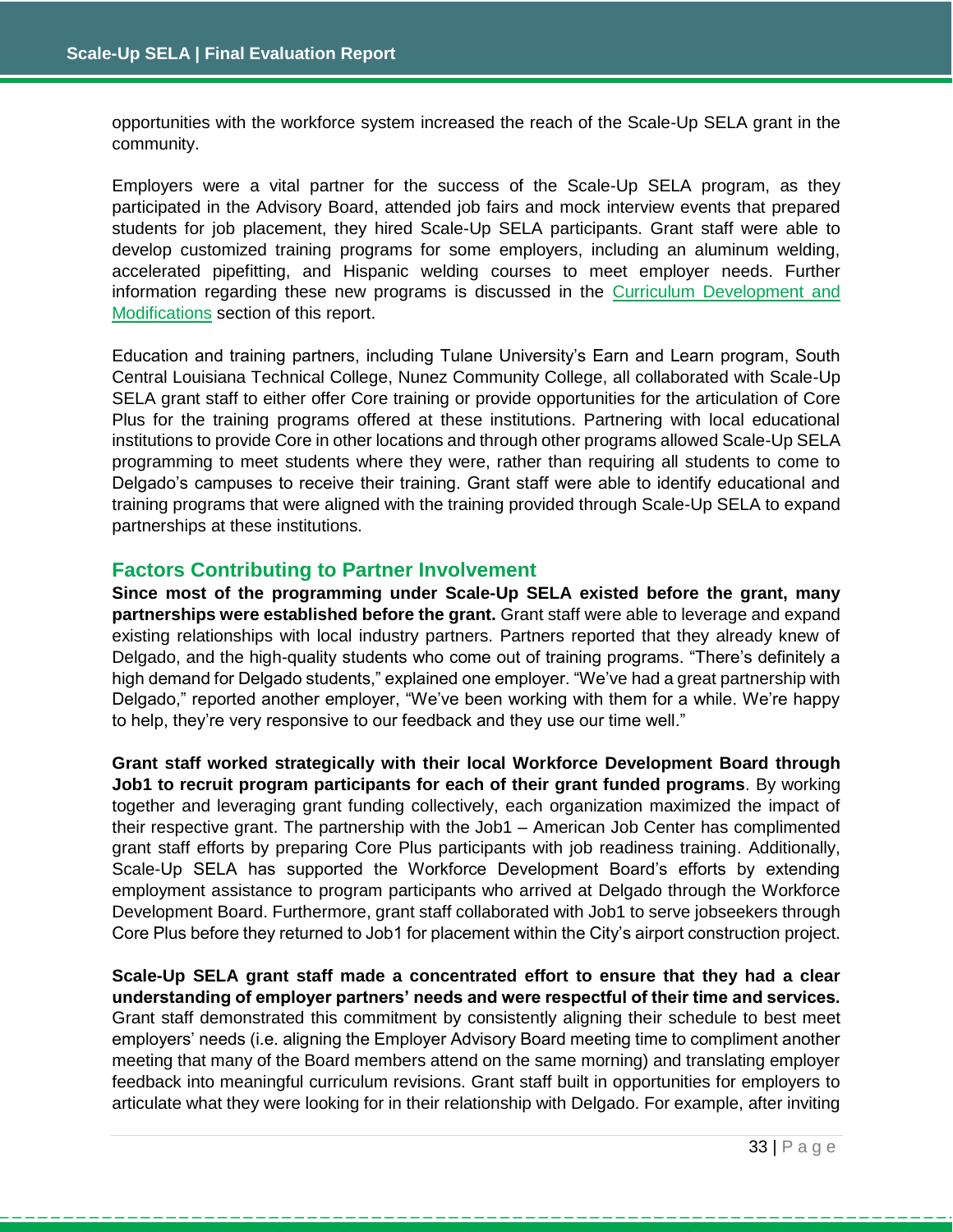opportunities with the workforce system increased the reach of the Scale-Up SELA grant in the community.

Employers were a vital partner for the success of the Scale-Up SELA program, as they participated in the Advisory Board, attended job fairs and mock interview events that prepared students for job placement, they hired Scale-Up SELA participants. Grant staff were able to develop customized training programs for some employers, including an aluminum welding, accelerated pipefitting, and Hispanic welding courses to meet employer needs. Further information regarding these new programs is discussed in the Curriculum Development and Modifications section of this report.

Education and training partners, including Tulane University's Earn and Learn program, South Central Louisiana Technical College, Nunez Community College, all collaborated with Scale-Up SELA grant staff to either offer Core training or provide opportunities for the articulation of Core Plus for the training programs offered at these institutions. Partnering with local educational institutions to provide Core in other locations and through other programs allowed Scale-Up SELA programming to meet students where they were, rather than requiring all students to come to Delgado's campuses to receive their training. Grant staff were able to identify educational and training programs that were aligned with the training provided through Scale-Up SELA to expand partnerships at these institutions.

## Factors Contributing to Partner Involvement

**Since most of the programming under Scale-Up SELA existed before the grant, many partnerships were established before the grant.** Grant staff were able to leverage and expand existing relationships with local industry partners. Partners reported that they already knew of Delgado, and the high-quality students who come out of training programs. "There's definitely a high demand for Delgado students," explained one employer. "We've had a great partnership with Delgado," reported another employer, "We've been working with them for a while. We're happy to help, they're very responsive to our feedback and they use our time well."

**Grant staff worked strategically with their local Workforce Development Board through Job1 to recruit program participants for each of their grant funded programs**. By working together and leveraging grant funding collectively, each organization maximized the impact of their respective grant. The partnership with the Job1 – American Job Center has complimented grant staff efforts by preparing Core Plus participants with job readiness training. Additionally, Scale-Up SELA has supported the Workforce Development Board's efforts by extending employment assistance to program participants who arrived at Delgado through the Workforce Development Board. Furthermore, grant staff collaborated with Job1 to serve jobseekers through Core Plus before they returned to Job1 for placement within the City's airport construction project.

**Scale-Up SELA grant staff made a concentrated effort to ensure that they had a clear understanding of employer partners' needs and were respectful of their time and services.** Grant staff demonstrated this commitment by consistently aligning their schedule to best meet employers' needs (i.e. aligning the Employer Advisory Board meeting time to compliment another meeting that many of the Board members attend on the same morning) and translating employer feedback into meaningful curriculum revisions. Grant staff built in opportunities for employers to articulate what they were looking for in their relationship with Delgado. For example, after inviting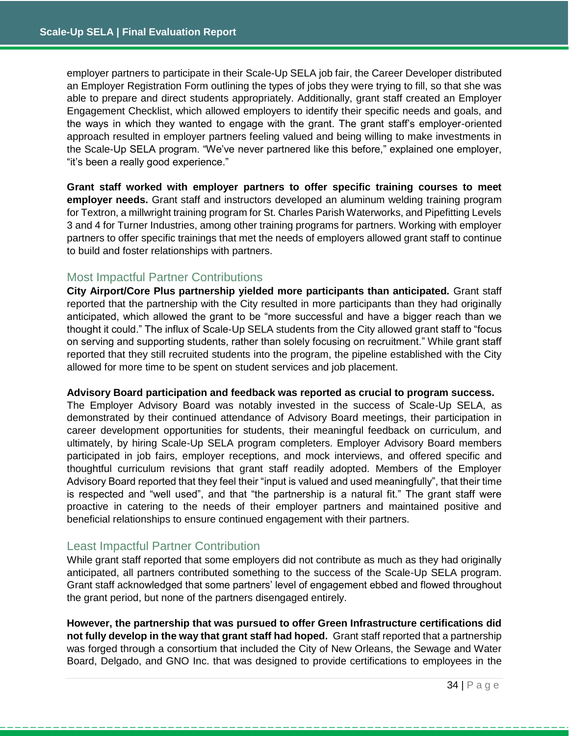employer partners to participate in their Scale-Up SELA job fair, the Career Developer distributed an Employer Registration Form outlining the types of jobs they were trying to fill, so that she was able to prepare and direct students appropriately. Additionally, grant staff created an Employer Engagement Checklist, which allowed employers to identify their specific needs and goals, and the ways in which they wanted to engage with the grant. The grant staff's employer-oriented approach resulted in employer partners feeling valued and being willing to make investments in the Scale-Up SELA program. "We've never partnered like this before," explained one employer, "it's been a really good experience."

**Grant staff worked with employer partners to offer specific training courses to meet employer needs.** Grant staff and instructors developed an aluminum welding training program for Textron, a millwright training program for St. Charles Parish Waterworks, and Pipefitting Levels 3 and 4 for Turner Industries, among other training programs for partners. Working with employer partners to offer specific trainings that met the needs of employers allowed grant staff to continue to build and foster relationships with partners.

## Most Impactful Partner Contributions

**City Airport/Core Plus partnership yielded more participants than anticipated.** Grant staff reported that the partnership with the City resulted in more participants than they had originally anticipated, which allowed the grant to be "more successful and have a bigger reach than we thought it could." The influx of Scale-Up SELA students from the City allowed grant staff to "focus on serving and supporting students, rather than solely focusing on recruitment." While grant staff reported that they still recruited students into the program, the pipeline established with the City allowed for more time to be spent on student services and job placement.

**Advisory Board participation and feedback was reported as crucial to program success.** The Employer Advisory Board was notably invested in the success of Scale-Up SELA, as demonstrated by their continued attendance of Advisory Board meetings, their participation in career development opportunities for students, their meaningful feedback on curriculum, and ultimately, by hiring Scale-Up SELA program completers. Employer Advisory Board members participated in job fairs, employer receptions, and mock interviews, and offered specific and thoughtful curriculum revisions that grant staff readily adopted. Members of the Employer Advisory Board reported that they feel their "input is valued and used meaningfully", that their time is respected and "well used", and that "the partnership is a natural fit." The grant staff were proactive in catering to the needs of their employer partners and maintained positive and beneficial relationships to ensure continued engagement with their partners.

## Least Impactful Partner Contribution

While grant staff reported that some employers did not contribute as much as they had originally anticipated, all partners contributed something to the success of the Scale-Up SELA program. Grant staff acknowledged that some partners' level of engagement ebbed and flowed throughout the grant period, but none of the partners disengaged entirely.

**However, the partnership that was pursued to offer Green Infrastructure certifications did not fully develop in the way that grant staff had hoped.** Grant staff reported that a partnership was forged through a consortium that included the City of New Orleans, the Sewage and Water Board, Delgado, and GNO Inc. that was designed to provide certifications to employees in the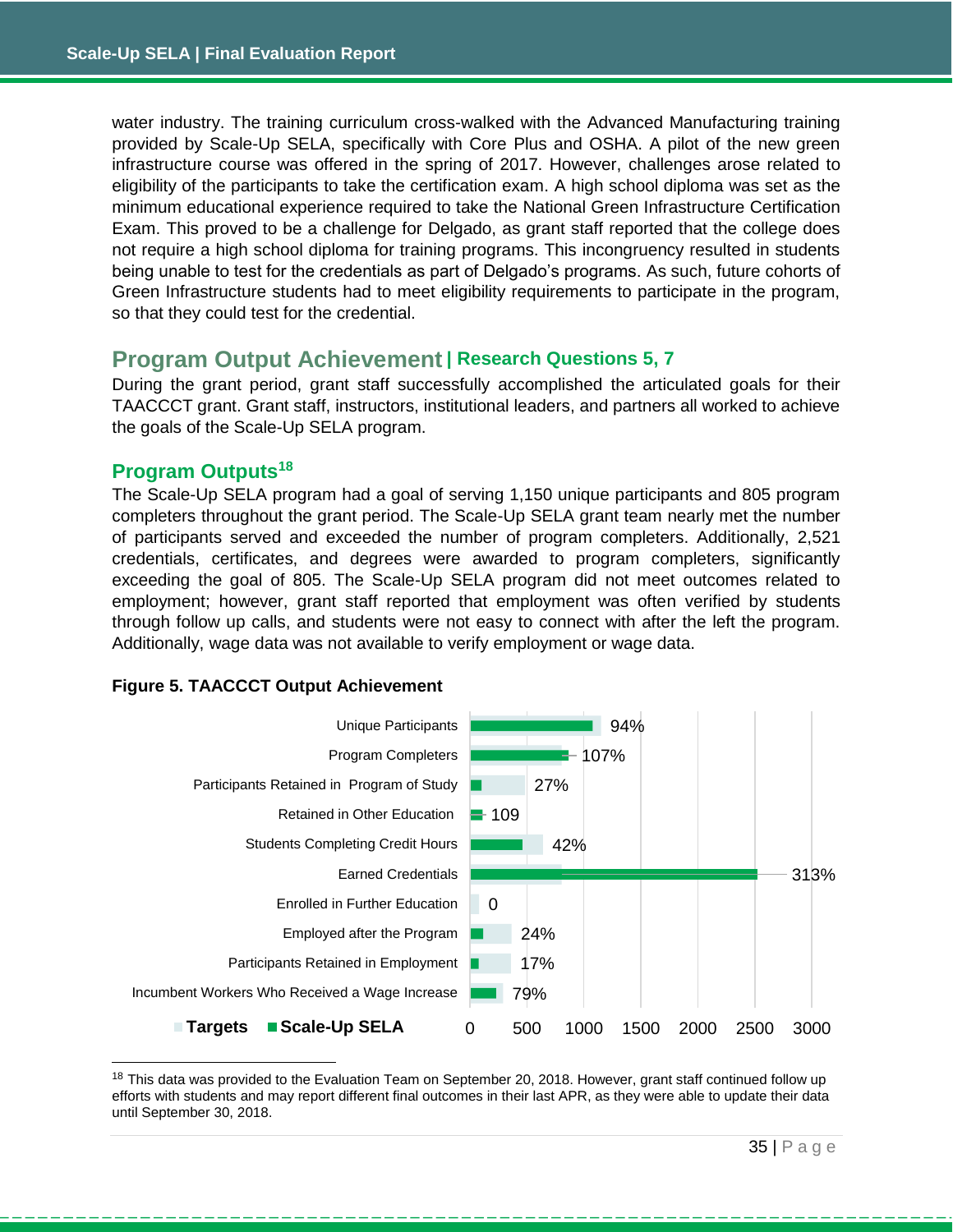water industry. The training curriculum cross-walked with the Advanced Manufacturing training provided by Scale-Up SELA, specifically with Core Plus and OSHA. A pilot of the new green infrastructure course was offered in the spring of 2017. However, challenges arose related to eligibility of the participants to take the certification exam. A high school diploma was set as the minimum educational experience required to take the National Green Infrastructure Certification Exam. This proved to be a challenge for Delgado, as grant staff reported that the college does not require a high school diploma for training programs. This incongruency resulted in students being unable to test for the credentials as part of Delgado's programs. As such, future cohorts of Green Infrastructure students had to meet eligibility requirements to participate in the program, so that they could test for the credential.

## Program Output Achievement | Research Questions 5, 7

During the grant period, grant staff successfully accomplished the articulated goals for their TAACCCT grant. Grant staff, instructors, institutional leaders, and partners all worked to achieve the goals of the Scale-Up SELA program.

### Program Outputs[18]

The Scale-Up SELA program had a goal of serving 1,150 unique participants and 805 program completers throughout the grant period. The Scale-Up SELA grant team nearly met the number of participants served and exceeded the number of program completers. Additionally, 2,521 credentials, certificates, and degrees were awarded to program completers, significantly exceeding the goal of 805. The Scale-Up SELA program did not meet outcomes related to employment; however, grant staff reported that employment was often verified by students through follow up calls, and students were not easy to connect with after the left the program. Additionally, wage data was not available to verify employment or wage data.

**Figure 5. TAACCCT Output Achievement**

| Output | Scale-Up SELA (% of target) |
|---|---|
| Unique Participants | 94% |
| Program Completers | 107% |
| Participants Retained in Program of Study | 27% |
| Retained in Other Education | 109 |
| Students Completing Credit Hours | 42% |
| Earned Credentials | 313% |
| Enrolled in Further Education | 0 |
| Employed after the Program | 24% |
| Participants Retained in Employment | 17% |
| Incumbent Workers Who Received a Wage Increase | 79% |

[18] This data was provided to the Evaluation Team on September 20, 2018. However, grant staff continued follow up efforts with students and may report different final outcomes in their last APR, as they were able to update their data until September 30, 2018.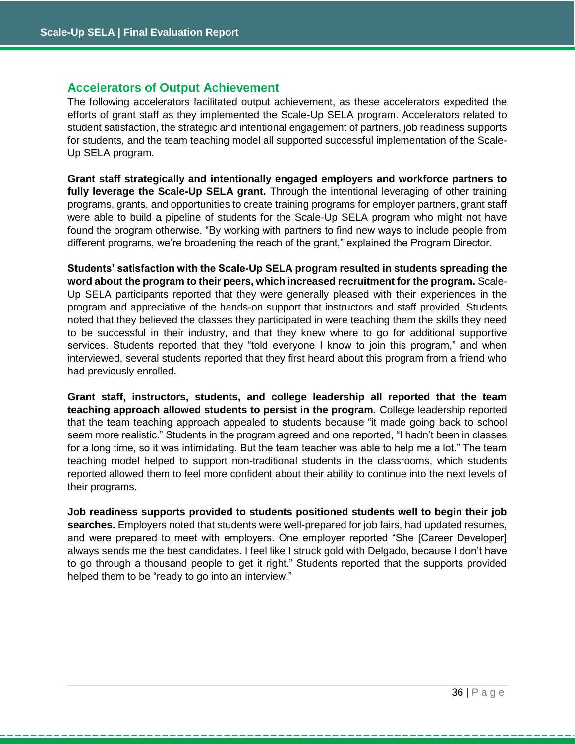## Accelerators of Output Achievement

The following accelerators facilitated output achievement, as these accelerators expedited the efforts of grant staff as they implemented the Scale-Up SELA program. Accelerators related to student satisfaction, the strategic and intentional engagement of partners, job readiness supports for students, and the team teaching model all supported successful implementation of the Scale-Up SELA program.

**Grant staff strategically and intentionally engaged employers and workforce partners to fully leverage the Scale-Up SELA grant.** Through the intentional leveraging of other training programs, grants, and opportunities to create training programs for employer partners, grant staff were able to build a pipeline of students for the Scale-Up SELA program who might not have found the program otherwise. "By working with partners to find new ways to include people from different programs, we're broadening the reach of the grant," explained the Program Director.

**Students' satisfaction with the Scale-Up SELA program resulted in students spreading the word about the program to their peers, which increased recruitment for the program.** Scale-Up SELA participants reported that they were generally pleased with their experiences in the program and appreciative of the hands-on support that instructors and staff provided. Students noted that they believed the classes they participated in were teaching them the skills they need to be successful in their industry, and that they knew where to go for additional supportive services. Students reported that they "told everyone I know to join this program," and when interviewed, several students reported that they first heard about this program from a friend who had previously enrolled.

**Grant staff, instructors, students, and college leadership all reported that the team teaching approach allowed students to persist in the program.** College leadership reported that the team teaching approach appealed to students because "it made going back to school seem more realistic." Students in the program agreed and one reported, "I hadn't been in classes for a long time, so it was intimidating. But the team teacher was able to help me a lot." The team teaching model helped to support non-traditional students in the classrooms, which students reported allowed them to feel more confident about their ability to continue into the next levels of their programs.

**Job readiness supports provided to students positioned students well to begin their job searches.** Employers noted that students were well-prepared for job fairs, had updated resumes, and were prepared to meet with employers. One employer reported "She [Career Developer] always sends me the best candidates. I feel like I struck gold with Delgado, because I don't have to go through a thousand people to get it right." Students reported that the supports provided helped them to be "ready to go into an interview."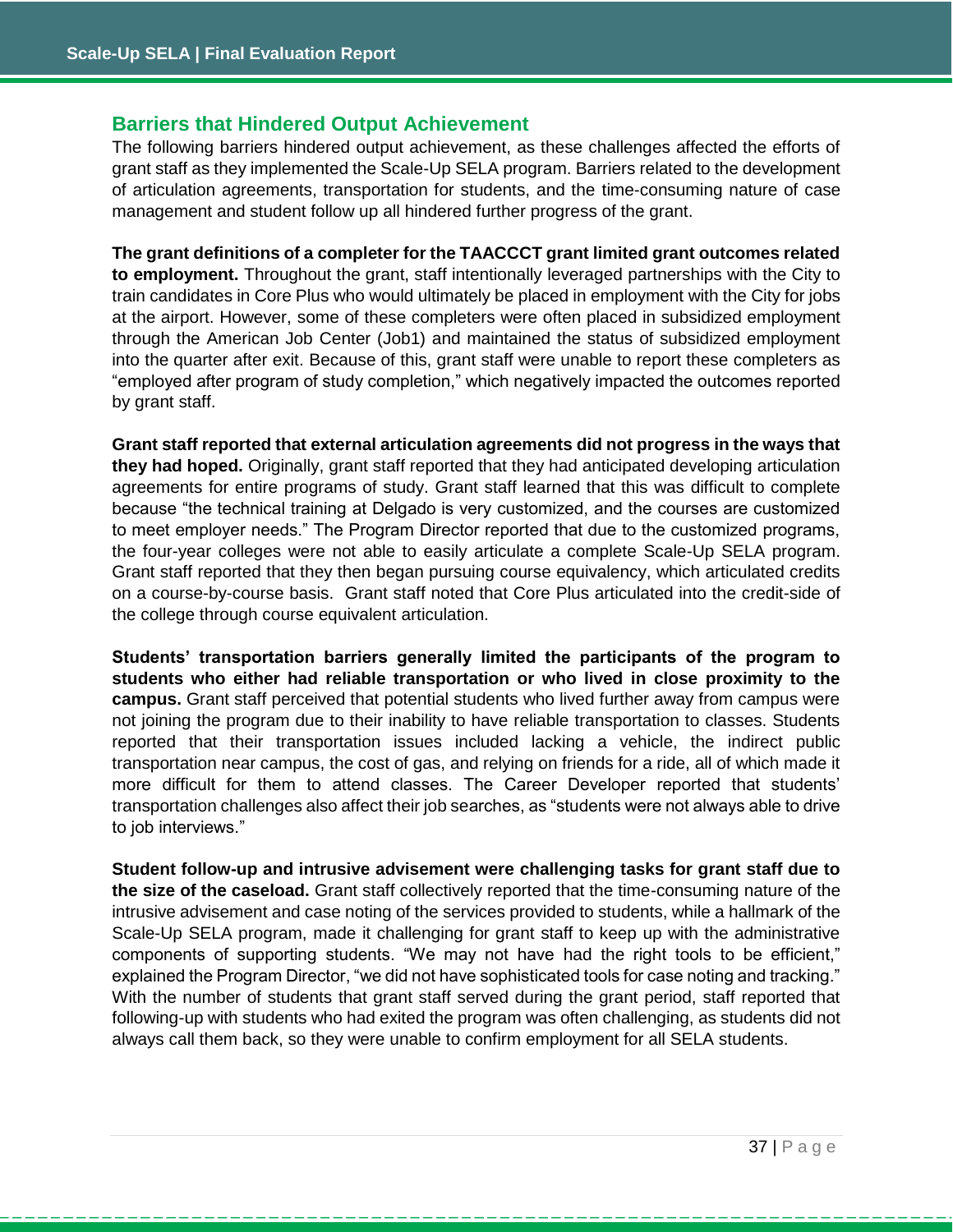## Barriers that Hindered Output Achievement

The following barriers hindered output achievement, as these challenges affected the efforts of grant staff as they implemented the Scale-Up SELA program. Barriers related to the development of articulation agreements, transportation for students, and the time-consuming nature of case management and student follow up all hindered further progress of the grant.

**The grant definitions of a completer for the TAACCCT grant limited grant outcomes related to employment.** Throughout the grant, staff intentionally leveraged partnerships with the City to train candidates in Core Plus who would ultimately be placed in employment with the City for jobs at the airport. However, some of these completers were often placed in subsidized employment through the American Job Center (Job1) and maintained the status of subsidized employment into the quarter after exit. Because of this, grant staff were unable to report these completers as "employed after program of study completion," which negatively impacted the outcomes reported by grant staff.

**Grant staff reported that external articulation agreements did not progress in the ways that they had hoped.** Originally, grant staff reported that they had anticipated developing articulation agreements for entire programs of study. Grant staff learned that this was difficult to complete because "the technical training at Delgado is very customized, and the courses are customized to meet employer needs." The Program Director reported that due to the customized programs, the four-year colleges were not able to easily articulate a complete Scale-Up SELA program. Grant staff reported that they then began pursuing course equivalency, which articulated credits on a course-by-course basis. Grant staff noted that Core Plus articulated into the credit-side of the college through course equivalent articulation.

**Students' transportation barriers generally limited the participants of the program to students who either had reliable transportation or who lived in close proximity to the campus.** Grant staff perceived that potential students who lived further away from campus were not joining the program due to their inability to have reliable transportation to classes. Students reported that their transportation issues included lacking a vehicle, the indirect public transportation near campus, the cost of gas, and relying on friends for a ride, all of which made it more difficult for them to attend classes. The Career Developer reported that students' transportation challenges also affect their job searches, as "students were not always able to drive to job interviews."

**Student follow-up and intrusive advisement were challenging tasks for grant staff due to the size of the caseload.** Grant staff collectively reported that the time-consuming nature of the intrusive advisement and case noting of the services provided to students, while a hallmark of the Scale-Up SELA program, made it challenging for grant staff to keep up with the administrative components of supporting students. "We may not have had the right tools to be efficient," explained the Program Director, "we did not have sophisticated tools for case noting and tracking." With the number of students that grant staff served during the grant period, staff reported that following-up with students who had exited the program was often challenging, as students did not always call them back, so they were unable to confirm employment for all SELA students.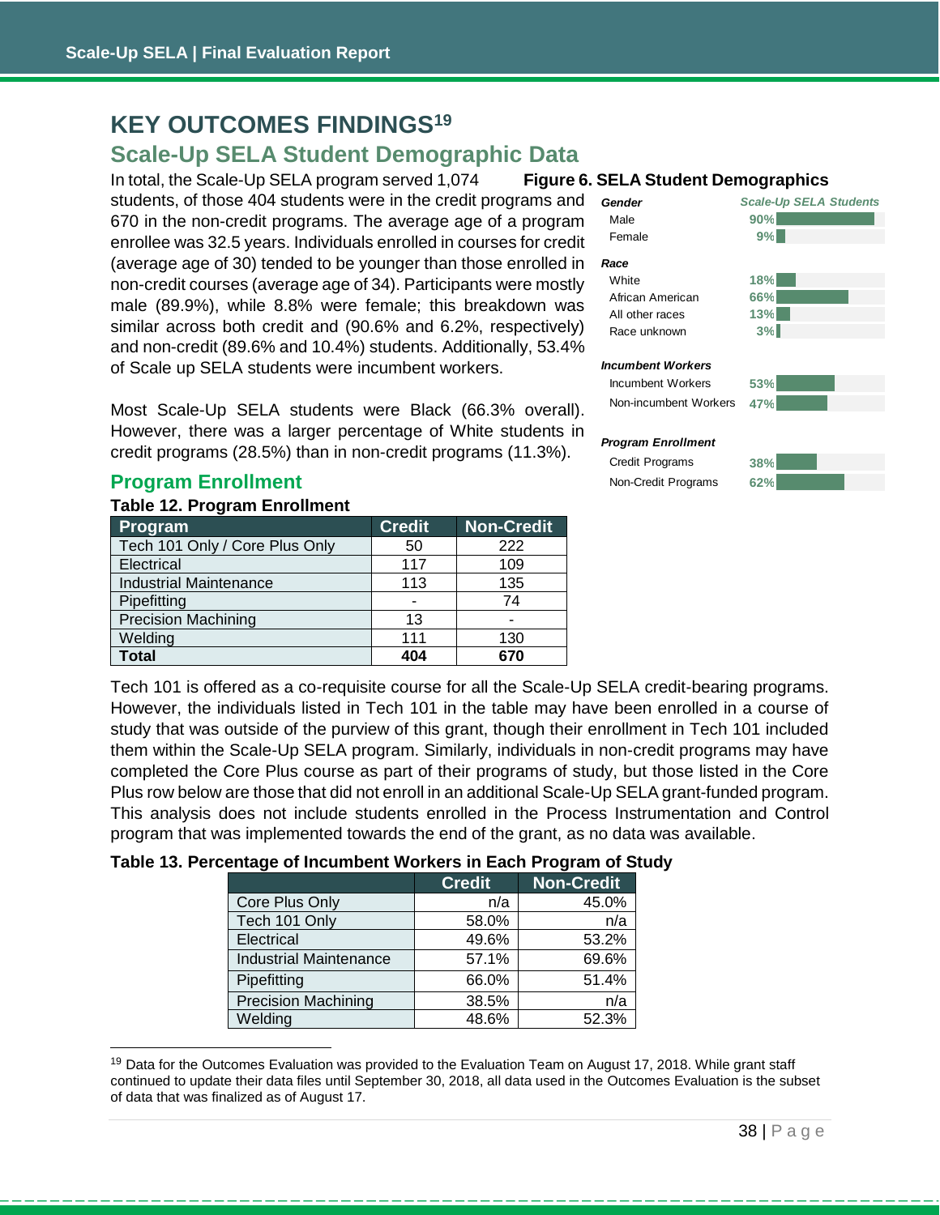# KEY OUTCOMES FINDINGS[19]

## Scale-Up SELA Student Demographic Data

In total, the Scale-Up SELA program served 1,074 students, of those 404 students were in the credit programs and 670 in the non-credit programs. The average age of a program enrollee was 32.5 years. Individuals enrolled in courses for credit (average age of 30) tended to be younger than those enrolled in non-credit courses (average age of 34). Participants were mostly male (89.9%), while 8.8% were female; this breakdown was similar across both credit and (90.6% and 6.2%, respectively) and non-credit (89.6% and 10.4%) students. Additionally, 53.4% of Scale up SELA students were incumbent workers.

Most Scale-Up SELA students were Black (66.3% overall). However, there was a larger percentage of White students in credit programs (28.5%) than in non-credit programs (11.3%).

**Figure 6. SELA Student Demographics**

| | Scale-Up SELA Students |
|---|---|
| ***Gender*** | |
| Male | 90% |
| Female | 9% |
| ***Race*** | |
| White | 18% |
| African American | 66% |
| All other races | 13% |
| Race unknown | 3% |
| ***Incumbent Workers*** | |
| Incumbent Workers | 53% |
| Non-incumbent Workers | 47% |
| ***Program Enrollment*** | |
| Credit Programs | 38% |
| Non-Credit Programs | 62% |

## Program Enrollment

**Table 12. Program Enrollment**

| Program | Credit | Non-Credit |
|---|---|---|
| Tech 101 Only / Core Plus Only | 50 | 222 |
| Electrical | 117 | 109 |
| Industrial Maintenance | 113 | 135 |
| Pipefitting | - | 74 |
| Precision Machining | 13 | - |
| Welding | 111 | 130 |
| **Total** | **404** | **670** |

Tech 101 is offered as a co-requisite course for all the Scale-Up SELA credit-bearing programs. However, the individuals listed in Tech 101 in the table may have been enrolled in a course of study that was outside of the purview of this grant, though their enrollment in Tech 101 included them within the Scale-Up SELA program. Similarly, individuals in non-credit programs may have completed the Core Plus course as part of their programs of study, but those listed in the Core Plus row below are those that did not enroll in an additional Scale-Up SELA grant-funded program. This analysis does not include students enrolled in the Process Instrumentation and Control program that was implemented towards the end of the grant, as no data was available.

**Table 13. Percentage of Incumbent Workers in Each Program of Study**

| | Credit | Non-Credit |
|---|---|---|
| Core Plus Only | n/a | 45.0% |
| Tech 101 Only | 58.0% | n/a |
| Electrical | 49.6% | 53.2% |
| Industrial Maintenance | 57.1% | 69.6% |
| Pipefitting | 66.0% | 51.4% |
| Precision Machining | 38.5% | n/a |
| Welding | 48.6% | 52.3% |

[19] Data for the Outcomes Evaluation was provided to the Evaluation Team on August 17, 2018. While grant staff continued to update their data files until September 30, 2018, all data used in the Outcomes Evaluation is the subset of data that was finalized as of August 17.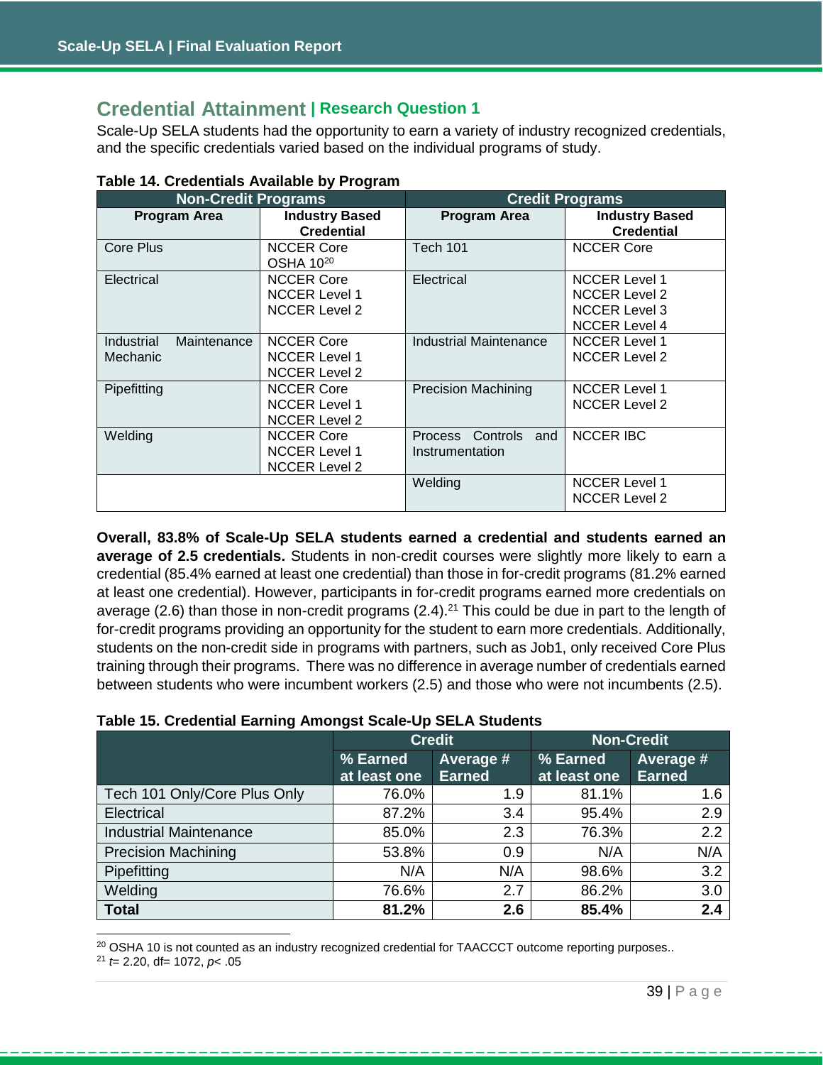## Credential Attainment | Research Question 1

Scale-Up SELA students had the opportunity to earn a variety of industry recognized credentials, and the specific credentials varied based on the individual programs of study.

**Table 14. Credentials Available by Program**

| Non-Credit Programs | | Credit Programs | |
|---|---|---|---|
| **Program Area** | **Industry Based Credential** | **Program Area** | **Industry Based Credential** |
| Core Plus | NCCER Core<br>OSHA 10[20] | Tech 101 | NCCER Core |
| Electrical | NCCER Core<br>NCCER Level 1<br>NCCER Level 2 | Electrical | NCCER Level 1<br>NCCER Level 2<br>NCCER Level 3<br>NCCER Level 4 |
| Industrial Maintenance Mechanic | NCCER Core<br>NCCER Level 1<br>NCCER Level 2 | Industrial Maintenance | NCCER Level 1<br>NCCER Level 2 |
| Pipefitting | NCCER Core<br>NCCER Level 1<br>NCCER Level 2 | Precision Machining | NCCER Level 1<br>NCCER Level 2 |
| Welding | NCCER Core<br>NCCER Level 1<br>NCCER Level 2 | Process Controls and Instrumentation | NCCER IBC |
| | | Welding | NCCER Level 1<br>NCCER Level 2 |

**Overall, 83.8% of Scale-Up SELA students earned a credential and students earned an average of 2.5 credentials.** Students in non-credit courses were slightly more likely to earn a credential (85.4% earned at least one credential) than those in for-credit programs (81.2% earned at least one credential). However, participants in for-credit programs earned more credentials on average (2.6) than those in non-credit programs (2.4).[21] This could be due in part to the length of for-credit programs providing an opportunity for the student to earn more credentials. Additionally, students on the non-credit side in programs with partners, such as Job1, only received Core Plus training through their programs. There was no difference in average number of credentials earned between students who were incumbent workers (2.5) and those who were not incumbents (2.5).

**Table 15. Credential Earning Amongst Scale-Up SELA Students**

| | Credit | | Non-Credit | |
|---|---|---|---|---|
| | **% Earned at least one** | **Average # Earned** | **% Earned at least one** | **Average # Earned** |
| Tech 101 Only/Core Plus Only | 76.0% | 1.9 | 81.1% | 1.6 |
| Electrical | 87.2% | 3.4 | 95.4% | 2.9 |
| Industrial Maintenance | 85.0% | 2.3 | 76.3% | 2.2 |
| Precision Machining | 53.8% | 0.9 | N/A | N/A |
| Pipefitting | N/A | N/A | 98.6% | 3.2 |
| Welding | 76.6% | 2.7 | 86.2% | 3.0 |
| **Total** | **81.2%** | **2.6** | **85.4%** | **2.4** |

[20] OSHA 10 is not counted as an industry recognized credential for TAACCCT outcome reporting purposes..

[21] $t= 2.20$, df= 1072, $p< .05$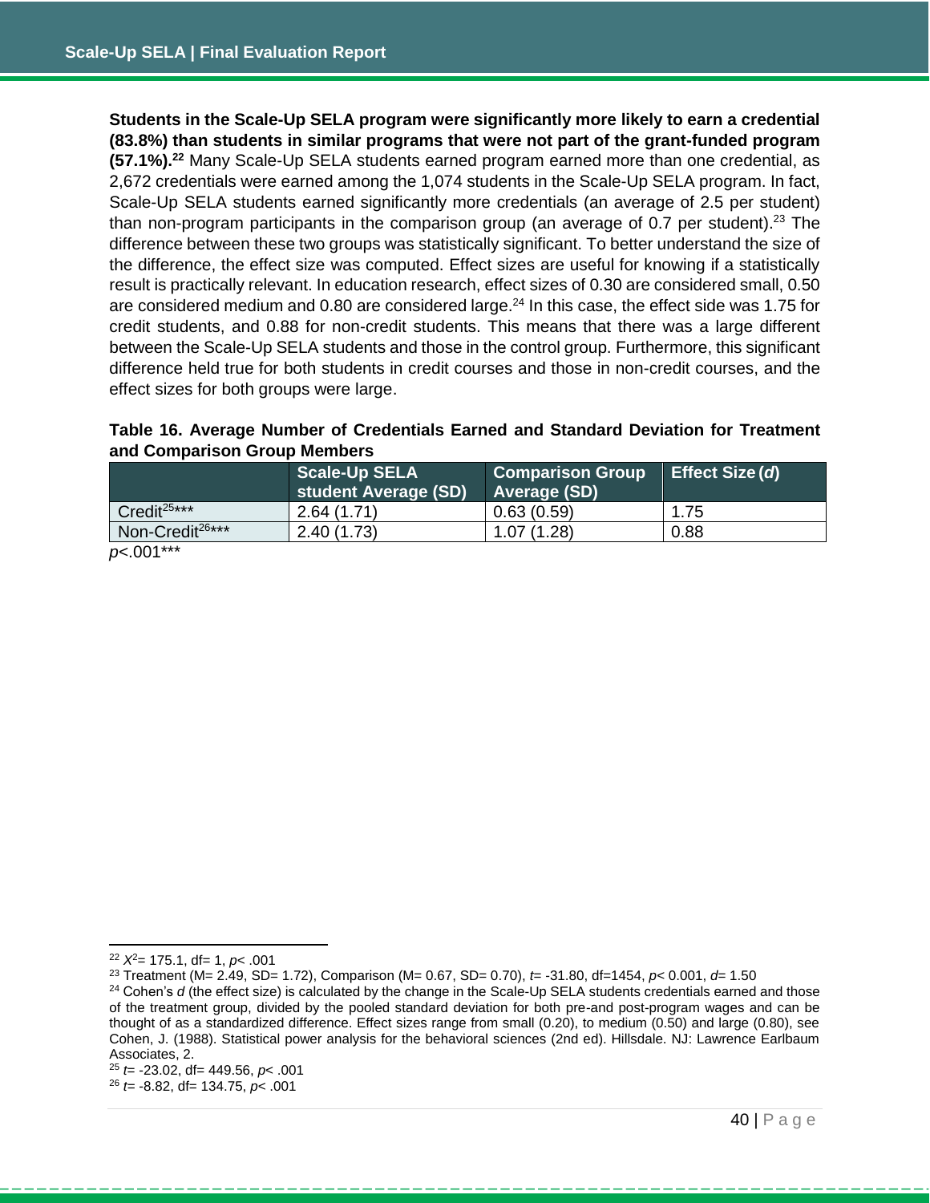**Students in the Scale-Up SELA program were significantly more likely to earn a credential (83.8%) than students in similar programs that were not part of the grant-funded program (57.1%).**[22] Many Scale-Up SELA students earned program earned more than one credential, as 2,672 credentials were earned among the 1,074 students in the Scale-Up SELA program. In fact, Scale-Up SELA students earned significantly more credentials (an average of 2.5 per student) than non-program participants in the comparison group (an average of 0.7 per student).[23] The difference between these two groups was statistically significant. To better understand the size of the difference, the effect size was computed. Effect sizes are useful for knowing if a statistically result is practically relevant. In education research, effect sizes of 0.30 are considered small, 0.50 are considered medium and 0.80 are considered large.[24] In this case, the effect side was 1.75 for credit students, and 0.88 for non-credit students. This means that there was a large different between the Scale-Up SELA students and those in the control group. Furthermore, this significant difference held true for both students in credit courses and those in non-credit courses, and the effect sizes for both groups were large.

**Table 16. Average Number of Credentials Earned and Standard Deviation for Treatment and Comparison Group Members**

| | Scale-Up SELA student Average (SD) | Comparison Group Average (SD) | Effect Size (*d*) |
|---|---|---|---|
| Credit[25]*** | 2.64 (1.71) | 0.63 (0.59) | 1.75 |
| Non-Credit[26]*** | 2.40 (1.73) | 1.07 (1.28) | 0.88 |

$p<.001$***

---

[22] $X^2 = 175.1$, df= 1, $p < .001$

[23] Treatment (M= 2.49, SD= 1.72), Comparison (M= 0.67, SD= 0.70), $t = -31.80$, df=1454, $p < 0.001$, $d = 1.50$

[24] Cohen's *d* (the effect size) is calculated by the change in the Scale-Up SELA students credentials earned and those of the treatment group, divided by the pooled standard deviation for both pre-and post-program wages and can be thought of as a standardized difference. Effect sizes range from small (0.20), to medium (0.50) and large (0.80), see Cohen, J. (1988). Statistical power analysis for the behavioral sciences (2nd ed). Hillsdale. NJ: Lawrence Earlbaum Associates, 2.

[25] $t = -23.02$, df= 449.56, $p < .001$

[26] $t = -8.82$, df= 134.75, $p < .001$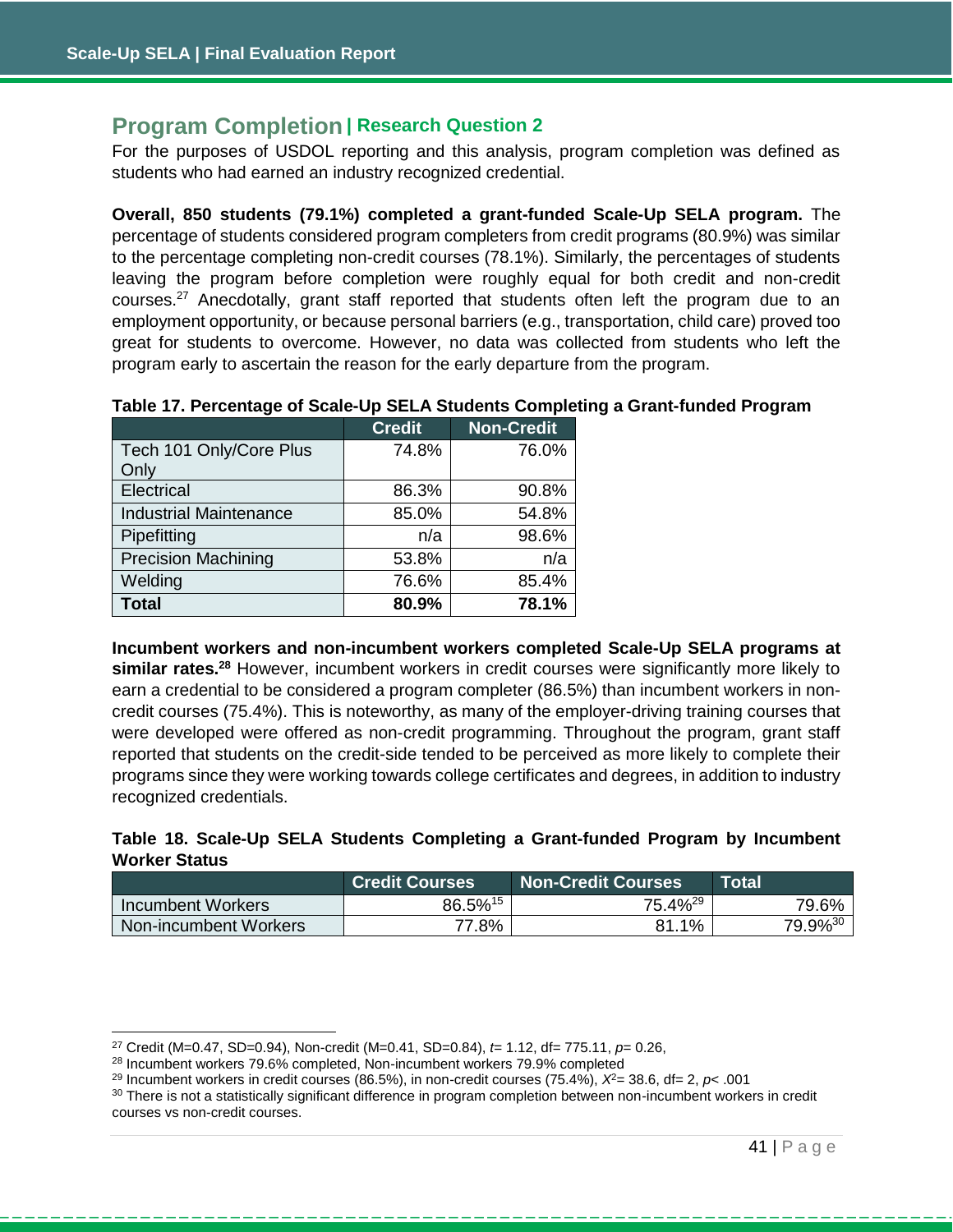## Program Completion | Research Question 2

For the purposes of USDOL reporting and this analysis, program completion was defined as students who had earned an industry recognized credential.

**Overall, 850 students (79.1%) completed a grant-funded Scale-Up SELA program.** The percentage of students considered program completers from credit programs (80.9%) was similar to the percentage completing non-credit courses (78.1%). Similarly, the percentages of students leaving the program before completion were roughly equal for both credit and non-credit courses.[27] Anecdotally, grant staff reported that students often left the program due to an employment opportunity, or because personal barriers (e.g., transportation, child care) proved too great for students to overcome. However, no data was collected from students who left the program early to ascertain the reason for the early departure from the program.

**Table 17. Percentage of Scale-Up SELA Students Completing a Grant-funded Program**

| | Credit | Non-Credit |
|---|---|---|
| Tech 101 Only/Core Plus Only | 74.8% | 76.0% |
| Electrical | 86.3% | 90.8% |
| Industrial Maintenance | 85.0% | 54.8% |
| Pipefitting | n/a | 98.6% |
| Precision Machining | 53.8% | n/a |
| Welding | 76.6% | 85.4% |
| **Total** | **80.9%** | **78.1%** |

**Incumbent workers and non-incumbent workers completed Scale-Up SELA programs at similar rates.[28]** However, incumbent workers in credit courses were significantly more likely to earn a credential to be considered a program completer (86.5%) than incumbent workers in non-credit courses (75.4%). This is noteworthy, as many of the employer-driving training courses that were developed were offered as non-credit programming. Throughout the program, grant staff reported that students on the credit-side tended to be perceived as more likely to complete their programs since they were working towards college certificates and degrees, in addition to industry recognized credentials.

**Table 18. Scale-Up SELA Students Completing a Grant-funded Program by Incumbent Worker Status**

| | Credit Courses | Non-Credit Courses | Total |
|---|---|---|---|
| Incumbent Workers | 86.5%[15] | 75.4%[29] | 79.6% |
| Non-incumbent Workers | 77.8% | 81.1% | 79.9%[30] |

---

[27] Credit (M=0.47, SD=0.94), Non-credit (M=0.41, SD=0.84), $t$= 1.12, df= 775.11, $p$= 0.26,

[28] Incumbent workers 79.6% completed, Non-incumbent workers 79.9% completed

[29] Incumbent workers in credit courses (86.5%), in non-credit courses (75.4%), $X^2$= 38.6, df= 2, $p$< .001

[30] There is not a statistically significant difference in program completion between non-incumbent workers in credit courses vs non-credit courses.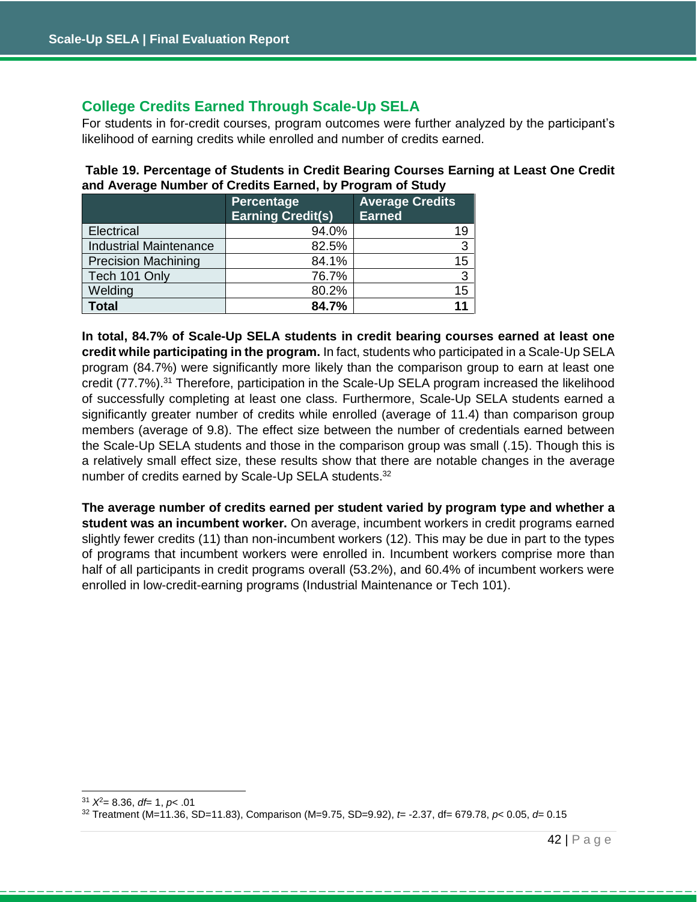## College Credits Earned Through Scale-Up SELA

For students in for-credit courses, program outcomes were further analyzed by the participant's likelihood of earning credits while enrolled and number of credits earned.

**Table 19. Percentage of Students in Credit Bearing Courses Earning at Least One Credit and Average Number of Credits Earned, by Program of Study**

| | Percentage Earning Credit(s) | Average Credits Earned |
|---|---|---|
| Electrical | 94.0% | 19 |
| Industrial Maintenance | 82.5% | 3 |
| Precision Machining | 84.1% | 15 |
| Tech 101 Only | 76.7% | 3 |
| Welding | 80.2% | 15 |
| **Total** | **84.7%** | **11** |

**In total, 84.7% of Scale-Up SELA students in credit bearing courses earned at least one credit while participating in the program.** In fact, students who participated in a Scale-Up SELA program (84.7%) were significantly more likely than the comparison group to earn at least one credit (77.7%).[31] Therefore, participation in the Scale-Up SELA program increased the likelihood of successfully completing at least one class. Furthermore, Scale-Up SELA students earned a significantly greater number of credits while enrolled (average of 11.4) than comparison group members (average of 9.8). The effect size between the number of credentials earned between the Scale-Up SELA students and those in the comparison group was small (.15). Though this is a relatively small effect size, these results show that there are notable changes in the average number of credits earned by Scale-Up SELA students.[32]

**The average number of credits earned per student varied by program type and whether a student was an incumbent worker.** On average, incumbent workers in credit programs earned slightly fewer credits (11) than non-incumbent workers (12). This may be due in part to the types of programs that incumbent workers were enrolled in. Incumbent workers comprise more than half of all participants in credit programs overall (53.2%), and 60.4% of incumbent workers were enrolled in low-credit-earning programs (Industrial Maintenance or Tech 101).

---

[31] $X^2 = 8.36$, $df = 1$, $p < .01$

[32] Treatment (M=11.36, SD=11.83), Comparison (M=9.75, SD=9.92), $t = -2.37$, df= 679.78, $p < 0.05$, $d = 0.15$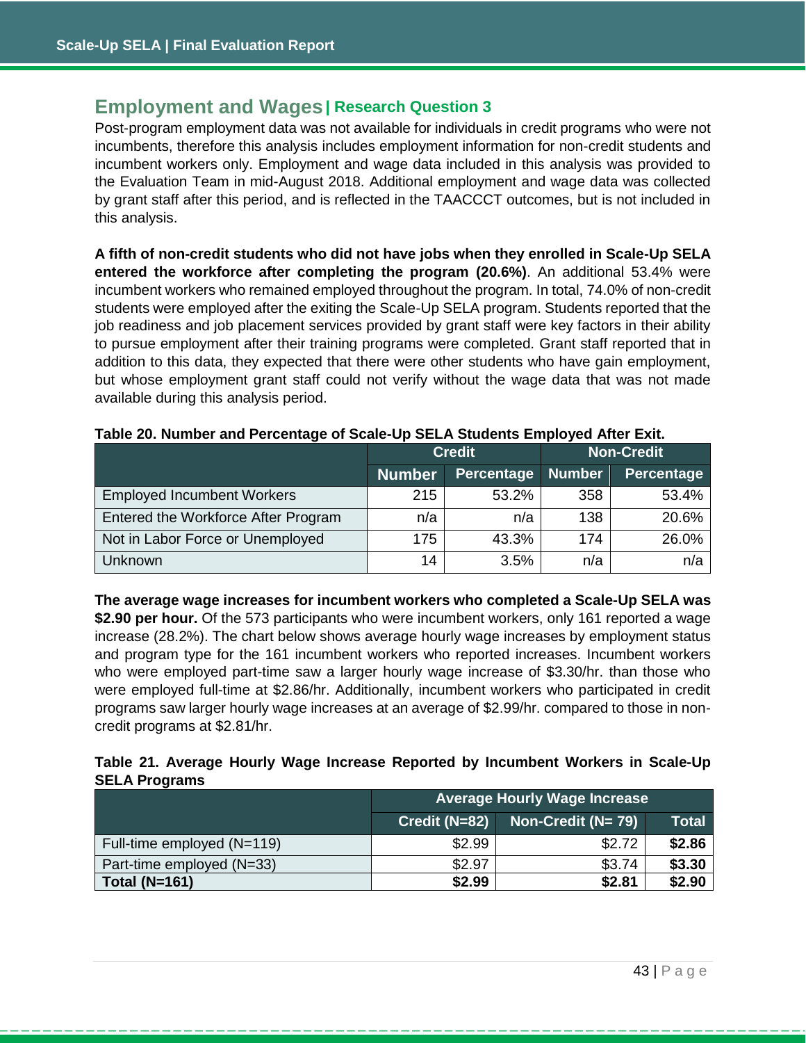## Employment and Wages | Research Question 3

Post-program employment data was not available for individuals in credit programs who were not incumbents, therefore this analysis includes employment information for non-credit students and incumbent workers only. Employment and wage data included in this analysis was provided to the Evaluation Team in mid-August 2018. Additional employment and wage data was collected by grant staff after this period, and is reflected in the TAACCCT outcomes, but is not included in this analysis.

**A fifth of non-credit students who did not have jobs when they enrolled in Scale-Up SELA entered the workforce after completing the program (20.6%)**. An additional 53.4% were incumbent workers who remained employed throughout the program. In total, 74.0% of non-credit students were employed after the exiting the Scale-Up SELA program. Students reported that the job readiness and job placement services provided by grant staff were key factors in their ability to pursue employment after their training programs were completed. Grant staff reported that in addition to this data, they expected that there were other students who have gain employment, but whose employment grant staff could not verify without the wage data that was not made available during this analysis period.

**Table 20. Number and Percentage of Scale-Up SELA Students Employed After Exit.**

| | Credit | | Non-Credit | |
|---|---|---|---|---|
| | Number | Percentage | Number | Percentage |
| Employed Incumbent Workers | 215 | 53.2% | 358 | 53.4% |
| Entered the Workforce After Program | n/a | n/a | 138 | 20.6% |
| Not in Labor Force or Unemployed | 175 | 43.3% | 174 | 26.0% |
| Unknown | 14 | 3.5% | n/a | n/a |

**The average wage increases for incumbent workers who completed a Scale-Up SELA was $2.90 per hour.** Of the 573 participants who were incumbent workers, only 161 reported a wage increase (28.2%). The chart below shows average hourly wage increases by employment status and program type for the 161 incumbent workers who reported increases. Incumbent workers who were employed part-time saw a larger hourly wage increase of $3.30/hr. than those who were employed full-time at $2.86/hr. Additionally, incumbent workers who participated in credit programs saw larger hourly wage increases at an average of $2.99/hr. compared to those in non-credit programs at $2.81/hr.

**Table 21. Average Hourly Wage Increase Reported by Incumbent Workers in Scale-Up SELA Programs**

| | Average Hourly Wage Increase | | |
|---|---|---|---|
| | Credit (N=82) | Non-Credit (N= 79) | Total |
| Full-time employed (N=119) | $2.99 | $2.72 | **$2.86** |
| Part-time employed (N=33) | $2.97 | $3.74 | **$3.30** |
| **Total (N=161)** | **$2.99** | **$2.81** | **$2.90** |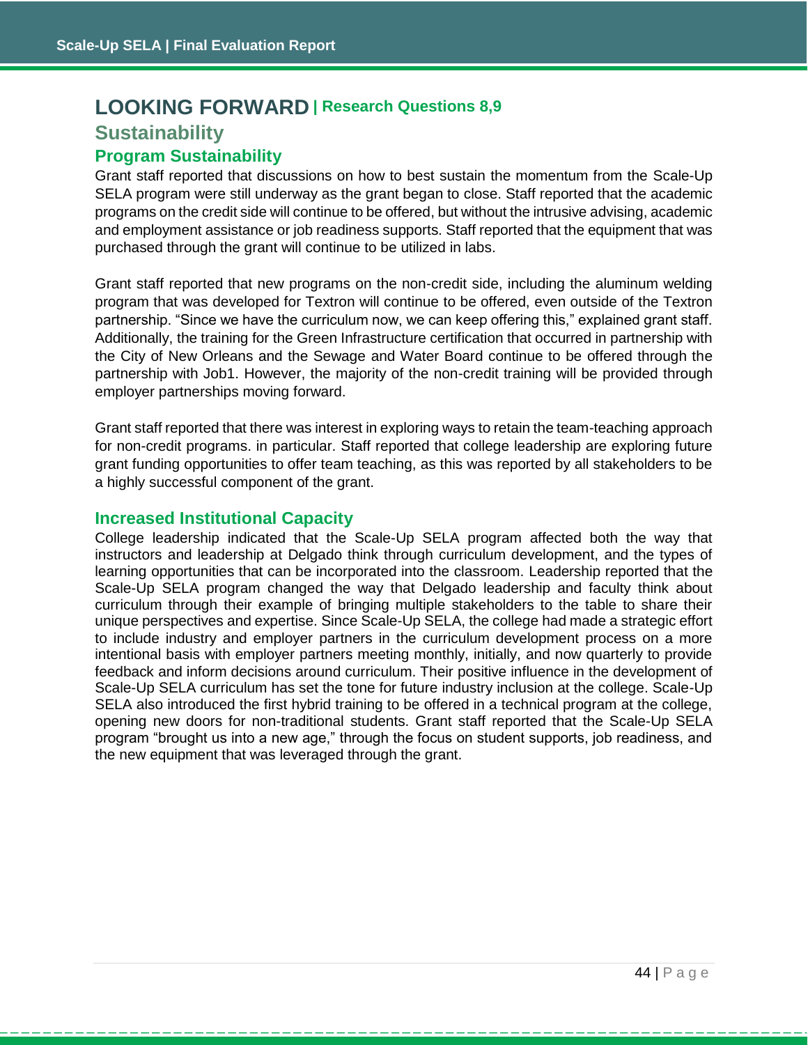# LOOKING FORWARD | Research Questions 8,9

## Sustainability

### Program Sustainability

Grant staff reported that discussions on how to best sustain the momentum from the Scale-Up SELA program were still underway as the grant began to close. Staff reported that the academic programs on the credit side will continue to be offered, but without the intrusive advising, academic and employment assistance or job readiness supports. Staff reported that the equipment that was purchased through the grant will continue to be utilized in labs.

Grant staff reported that new programs on the non-credit side, including the aluminum welding program that was developed for Textron will continue to be offered, even outside of the Textron partnership. "Since we have the curriculum now, we can keep offering this," explained grant staff. Additionally, the training for the Green Infrastructure certification that occurred in partnership with the City of New Orleans and the Sewage and Water Board continue to be offered through the partnership with Job1. However, the majority of the non-credit training will be provided through employer partnerships moving forward.

Grant staff reported that there was interest in exploring ways to retain the team-teaching approach for non-credit programs. in particular. Staff reported that college leadership are exploring future grant funding opportunities to offer team teaching, as this was reported by all stakeholders to be a highly successful component of the grant.

### Increased Institutional Capacity

College leadership indicated that the Scale-Up SELA program affected both the way that instructors and leadership at Delgado think through curriculum development, and the types of learning opportunities that can be incorporated into the classroom. Leadership reported that the Scale-Up SELA program changed the way that Delgado leadership and faculty think about curriculum through their example of bringing multiple stakeholders to the table to share their unique perspectives and expertise. Since Scale-Up SELA, the college had made a strategic effort to include industry and employer partners in the curriculum development process on a more intentional basis with employer partners meeting monthly, initially, and now quarterly to provide feedback and inform decisions around curriculum. Their positive influence in the development of Scale-Up SELA curriculum has set the tone for future industry inclusion at the college. Scale-Up SELA also introduced the first hybrid training to be offered in a technical program at the college, opening new doors for non-traditional students. Grant staff reported that the Scale-Up SELA program "brought us into a new age," through the focus on student supports, job readiness, and the new equipment that was leveraged through the grant.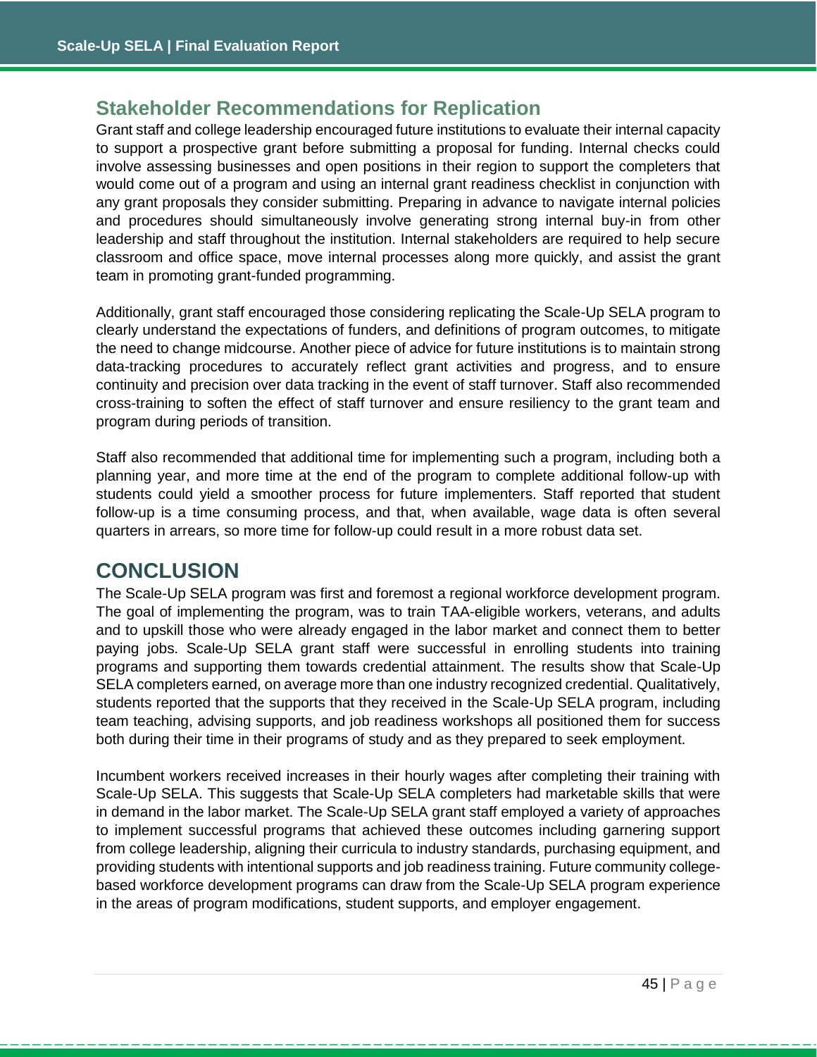## Stakeholder Recommendations for Replication

Grant staff and college leadership encouraged future institutions to evaluate their internal capacity to support a prospective grant before submitting a proposal for funding. Internal checks could involve assessing businesses and open positions in their region to support the completers that would come out of a program and using an internal grant readiness checklist in conjunction with any grant proposals they consider submitting. Preparing in advance to navigate internal policies and procedures should simultaneously involve generating strong internal buy-in from other leadership and staff throughout the institution. Internal stakeholders are required to help secure classroom and office space, move internal processes along more quickly, and assist the grant team in promoting grant-funded programming.

Additionally, grant staff encouraged those considering replicating the Scale-Up SELA program to clearly understand the expectations of funders, and definitions of program outcomes, to mitigate the need to change midcourse. Another piece of advice for future institutions is to maintain strong data-tracking procedures to accurately reflect grant activities and progress, and to ensure continuity and precision over data tracking in the event of staff turnover. Staff also recommended cross-training to soften the effect of staff turnover and ensure resiliency to the grant team and program during periods of transition.

Staff also recommended that additional time for implementing such a program, including both a planning year, and more time at the end of the program to complete additional follow-up with students could yield a smoother process for future implementers. Staff reported that student follow-up is a time consuming process, and that, when available, wage data is often several quarters in arrears, so more time for follow-up could result in a more robust data set.

# CONCLUSION

The Scale-Up SELA program was first and foremost a regional workforce development program. The goal of implementing the program, was to train TAA-eligible workers, veterans, and adults and to upskill those who were already engaged in the labor market and connect them to better paying jobs. Scale-Up SELA grant staff were successful in enrolling students into training programs and supporting them towards credential attainment. The results show that Scale-Up SELA completers earned, on average more than one industry recognized credential. Qualitatively, students reported that the supports that they received in the Scale-Up SELA program, including team teaching, advising supports, and job readiness workshops all positioned them for success both during their time in their programs of study and as they prepared to seek employment.

Incumbent workers received increases in their hourly wages after completing their training with Scale-Up SELA. This suggests that Scale-Up SELA completers had marketable skills that were in demand in the labor market. The Scale-Up SELA grant staff employed a variety of approaches to implement successful programs that achieved these outcomes including garnering support from college leadership, aligning their curricula to industry standards, purchasing equipment, and providing students with intentional supports and job readiness training. Future community college-based workforce development programs can draw from the Scale-Up SELA program experience in the areas of program modifications, student supports, and employer engagement.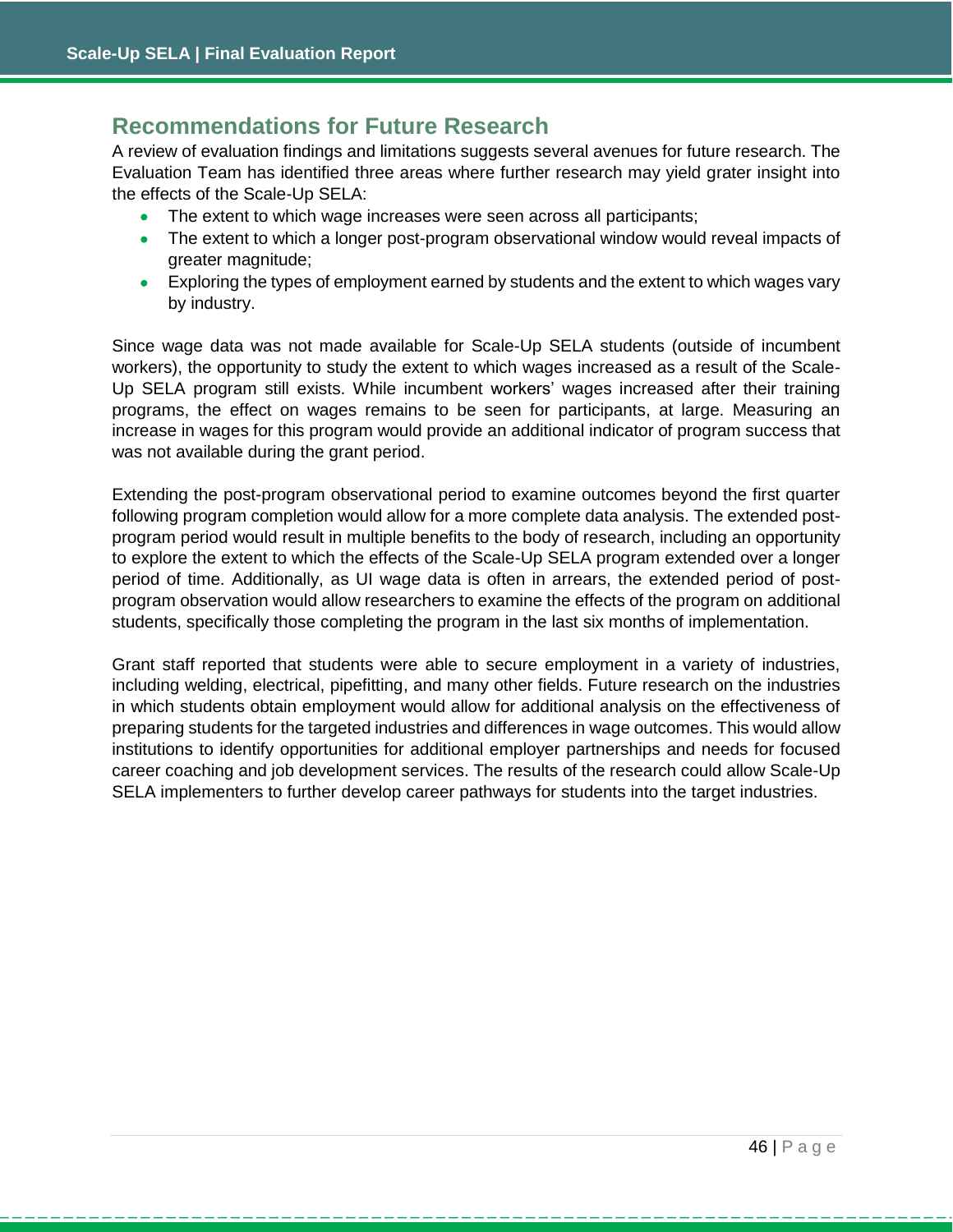## Recommendations for Future Research

A review of evaluation findings and limitations suggests several avenues for future research. The Evaluation Team has identified three areas where further research may yield grater insight into the effects of the Scale-Up SELA:

- The extent to which wage increases were seen across all participants;
- The extent to which a longer post-program observational window would reveal impacts of greater magnitude;
- Exploring the types of employment earned by students and the extent to which wages vary by industry.

Since wage data was not made available for Scale-Up SELA students (outside of incumbent workers), the opportunity to study the extent to which wages increased as a result of the Scale-Up SELA program still exists. While incumbent workers' wages increased after their training programs, the effect on wages remains to be seen for participants, at large. Measuring an increase in wages for this program would provide an additional indicator of program success that was not available during the grant period.

Extending the post-program observational period to examine outcomes beyond the first quarter following program completion would allow for a more complete data analysis. The extended post-program period would result in multiple benefits to the body of research, including an opportunity to explore the extent to which the effects of the Scale-Up SELA program extended over a longer period of time. Additionally, as UI wage data is often in arrears, the extended period of post-program observation would allow researchers to examine the effects of the program on additional students, specifically those completing the program in the last six months of implementation.

Grant staff reported that students were able to secure employment in a variety of industries, including welding, electrical, pipefitting, and many other fields. Future research on the industries in which students obtain employment would allow for additional analysis on the effectiveness of preparing students for the targeted industries and differences in wage outcomes. This would allow institutions to identify opportunities for additional employer partnerships and needs for focused career coaching and job development services. The results of the research could allow Scale-Up SELA implementers to further develop career pathways for students into the target industries.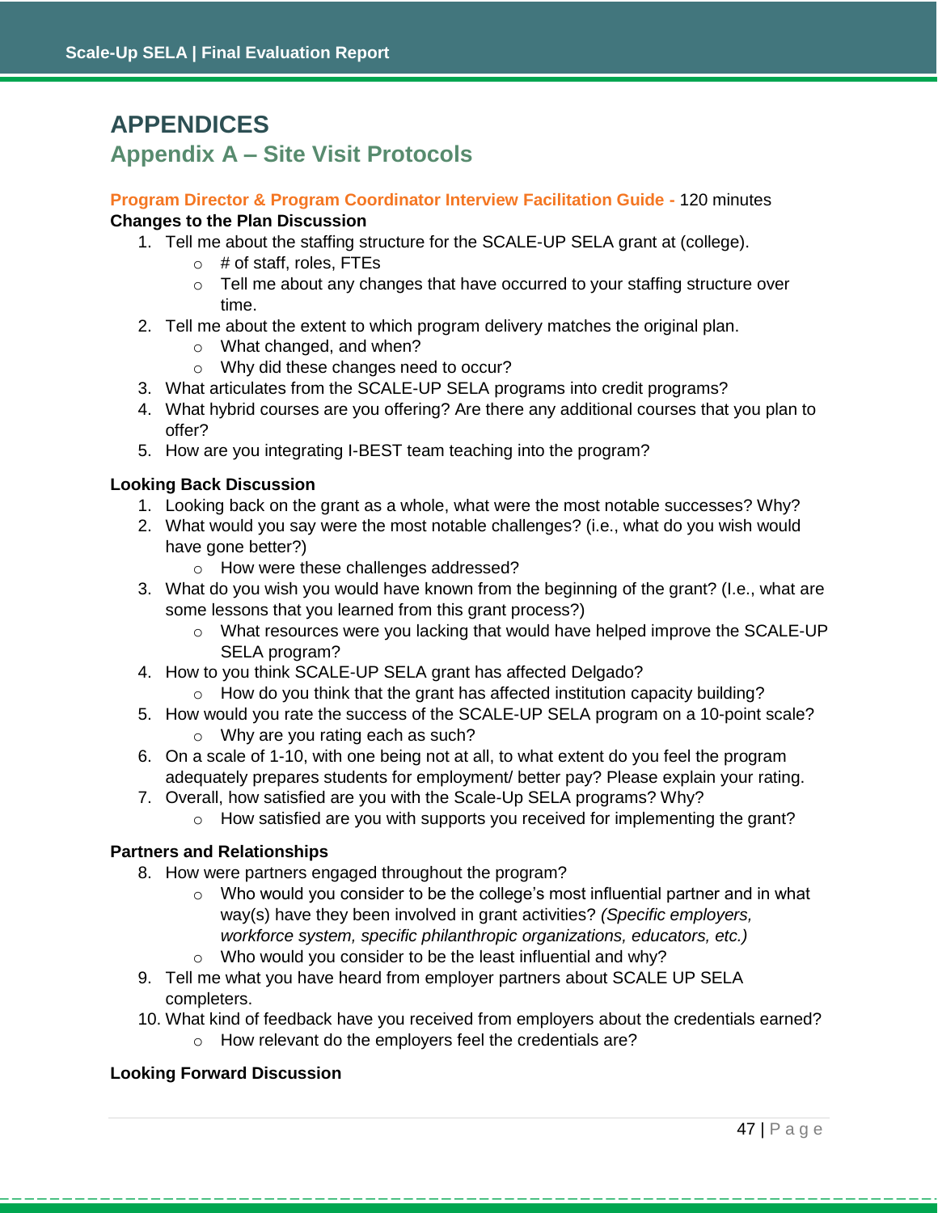# APPENDICES

## Appendix A – Site Visit Protocols

**Program Director & Program Coordinator Interview Facilitation Guide -** 120 minutes

**Changes to the Plan Discussion**

1. Tell me about the staffing structure for the SCALE-UP SELA grant at (college).
    - # of staff, roles, FTEs
    - Tell me about any changes that have occurred to your staffing structure over time.
2. Tell me about the extent to which program delivery matches the original plan.
    - What changed, and when?
    - Why did these changes need to occur?
3. What articulates from the SCALE-UP SELA programs into credit programs?
4. What hybrid courses are you offering? Are there any additional courses that you plan to offer?
5. How are you integrating I-BEST team teaching into the program?

**Looking Back Discussion**

1. Looking back on the grant as a whole, what were the most notable successes? Why?
2. What would you say were the most notable challenges? (i.e., what do you wish would have gone better?)
    - How were these challenges addressed?
3. What do you wish you would have known from the beginning of the grant? (I.e., what are some lessons that you learned from this grant process?)
    - What resources were you lacking that would have helped improve the SCALE-UP SELA program?
4. How to you think SCALE-UP SELA grant has affected Delgado?
    - How do you think that the grant has affected institution capacity building?
5. How would you rate the success of the SCALE-UP SELA program on a 10-point scale?
    - Why are you rating each as such?
6. On a scale of 1-10, with one being not at all, to what extent do you feel the program adequately prepares students for employment/ better pay? Please explain your rating.
7. Overall, how satisfied are you with the Scale-Up SELA programs? Why?
    - How satisfied are you with supports you received for implementing the grant?

**Partners and Relationships**

8. How were partners engaged throughout the program?
    - Who would you consider to be the college's most influential partner and in what way(s) have they been involved in grant activities? *(Specific employers, workforce system, specific philanthropic organizations, educators, etc.)*
    - Who would you consider to be the least influential and why?
9. Tell me what you have heard from employer partners about SCALE UP SELA completers.
10. What kind of feedback have you received from employers about the credentials earned?
    - How relevant do the employers feel the credentials are?

**Looking Forward Discussion**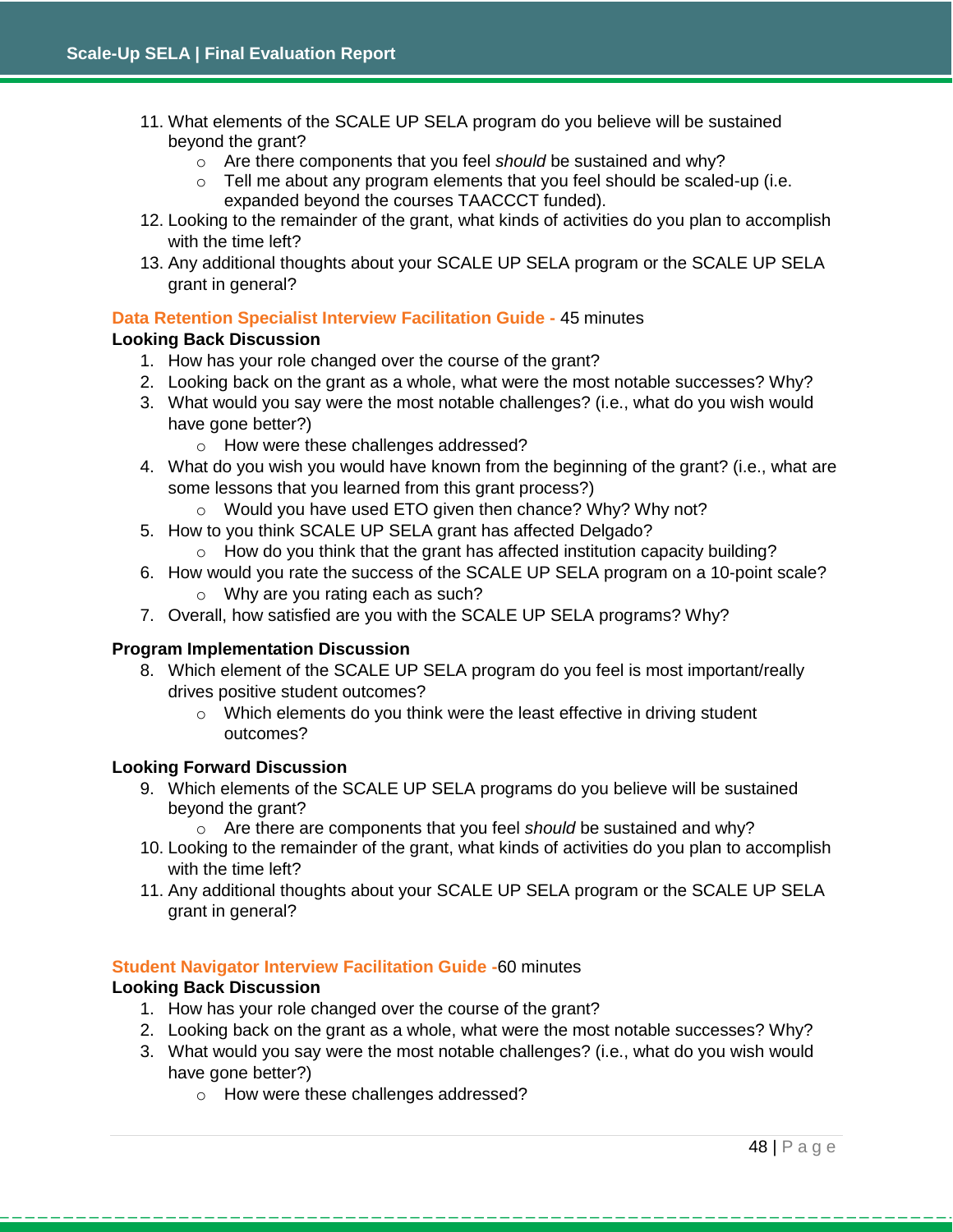11. What elements of the SCALE UP SELA program do you believe will be sustained beyond the grant?
    - Are there components that you feel *should* be sustained and why?
    - Tell me about any program elements that you feel should be scaled-up (i.e. expanded beyond the courses TAACCCT funded).
12. Looking to the remainder of the grant, what kinds of activities do you plan to accomplish with the time left?
13. Any additional thoughts about your SCALE UP SELA program or the SCALE UP SELA grant in general?

### Data Retention Specialist Interview Facilitation Guide - 45 minutes

**Looking Back Discussion**

1. How has your role changed over the course of the grant?
2. Looking back on the grant as a whole, what were the most notable successes? Why?
3. What would you say were the most notable challenges? (i.e., what do you wish would have gone better?)
    - How were these challenges addressed?
4. What do you wish you would have known from the beginning of the grant? (i.e., what are some lessons that you learned from this grant process?)
    - Would you have used ETO given then chance? Why? Why not?
5. How to you think SCALE UP SELA grant has affected Delgado?
    - How do you think that the grant has affected institution capacity building?
6. How would you rate the success of the SCALE UP SELA program on a 10-point scale?
    - Why are you rating each as such?
7. Overall, how satisfied are you with the SCALE UP SELA programs? Why?

**Program Implementation Discussion**

8. Which element of the SCALE UP SELA program do you feel is most important/really drives positive student outcomes?
    - Which elements do you think were the least effective in driving student outcomes?

**Looking Forward Discussion**

9. Which elements of the SCALE UP SELA programs do you believe will be sustained beyond the grant?
    - Are there are components that you feel *should* be sustained and why?
10. Looking to the remainder of the grant, what kinds of activities do you plan to accomplish with the time left?
11. Any additional thoughts about your SCALE UP SELA program or the SCALE UP SELA grant in general?

### Student Navigator Interview Facilitation Guide -60 minutes

**Looking Back Discussion**

1. How has your role changed over the course of the grant?
2. Looking back on the grant as a whole, what were the most notable successes? Why?
3. What would you say were the most notable challenges? (i.e., what do you wish would have gone better?)
    - How were these challenges addressed?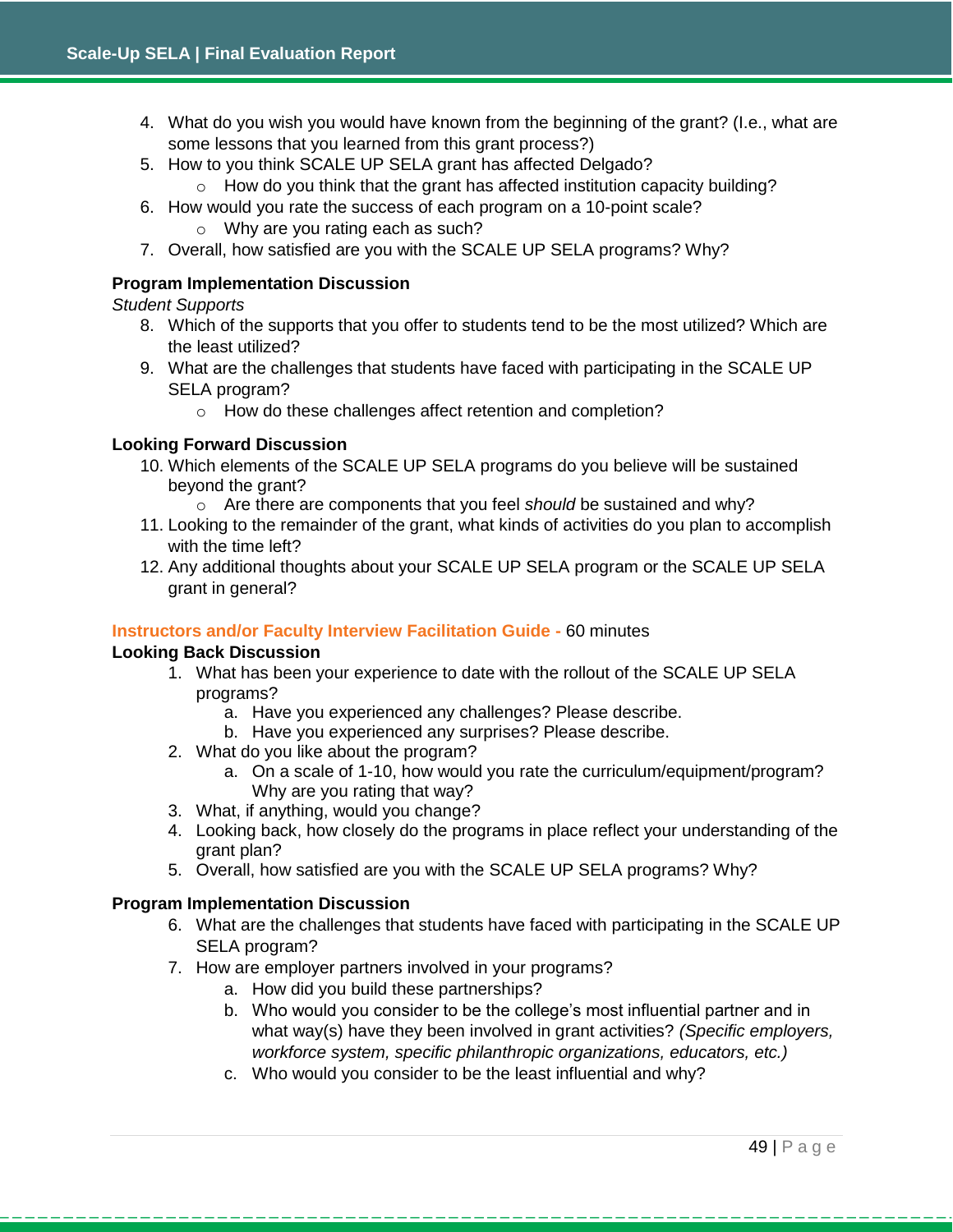4. What do you wish you would have known from the beginning of the grant? (I.e., what are some lessons that you learned from this grant process?)
5. How to you think SCALE UP SELA grant has affected Delgado?
   - How do you think that the grant has affected institution capacity building?
6. How would you rate the success of each program on a 10-point scale?
   - Why are you rating each as such?
7. Overall, how satisfied are you with the SCALE UP SELA programs? Why?

**Program Implementation Discussion**

*Student Supports*

8. Which of the supports that you offer to students tend to be the most utilized? Which are the least utilized?
9. What are the challenges that students have faced with participating in the SCALE UP SELA program?
   - How do these challenges affect retention and completion?

**Looking Forward Discussion**

10. Which elements of the SCALE UP SELA programs do you believe will be sustained beyond the grant?
    - Are there are components that you feel *should* be sustained and why?
11. Looking to the remainder of the grant, what kinds of activities do you plan to accomplish with the time left?
12. Any additional thoughts about your SCALE UP SELA program or the SCALE UP SELA grant in general?

**Instructors and/or Faculty Interview Facilitation Guide -** 60 minutes

**Looking Back Discussion**

1. What has been your experience to date with the rollout of the SCALE UP SELA programs?
   a. Have you experienced any challenges? Please describe.
   b. Have you experienced any surprises? Please describe.
2. What do you like about the program?
   a. On a scale of 1-10, how would you rate the curriculum/equipment/program? Why are you rating that way?
3. What, if anything, would you change?
4. Looking back, how closely do the programs in place reflect your understanding of the grant plan?
5. Overall, how satisfied are you with the SCALE UP SELA programs? Why?

**Program Implementation Discussion**

6. What are the challenges that students have faced with participating in the SCALE UP SELA program?
7. How are employer partners involved in your programs?
   a. How did you build these partnerships?
   b. Who would you consider to be the college's most influential partner and in what way(s) have they been involved in grant activities? *(Specific employers, workforce system, specific philanthropic organizations, educators, etc.)*
   c. Who would you consider to be the least influential and why?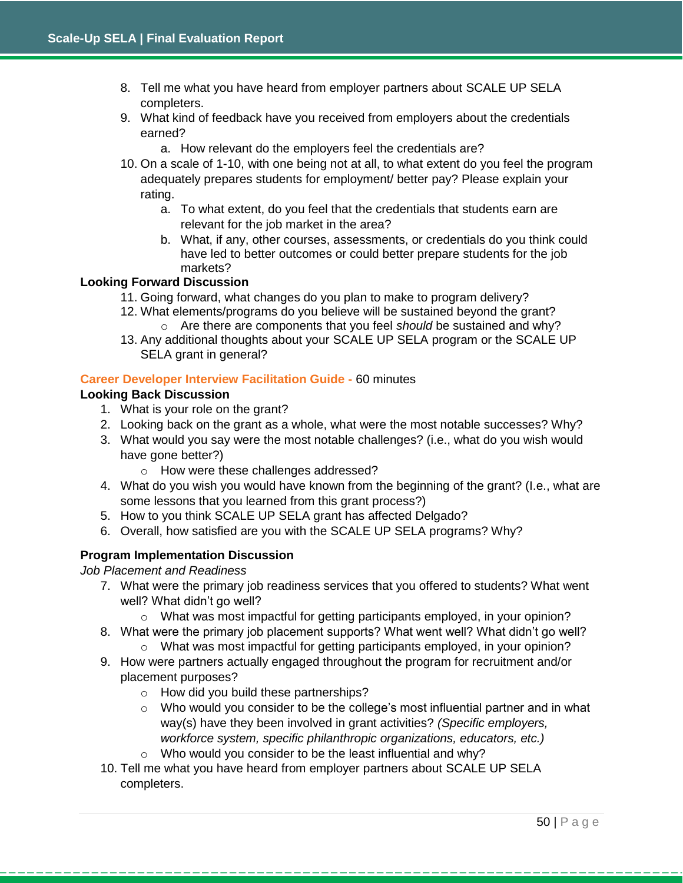8. Tell me what you have heard from employer partners about SCALE UP SELA completers.
9. What kind of feedback have you received from employers about the credentials earned?
    a. How relevant do the employers feel the credentials are?
10. On a scale of 1-10, with one being not at all, to what extent do you feel the program adequately prepares students for employment/ better pay? Please explain your rating.
    a. To what extent, do you feel that the credentials that students earn are relevant for the job market in the area?
    b. What, if any, other courses, assessments, or credentials do you think could have led to better outcomes or could better prepare students for the job markets?

**Looking Forward Discussion**

11. Going forward, what changes do you plan to make to program delivery?
12. What elements/programs do you believe will be sustained beyond the grant?
    - Are there are components that you feel *should* be sustained and why?
13. Any additional thoughts about your SCALE UP SELA program or the SCALE UP SELA grant in general?

**Career Developer Interview Facilitation Guide -** 60 minutes

**Looking Back Discussion**

1. What is your role on the grant?
2. Looking back on the grant as a whole, what were the most notable successes? Why?
3. What would you say were the most notable challenges? (i.e., what do you wish would have gone better?)
    - How were these challenges addressed?
4. What do you wish you would have known from the beginning of the grant? (I.e., what are some lessons that you learned from this grant process?)
5. How to you think SCALE UP SELA grant has affected Delgado?
6. Overall, how satisfied are you with the SCALE UP SELA programs? Why?

**Program Implementation Discussion**

*Job Placement and Readiness*

7. What were the primary job readiness services that you offered to students? What went well? What didn't go well?
    - What was most impactful for getting participants employed, in your opinion?
8. What were the primary job placement supports? What went well? What didn't go well?
    - What was most impactful for getting participants employed, in your opinion?
9. How were partners actually engaged throughout the program for recruitment and/or placement purposes?
    - How did you build these partnerships?
    - Who would you consider to be the college's most influential partner and in what way(s) have they been involved in grant activities? *(Specific employers, workforce system, specific philanthropic organizations, educators, etc.)*
    - Who would you consider to be the least influential and why?
10. Tell me what you have heard from employer partners about SCALE UP SELA completers.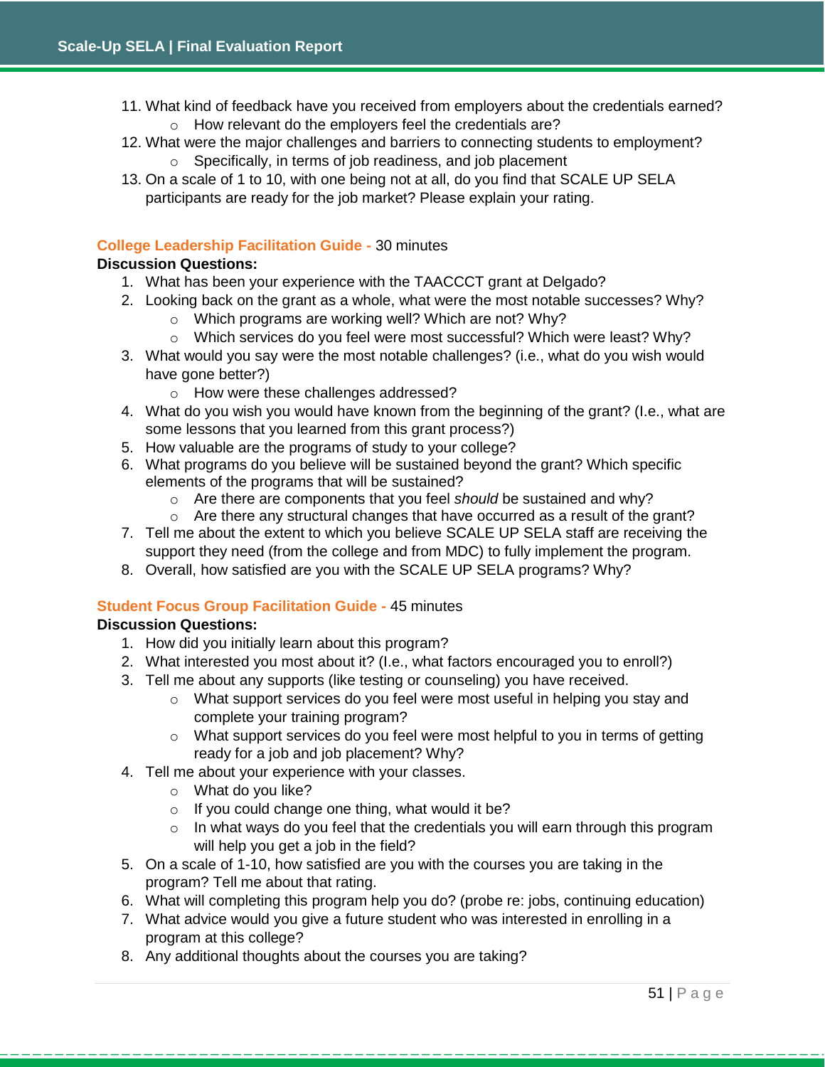11. What kind of feedback have you received from employers about the credentials earned?
    - How relevant do the employers feel the credentials are?
12. What were the major challenges and barriers to connecting students to employment?
    - Specifically, in terms of job readiness, and job placement
13. On a scale of 1 to 10, with one being not at all, do you find that SCALE UP SELA participants are ready for the job market? Please explain your rating.

**College Leadership Facilitation Guide -** 30 minutes

**Discussion Questions:**

1. What has been your experience with the TAACCCT grant at Delgado?
2. Looking back on the grant as a whole, what were the most notable successes? Why?
    - Which programs are working well? Which are not? Why?
    - Which services do you feel were most successful? Which were least? Why?
3. What would you say were the most notable challenges? (i.e., what do you wish would have gone better?)
    - How were these challenges addressed?
4. What do you wish you would have known from the beginning of the grant? (I.e., what are some lessons that you learned from this grant process?)
5. How valuable are the programs of study to your college?
6. What programs do you believe will be sustained beyond the grant? Which specific elements of the programs that will be sustained?
    - Are there are components that you feel *should* be sustained and why?
    - Are there any structural changes that have occurred as a result of the grant?
7. Tell me about the extent to which you believe SCALE UP SELA staff are receiving the support they need (from the college and from MDC) to fully implement the program.
8. Overall, how satisfied are you with the SCALE UP SELA programs? Why?

**Student Focus Group Facilitation Guide -** 45 minutes

**Discussion Questions:**

1. How did you initially learn about this program?
2. What interested you most about it? (I.e., what factors encouraged you to enroll?)
3. Tell me about any supports (like testing or counseling) you have received.
    - What support services do you feel were most useful in helping you stay and complete your training program?
    - What support services do you feel were most helpful to you in terms of getting ready for a job and job placement? Why?
4. Tell me about your experience with your classes.
    - What do you like?
    - If you could change one thing, what would it be?
    - In what ways do you feel that the credentials you will earn through this program will help you get a job in the field?
5. On a scale of 1-10, how satisfied are you with the courses you are taking in the program? Tell me about that rating.
6. What will completing this program help you do? (probe re: jobs, continuing education)
7. What advice would you give a future student who was interested in enrolling in a program at this college?
8. Any additional thoughts about the courses you are taking?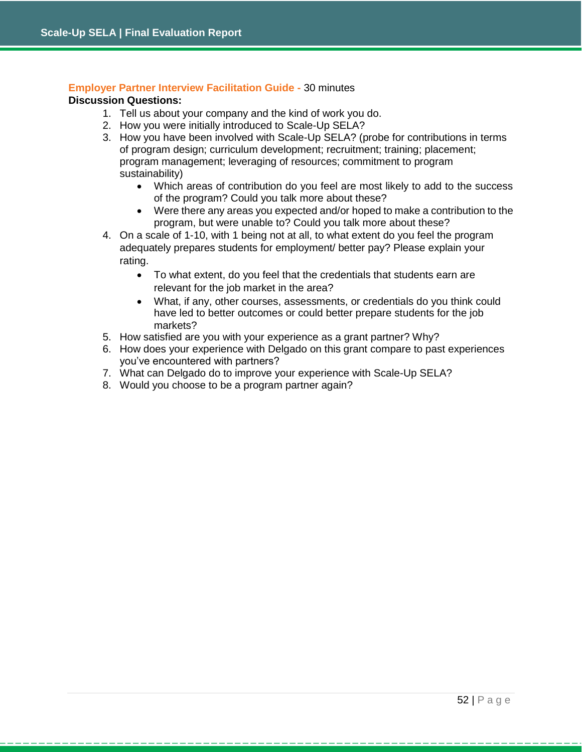**Employer Partner Interview Facilitation Guide -** 30 minutes

**Discussion Questions:**

1. Tell us about your company and the kind of work you do.
2. How you were initially introduced to Scale-Up SELA?
3. How you have been involved with Scale-Up SELA? (probe for contributions in terms of program design; curriculum development; recruitment; training; placement; program management; leveraging of resources; commitment to program sustainability)
   - Which areas of contribution do you feel are most likely to add to the success of the program? Could you talk more about these?
   - Were there any areas you expected and/or hoped to make a contribution to the program, but were unable to? Could you talk more about these?
4. On a scale of 1-10, with 1 being not at all, to what extent do you feel the program adequately prepares students for employment/ better pay? Please explain your rating.
   - To what extent, do you feel that the credentials that students earn are relevant for the job market in the area?
   - What, if any, other courses, assessments, or credentials do you think could have led to better outcomes or could better prepare students for the job markets?
5. How satisfied are you with your experience as a grant partner? Why?
6. How does your experience with Delgado on this grant compare to past experiences you've encountered with partners?
7. What can Delgado do to improve your experience with Scale-Up SELA?
8. Would you choose to be a program partner again?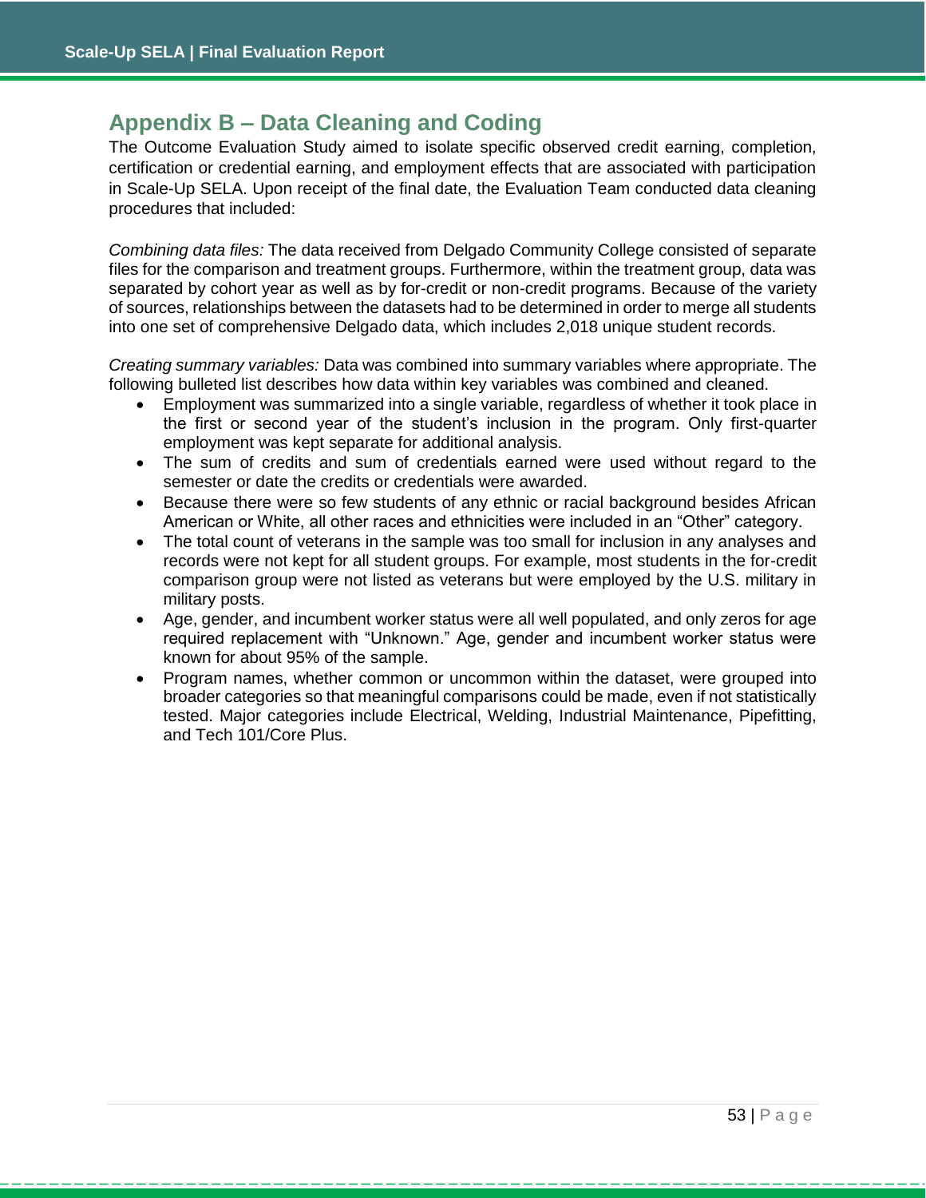# Appendix B – Data Cleaning and Coding

The Outcome Evaluation Study aimed to isolate specific observed credit earning, completion, certification or credential earning, and employment effects that are associated with participation in Scale-Up SELA. Upon receipt of the final date, the Evaluation Team conducted data cleaning procedures that included:

*Combining data files:* The data received from Delgado Community College consisted of separate files for the comparison and treatment groups. Furthermore, within the treatment group, data was separated by cohort year as well as by for-credit or non-credit programs. Because of the variety of sources, relationships between the datasets had to be determined in order to merge all students into one set of comprehensive Delgado data, which includes 2,018 unique student records.

*Creating summary variables:* Data was combined into summary variables where appropriate. The following bulleted list describes how data within key variables was combined and cleaned.

- Employment was summarized into a single variable, regardless of whether it took place in the first or second year of the student's inclusion in the program. Only first-quarter employment was kept separate for additional analysis.
- The sum of credits and sum of credentials earned were used without regard to the semester or date the credits or credentials were awarded.
- Because there were so few students of any ethnic or racial background besides African American or White, all other races and ethnicities were included in an "Other" category.
- The total count of veterans in the sample was too small for inclusion in any analyses and records were not kept for all student groups. For example, most students in the for-credit comparison group were not listed as veterans but were employed by the U.S. military in military posts.
- Age, gender, and incumbent worker status were all well populated, and only zeros for age required replacement with "Unknown." Age, gender and incumbent worker status were known for about 95% of the sample.
- Program names, whether common or uncommon within the dataset, were grouped into broader categories so that meaningful comparisons could be made, even if not statistically tested. Major categories include Electrical, Welding, Industrial Maintenance, Pipefitting, and Tech 101/Core Plus.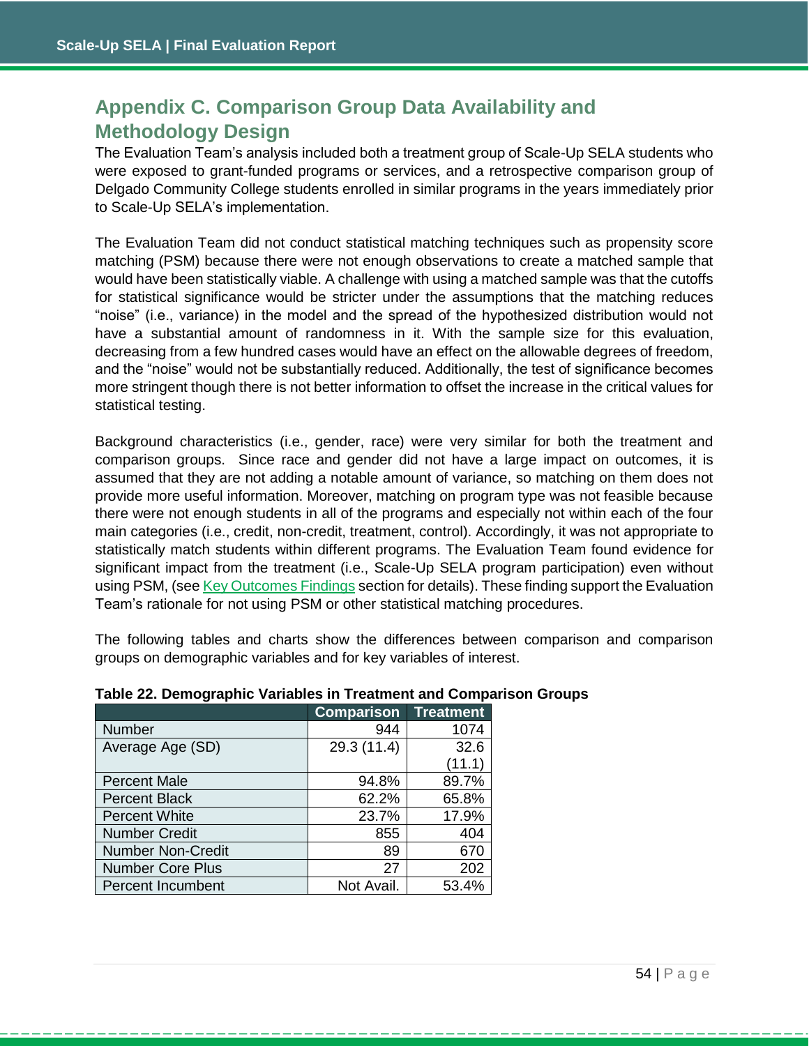## Appendix C. Comparison Group Data Availability and Methodology Design

The Evaluation Team's analysis included both a treatment group of Scale-Up SELA students who were exposed to grant-funded programs or services, and a retrospective comparison group of Delgado Community College students enrolled in similar programs in the years immediately prior to Scale-Up SELA's implementation.

The Evaluation Team did not conduct statistical matching techniques such as propensity score matching (PSM) because there were not enough observations to create a matched sample that would have been statistically viable. A challenge with using a matched sample was that the cutoffs for statistical significance would be stricter under the assumptions that the matching reduces "noise" (i.e., variance) in the model and the spread of the hypothesized distribution would not have a substantial amount of randomness in it. With the sample size for this evaluation, decreasing from a few hundred cases would have an effect on the allowable degrees of freedom, and the "noise" would not be substantially reduced. Additionally, the test of significance becomes more stringent though there is not better information to offset the increase in the critical values for statistical testing.

Background characteristics (i.e., gender, race) were very similar for both the treatment and comparison groups. Since race and gender did not have a large impact on outcomes, it is assumed that they are not adding a notable amount of variance, so matching on them does not provide more useful information. Moreover, matching on program type was not feasible because there were not enough students in all of the programs and especially not within each of the four main categories (i.e., credit, non-credit, treatment, control). Accordingly, it was not appropriate to statistically match students within different programs. The Evaluation Team found evidence for significant impact from the treatment (i.e., Scale-Up SELA program participation) even without using PSM, (see Key Outcomes Findings section for details). These finding support the Evaluation Team's rationale for not using PSM or other statistical matching procedures.

The following tables and charts show the differences between comparison and comparison groups on demographic variables and for key variables of interest.

**Table 22. Demographic Variables in Treatment and Comparison Groups**

| | Comparison | Treatment |
|---|---|---|
| Number | 944 | 1074 |
| Average Age (SD) | 29.3 (11.4) | 32.6 (11.1) |
| Percent Male | 94.8% | 89.7% |
| Percent Black | 62.2% | 65.8% |
| Percent White | 23.7% | 17.9% |
| Number Credit | 855 | 404 |
| Number Non-Credit | 89 | 670 |
| Number Core Plus | 27 | 202 |
| Percent Incumbent | Not Avail. | 53.4% |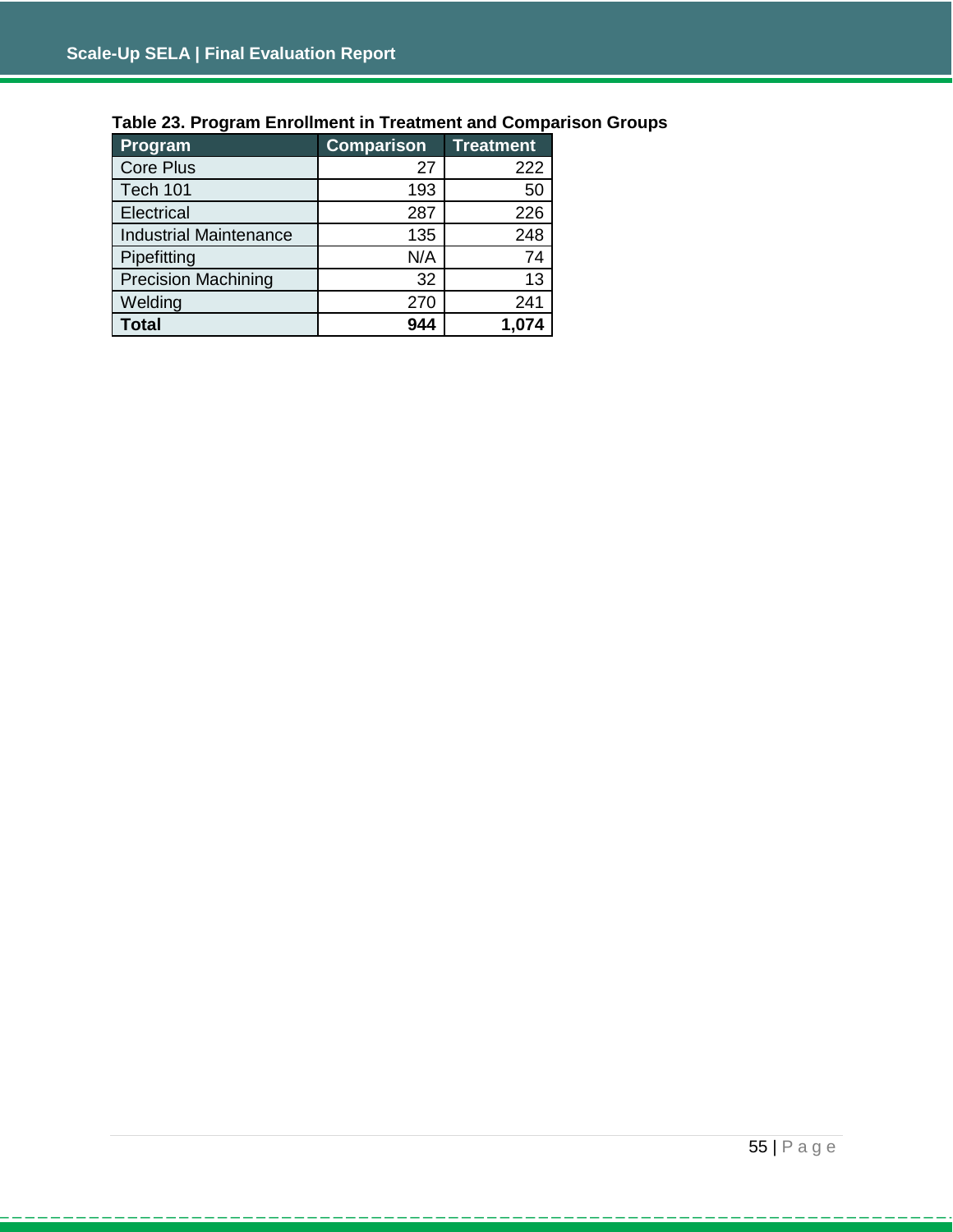**Table 23. Program Enrollment in Treatment and Comparison Groups**

| Program | Comparison | Treatment |
|---|---|---|
| Core Plus | 27 | 222 |
| Tech 101 | 193 | 50 |
| Electrical | 287 | 226 |
| Industrial Maintenance | 135 | 248 |
| Pipefitting | N/A | 74 |
| Precision Machining | 32 | 13 |
| Welding | 270 | 241 |
| **Total** | **944** | **1,074** |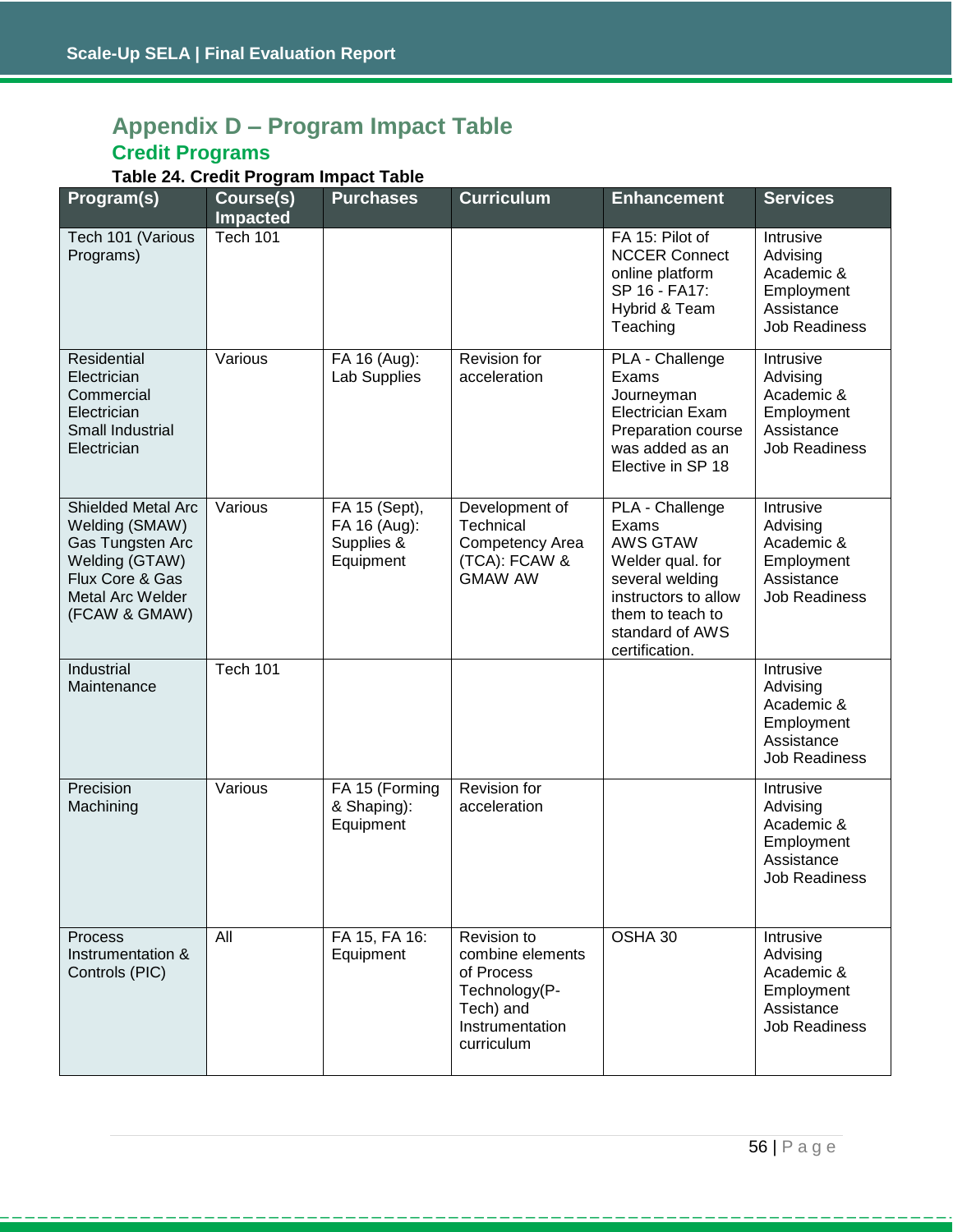# Appendix D – Program Impact Table

## Credit Programs

**Table 24. Credit Program Impact Table**

| Program(s) | Course(s) Impacted | Purchases | Curriculum | Enhancement | Services |
|---|---|---|---|---|---|
| Tech 101 (Various Programs) | Tech 101 | | | FA 15: Pilot of NCCER Connect online platform<br>SP 16 - FA17: Hybrid & Team Teaching | Intrusive Advising<br>Academic & Employment Assistance<br>Job Readiness |
| Residential Electrician<br>Commercial Electrician<br>Small Industrial Electrician | Various | FA 16 (Aug): Lab Supplies | Revision for acceleration | PLA - Challenge Exams<br>Journeyman Electrician Exam Preparation course was added as an Elective in SP 18 | Intrusive Advising<br>Academic & Employment Assistance<br>Job Readiness |
| Shielded Metal Arc Welding (SMAW)<br>Gas Tungsten Arc Welding (GTAW)<br>Flux Core & Gas Metal Arc Welder (FCAW & GMAW) | Various | FA 15 (Sept), FA 16 (Aug): Supplies & Equipment | Development of Technical Competency Area (TCA): FCAW & GMAW AW | PLA - Challenge Exams<br>AWS GTAW Welder qual. for several welding instructors to allow them to teach to standard of AWS certification. | Intrusive Advising<br>Academic & Employment Assistance<br>Job Readiness |
| Industrial Maintenance | Tech 101 | | | | Intrusive Advising<br>Academic & Employment Assistance<br>Job Readiness |
| Precision Machining | Various | FA 15 (Forming & Shaping): Equipment | Revision for acceleration | | Intrusive Advising<br>Academic & Employment Assistance<br>Job Readiness |
| Process Instrumentation & Controls (PIC) | All | FA 15, FA 16: Equipment | Revision to combine elements of Process Technology(P-Tech) and Instrumentation curriculum | OSHA 30 | Intrusive Advising<br>Academic & Employment Assistance<br>Job Readiness |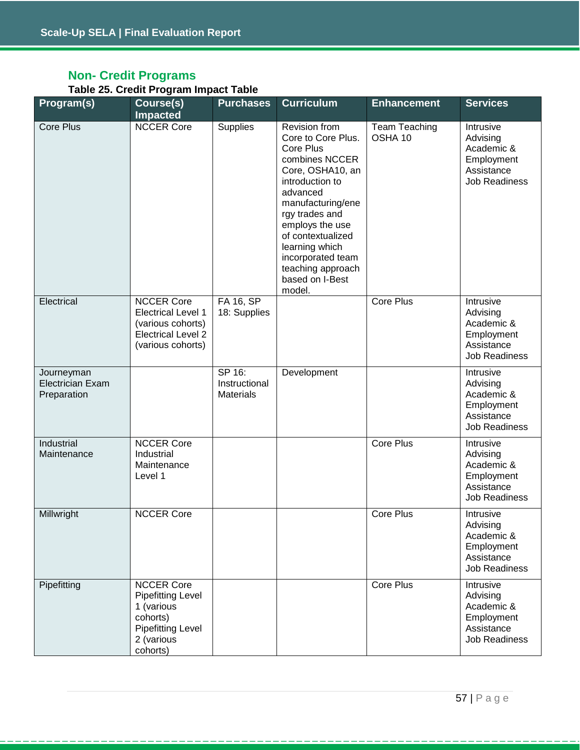## Non- Credit Programs

**Table 25. Credit Program Impact Table**

| Program(s) | Course(s) Impacted | Purchases | Curriculum | Enhancement | Services |
|---|---|---|---|---|---|
| Core Plus | NCCER Core | Supplies | Revision from Core to Core Plus. Core Plus combines NCCER Core, OSHA10, an introduction to advanced manufacturing/energy trades and employs the use of contextualized learning which incorporated team teaching approach based on I-Best model. | Team Teaching OSHA 10 | Intrusive Advising Academic & Employment Assistance Job Readiness |
| Electrical | NCCER Core Electrical Level 1 (various cohorts) Electrical Level 2 (various cohorts) | FA 16, SP 18: Supplies | | Core Plus | Intrusive Advising Academic & Employment Assistance Job Readiness |
| Journeyman Electrician Exam Preparation | | SP 16: Instructional Materials | Development | | Intrusive Advising Academic & Employment Assistance Job Readiness |
| Industrial Maintenance | NCCER Core Industrial Maintenance Level 1 | | | Core Plus | Intrusive Advising Academic & Employment Assistance Job Readiness |
| Millwright | NCCER Core | | | Core Plus | Intrusive Advising Academic & Employment Assistance Job Readiness |
| Pipefitting | NCCER Core Pipefitting Level 1 (various cohorts) Pipefitting Level 2 (various cohorts) | | | Core Plus | Intrusive Advising Academic & Employment Assistance Job Readiness |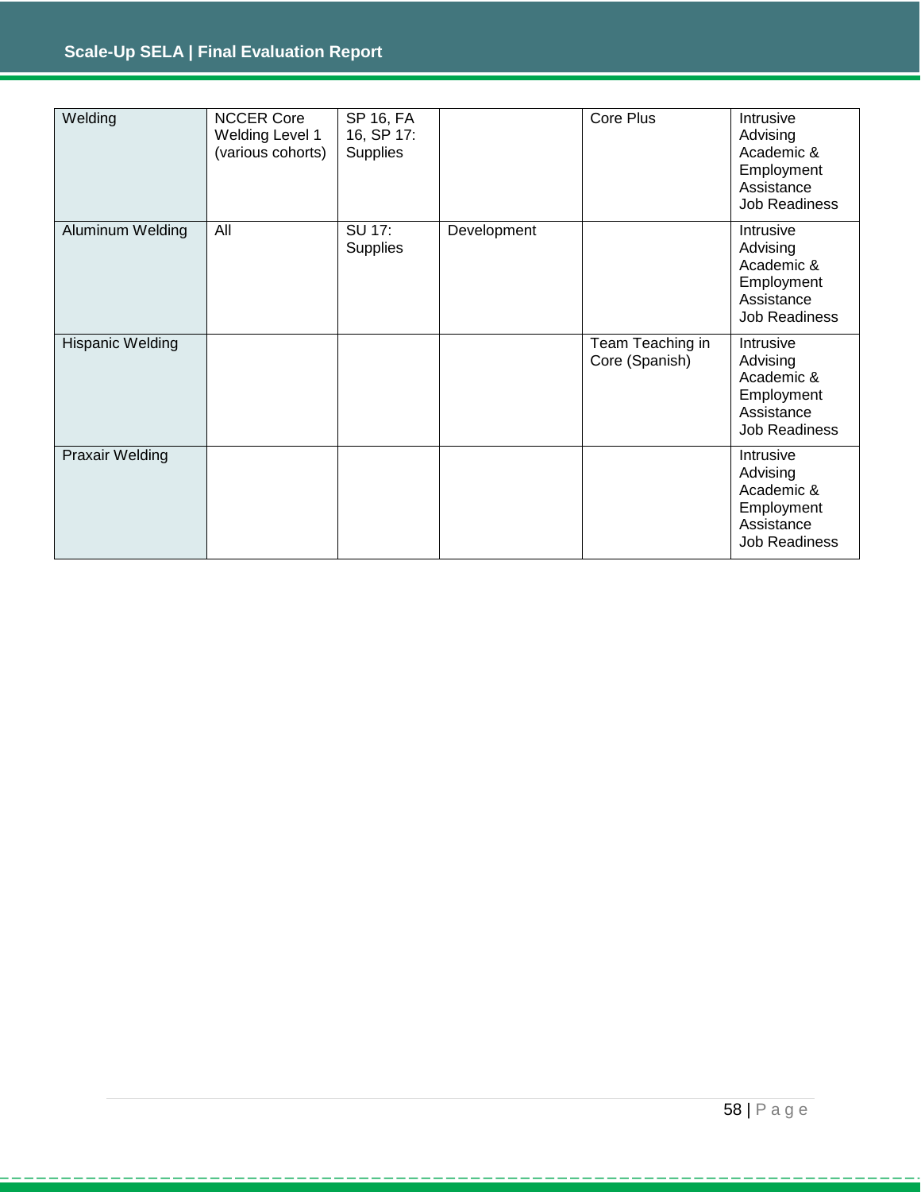| | | | | | |
|---|---|---|---|---|---|
| Welding | NCCER Core Welding Level 1 (various cohorts) | SP 16, FA 16, SP 17: Supplies | | Core Plus | Intrusive Advising Academic & Employment Assistance Job Readiness |
| Aluminum Welding | All | SU 17: Supplies | Development | | Intrusive Advising Academic & Employment Assistance Job Readiness |
| Hispanic Welding | | | | Team Teaching in Core (Spanish) | Intrusive Advising Academic & Employment Assistance Job Readiness |
| Praxair Welding | | | | | Intrusive Advising Academic & Employment Assistance Job Readiness |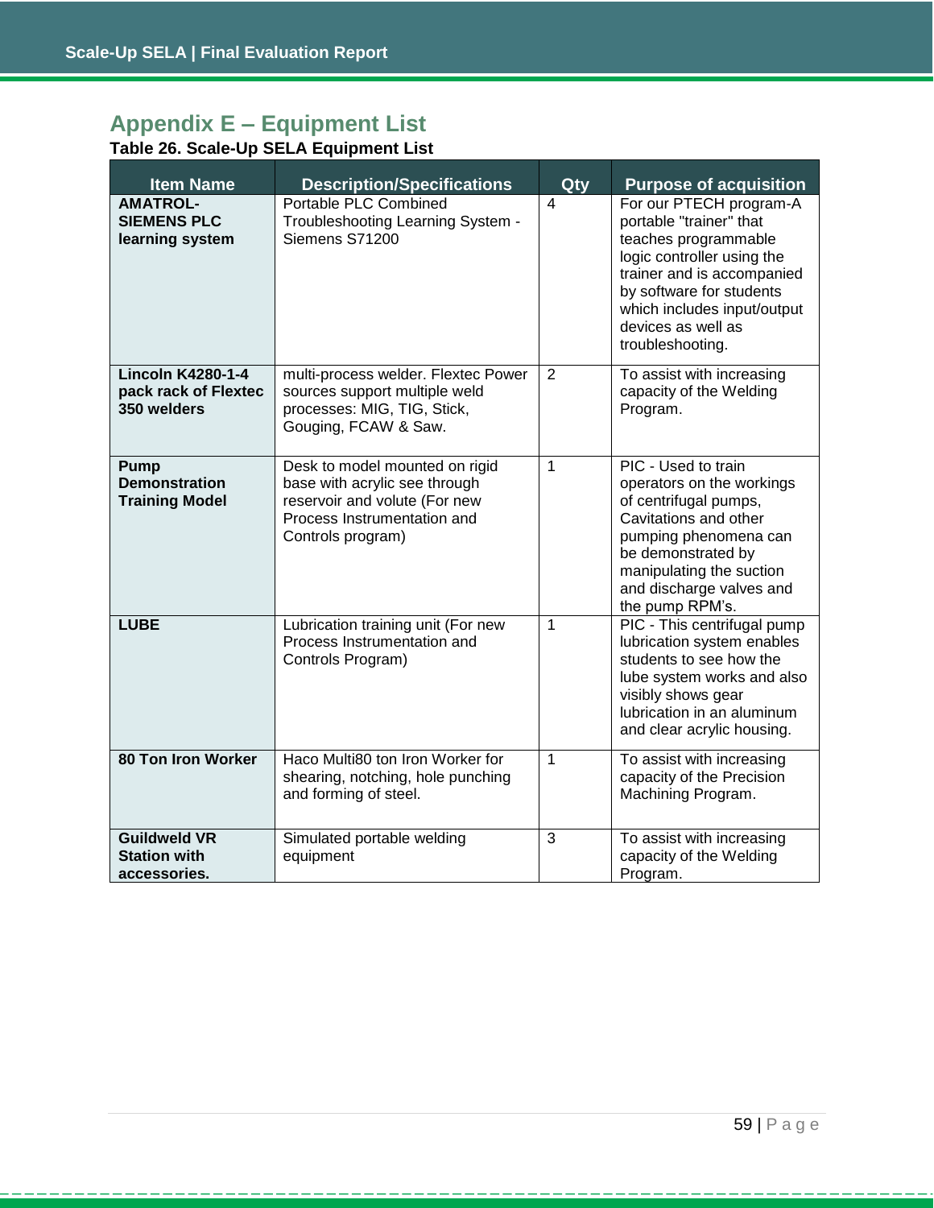## Appendix E – Equipment List

**Table 26. Scale-Up SELA Equipment List**

| Item Name | Description/Specifications | Qty | Purpose of acquisition |
|---|---|---|---|
| **AMATROL-SIEMENS PLC learning system** | Portable PLC Combined Troubleshooting Learning System - Siemens S71200 | 4 | For our PTECH program-A portable "trainer" that teaches programmable logic controller using the trainer and is accompanied by software for students which includes input/output devices as well as troubleshooting. |
| **Lincoln K4280-1-4 pack rack of Flextec 350 welders** | multi-process welder. Flextec Power sources support multiple weld processes: MIG, TIG, Stick, Gouging, FCAW & Saw. | 2 | To assist with increasing capacity of the Welding Program. |
| **Pump Demonstration Training Model** | Desk to model mounted on rigid base with acrylic see through reservoir and volute (For new Process Instrumentation and Controls program) | 1 | PIC - Used to train operators on the workings of centrifugal pumps, Cavitations and other pumping phenomena can be demonstrated by manipulating the suction and discharge valves and the pump RPM's. |
| **LUBE** | Lubrication training unit (For new Process Instrumentation and Controls Program) | 1 | PIC - This centrifugal pump lubrication system enables students to see how the lube system works and also visibly shows gear lubrication in an aluminum and clear acrylic housing. |
| **80 Ton Iron Worker** | Haco Multi80 ton Iron Worker for shearing, notching, hole punching and forming of steel. | 1 | To assist with increasing capacity of the Precision Machining Program. |
| **Guildweld VR Station with accessories.** | Simulated portable welding equipment | 3 | To assist with increasing capacity of the Welding Program. |